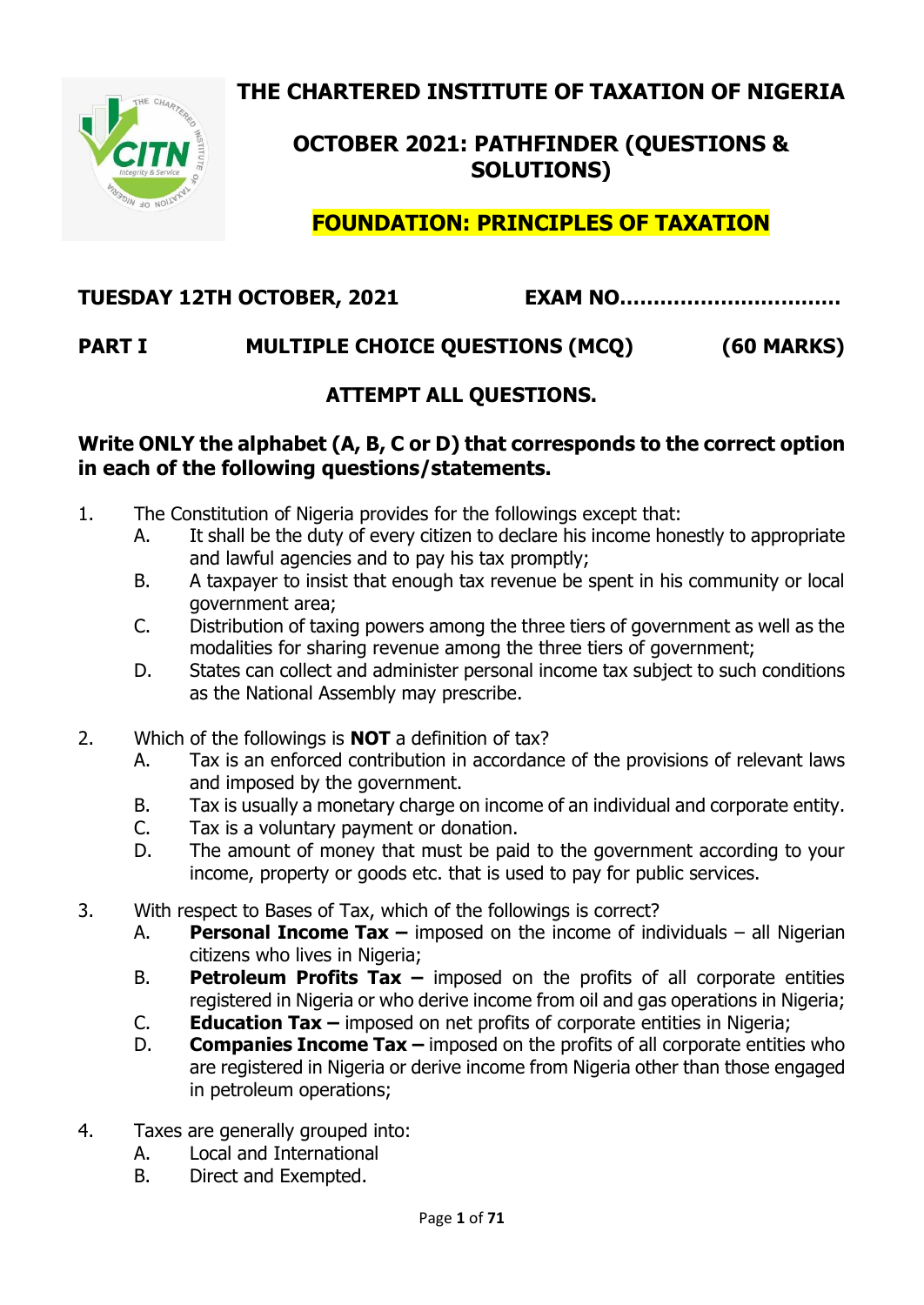# THE CHARTERED INSTITUTE OF TAXATION OF NIGERIA

## OCTOBER 2021: PATHFINDER (QUESTIONS & SOLUTIONS)

## FOUNDATION: PRINCIPLES OF TAXATION

**TUESDAY 12TH OCTOBER, 2021** **EXAM NO................................**

**PART I MULTIPLE CHOICE QUESTIONS (MCQ) (60 MARKS)**

**ATTEMPT ALL QUESTIONS.**

**Write ONLY the alphabet (A, B, C or D) that corresponds to the correct option in each of the following questions/statements.**

1. The Constitution of Nigeria provides for the followings except that:
   - A. It shall be the duty of every citizen to declare his income honestly to appropriate and lawful agencies and to pay his tax promptly;
   - B. A taxpayer to insist that enough tax revenue be spent in his community or local government area;
   - C. Distribution of taxing powers among the three tiers of government as well as the modalities for sharing revenue among the three tiers of government;
   - D. States can collect and administer personal income tax subject to such conditions as the National Assembly may prescribe.

2. Which of the followings is **NOT** a definition of tax?
   - A. Tax is an enforced contribution in accordance of the provisions of relevant laws and imposed by the government.
   - B. Tax is usually a monetary charge on income of an individual and corporate entity.
   - C. Tax is a voluntary payment or donation.
   - D. The amount of money that must be paid to the government according to your income, property or goods etc. that is used to pay for public services.

3. With respect to Bases of Tax, which of the followings is correct?
   - A. **Personal Income Tax –** imposed on the income of individuals – all Nigerian citizens who lives in Nigeria;
   - B. **Petroleum Profits Tax –** imposed on the profits of all corporate entities registered in Nigeria or who derive income from oil and gas operations in Nigeria;
   - C. **Education Tax –** imposed on net profits of corporate entities in Nigeria;
   - D. **Companies Income Tax –** imposed on the profits of all corporate entities who are registered in Nigeria or derive income from Nigeria other than those engaged in petroleum operations;

4. Taxes are generally grouped into:
   - A. Local and International
   - B. Direct and Exempted.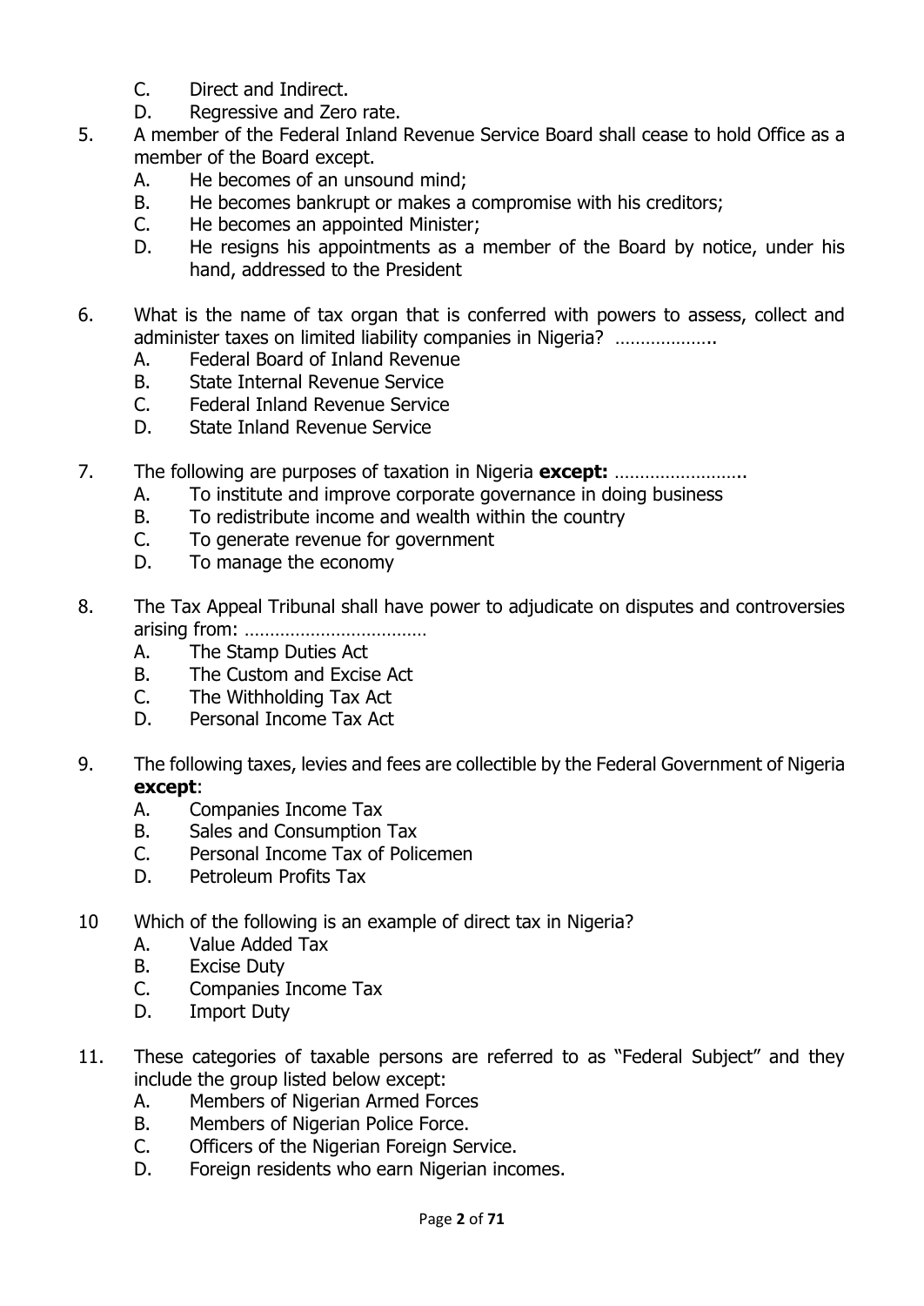C. Direct and Indirect.
D. Regressive and Zero rate.

5. A member of the Federal Inland Revenue Service Board shall cease to hold Office as a member of the Board except.
   A. He becomes of an unsound mind;
   B. He becomes bankrupt or makes a compromise with his creditors;
   C. He becomes an appointed Minister;
   D. He resigns his appointments as a member of the Board by notice, under his hand, addressed to the President

6. What is the name of tax organ that is conferred with powers to assess, collect and administer taxes on limited liability companies in Nigeria? ………………..
   A. Federal Board of Inland Revenue
   B. State Internal Revenue Service
   C. Federal Inland Revenue Service
   D. State Inland Revenue Service

7. The following are purposes of taxation in Nigeria **except:** ……………………..
   A. To institute and improve corporate governance in doing business
   B. To redistribute income and wealth within the country
   C. To generate revenue for government
   D. To manage the economy

8. The Tax Appeal Tribunal shall have power to adjudicate on disputes and controversies arising from: ………………………………
   A. The Stamp Duties Act
   B. The Custom and Excise Act
   C. The Withholding Tax Act
   D. Personal Income Tax Act

9. The following taxes, levies and fees are collectible by the Federal Government of Nigeria **except**:
   A. Companies Income Tax
   B. Sales and Consumption Tax
   C. Personal Income Tax of Policemen
   D. Petroleum Profits Tax

10 Which of the following is an example of direct tax in Nigeria?
   A. Value Added Tax
   B. Excise Duty
   C. Companies Income Tax
   D. Import Duty

11. These categories of taxable persons are referred to as "Federal Subject" and they include the group listed below except:
   A. Members of Nigerian Armed Forces
   B. Members of Nigerian Police Force.
   C. Officers of the Nigerian Foreign Service.
   D. Foreign residents who earn Nigerian incomes.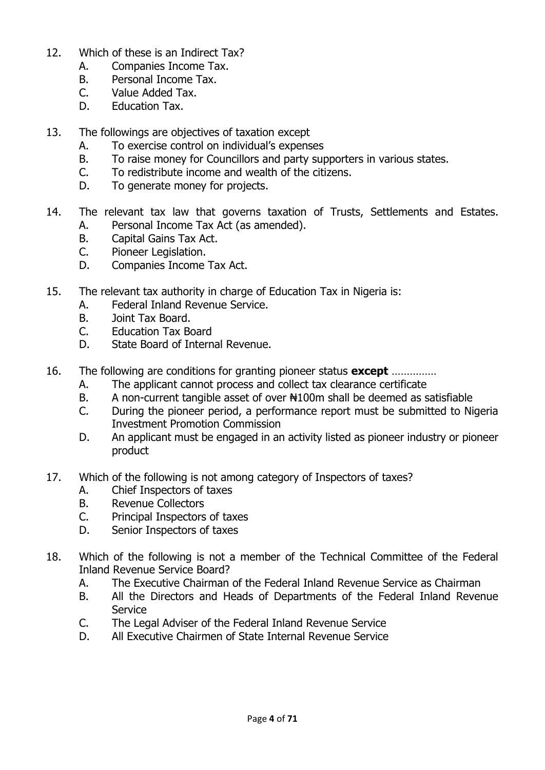12. Which of these is an Indirect Tax?
    A. Companies Income Tax.
    B. Personal Income Tax.
    C. Value Added Tax.
    D. Education Tax.

13. The followings are objectives of taxation except
    A. To exercise control on individual's expenses
    B. To raise money for Councillors and party supporters in various states.
    C. To redistribute income and wealth of the citizens.
    D. To generate money for projects.

14. The relevant tax law that governs taxation of Trusts, Settlements and Estates.
    A. Personal Income Tax Act (as amended).
    B. Capital Gains Tax Act.
    C. Pioneer Legislation.
    D. Companies Income Tax Act.

15. The relevant tax authority in charge of Education Tax in Nigeria is:
    A. Federal Inland Revenue Service.
    B. Joint Tax Board.
    C. Education Tax Board
    D. State Board of Internal Revenue.

16. The following are conditions for granting pioneer status **except** ……………
    A. The applicant cannot process and collect tax clearance certificate
    B. A non-current tangible asset of over ₦100m shall be deemed as satisfiable
    C. During the pioneer period, a performance report must be submitted to Nigeria Investment Promotion Commission
    D. An applicant must be engaged in an activity listed as pioneer industry or pioneer product

17. Which of the following is not among category of Inspectors of taxes?
    A. Chief Inspectors of taxes
    B. Revenue Collectors
    C. Principal Inspectors of taxes
    D. Senior Inspectors of taxes

18. Which of the following is not a member of the Technical Committee of the Federal Inland Revenue Service Board?
    A. The Executive Chairman of the Federal Inland Revenue Service as Chairman
    B. All the Directors and Heads of Departments of the Federal Inland Revenue Service
    C. The Legal Adviser of the Federal Inland Revenue Service
    D. All Executive Chairmen of State Internal Revenue Service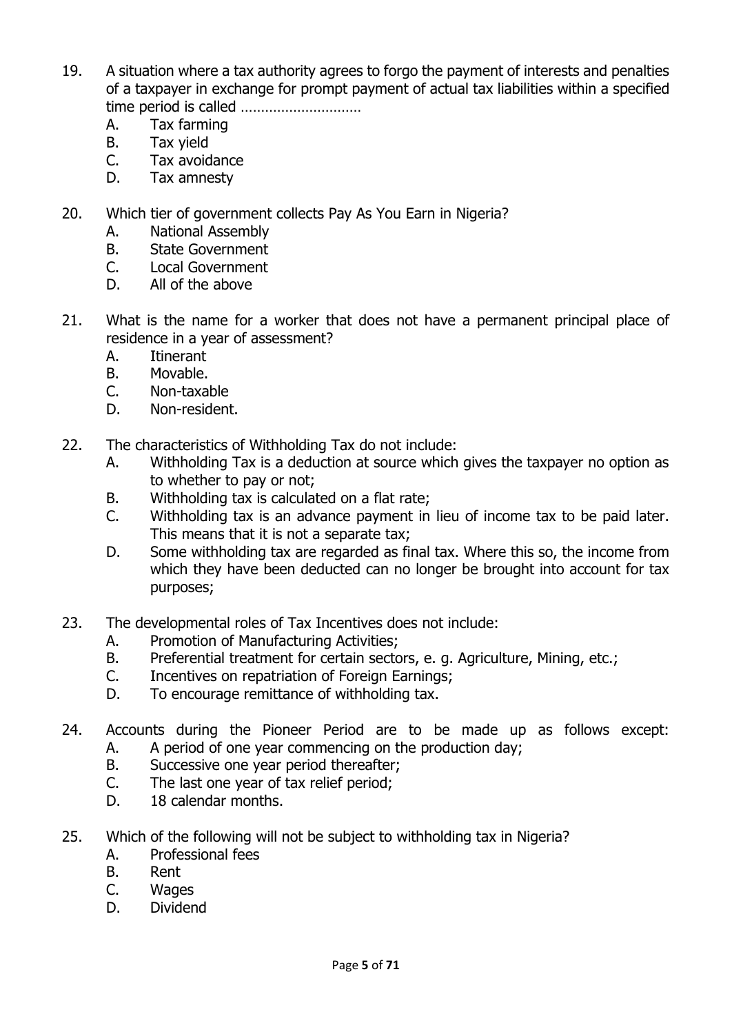19. A situation where a tax authority agrees to forgo the payment of interests and penalties of a taxpayer in exchange for prompt payment of actual tax liabilities within a specified time period is called ………………………
    A. Tax farming
    B. Tax yield
    C. Tax avoidance
    D. Tax amnesty

20. Which tier of government collects Pay As You Earn in Nigeria?
    A. National Assembly
    B. State Government
    C. Local Government
    D. All of the above

21. What is the name for a worker that does not have a permanent principal place of residence in a year of assessment?
    A. Itinerant
    B. Movable.
    C. Non-taxable
    D. Non-resident.

22. The characteristics of Withholding Tax do not include:
    A. Withholding Tax is a deduction at source which gives the taxpayer no option as to whether to pay or not;
    B. Withholding tax is calculated on a flat rate;
    C. Withholding tax is an advance payment in lieu of income tax to be paid later. This means that it is not a separate tax;
    D. Some withholding tax are regarded as final tax. Where this so, the income from which they have been deducted can no longer be brought into account for tax purposes;

23. The developmental roles of Tax Incentives does not include:
    A. Promotion of Manufacturing Activities;
    B. Preferential treatment for certain sectors, e. g. Agriculture, Mining, etc.;
    C. Incentives on repatriation of Foreign Earnings;
    D. To encourage remittance of withholding tax.

24. Accounts during the Pioneer Period are to be made up as follows except:
    A. A period of one year commencing on the production day;
    B. Successive one year period thereafter;
    C. The last one year of tax relief period;
    D. 18 calendar months.

25. Which of the following will not be subject to withholding tax in Nigeria?
    A. Professional fees
    B. Rent
    C. Wages
    D. Dividend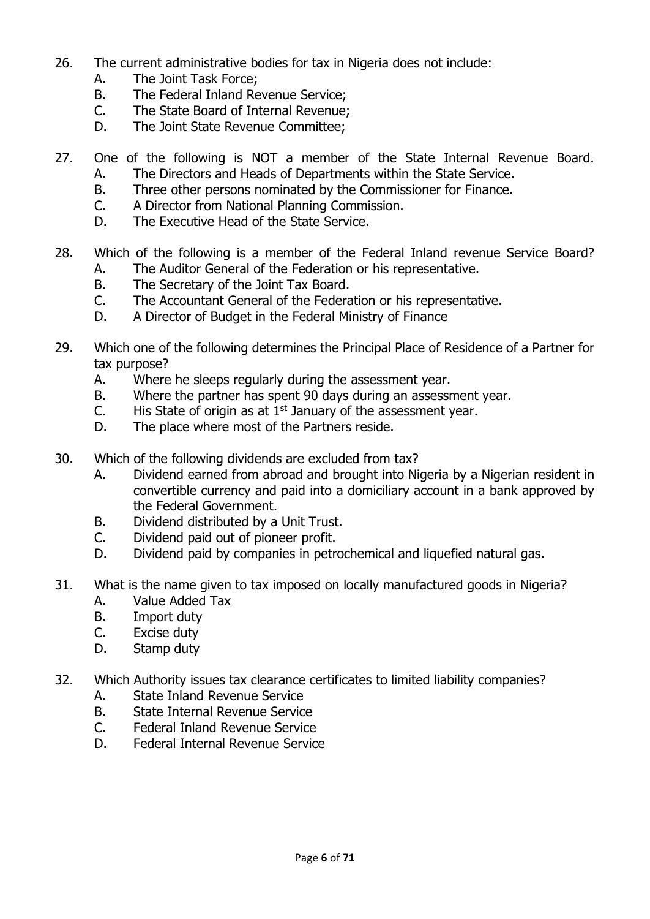26. The current administrative bodies for tax in Nigeria does not include:
    A. The Joint Task Force;
    B. The Federal Inland Revenue Service;
    C. The State Board of Internal Revenue;
    D. The Joint State Revenue Committee;

27. One of the following is NOT a member of the State Internal Revenue Board.
    A. The Directors and Heads of Departments within the State Service.
    B. Three other persons nominated by the Commissioner for Finance.
    C. A Director from National Planning Commission.
    D. The Executive Head of the State Service.

28. Which of the following is a member of the Federal Inland revenue Service Board?
    A. The Auditor General of the Federation or his representative.
    B. The Secretary of the Joint Tax Board.
    C. The Accountant General of the Federation or his representative.
    D. A Director of Budget in the Federal Ministry of Finance

29. Which one of the following determines the Principal Place of Residence of a Partner for tax purpose?
    A. Where he sleeps regularly during the assessment year.
    B. Where the partner has spent 90 days during an assessment year.
    C. His State of origin as at 1st January of the assessment year.
    D. The place where most of the Partners reside.

30. Which of the following dividends are excluded from tax?
    A. Dividend earned from abroad and brought into Nigeria by a Nigerian resident in convertible currency and paid into a domiciliary account in a bank approved by the Federal Government.
    B. Dividend distributed by a Unit Trust.
    C. Dividend paid out of pioneer profit.
    D. Dividend paid by companies in petrochemical and liquefied natural gas.

31. What is the name given to tax imposed on locally manufactured goods in Nigeria?
    A. Value Added Tax
    B. Import duty
    C. Excise duty
    D. Stamp duty

32. Which Authority issues tax clearance certificates to limited liability companies?
    A. State Inland Revenue Service
    B. State Internal Revenue Service
    C. Federal Inland Revenue Service
    D. Federal Internal Revenue Service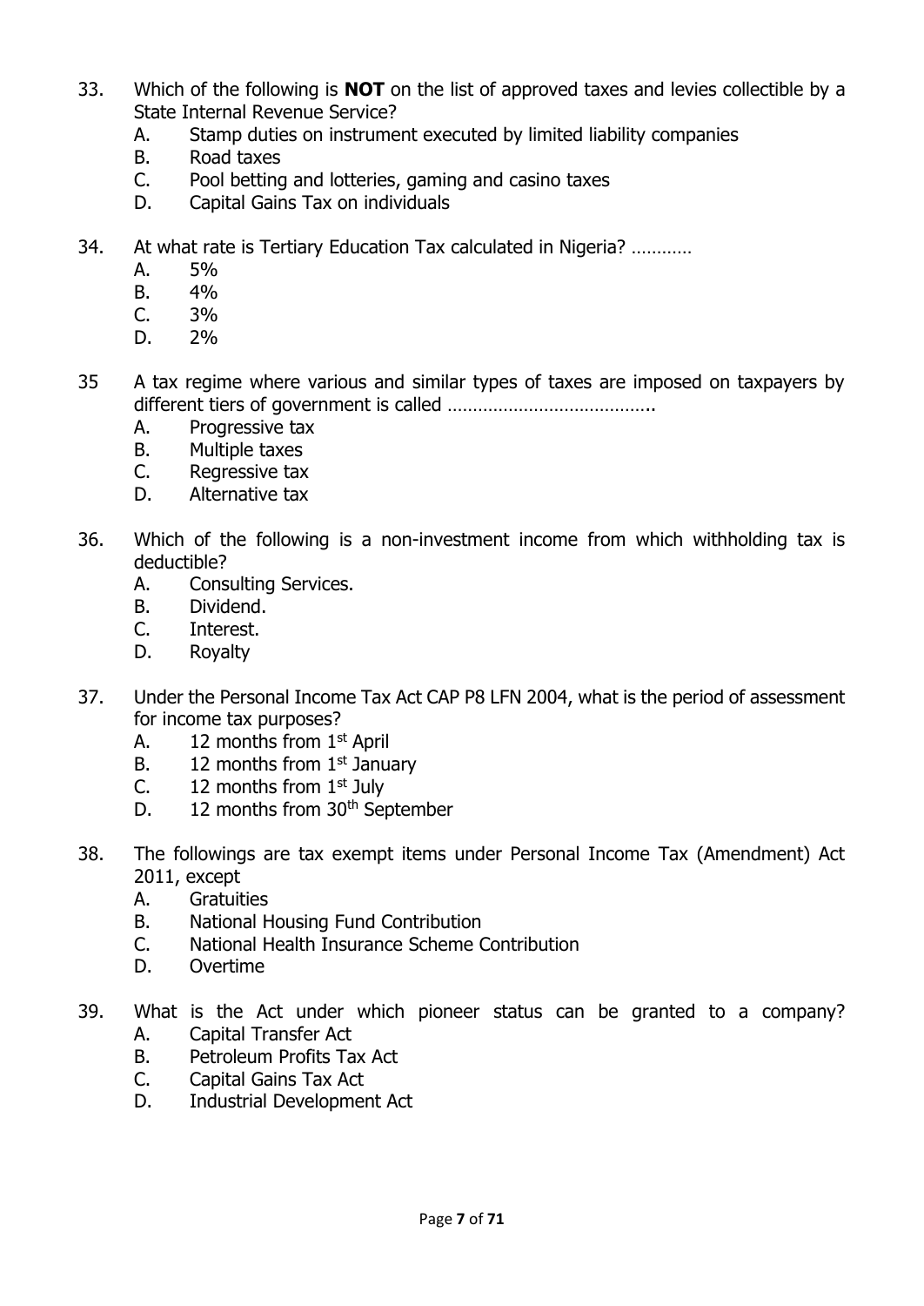33. Which of the following is **NOT** on the list of approved taxes and levies collectible by a State Internal Revenue Service?
    - A. Stamp duties on instrument executed by limited liability companies
    - B. Road taxes
    - C. Pool betting and lotteries, gaming and casino taxes
    - D. Capital Gains Tax on individuals

34. At what rate is Tertiary Education Tax calculated in Nigeria? …………
    - A. 5%
    - B. 4%
    - C. 3%
    - D. 2%

35. A tax regime where various and similar types of taxes are imposed on taxpayers by different tiers of government is called …………………………………..
    - A. Progressive tax
    - B. Multiple taxes
    - C. Regressive tax
    - D. Alternative tax

36. Which of the following is a non-investment income from which withholding tax is deductible?
    - A. Consulting Services.
    - B. Dividend.
    - C. Interest.
    - D. Royalty

37. Under the Personal Income Tax Act CAP P8 LFN 2004, what is the period of assessment for income tax purposes?
    - A. 12 months from 1st April
    - B. 12 months from 1st January
    - C. 12 months from 1st July
    - D. 12 months from 30th September

38. The followings are tax exempt items under Personal Income Tax (Amendment) Act 2011, except
    - A. Gratuities
    - B. National Housing Fund Contribution
    - C. National Health Insurance Scheme Contribution
    - D. Overtime

39. What is the Act under which pioneer status can be granted to a company?
    - A. Capital Transfer Act
    - B. Petroleum Profits Tax Act
    - C. Capital Gains Tax Act
    - D. Industrial Development Act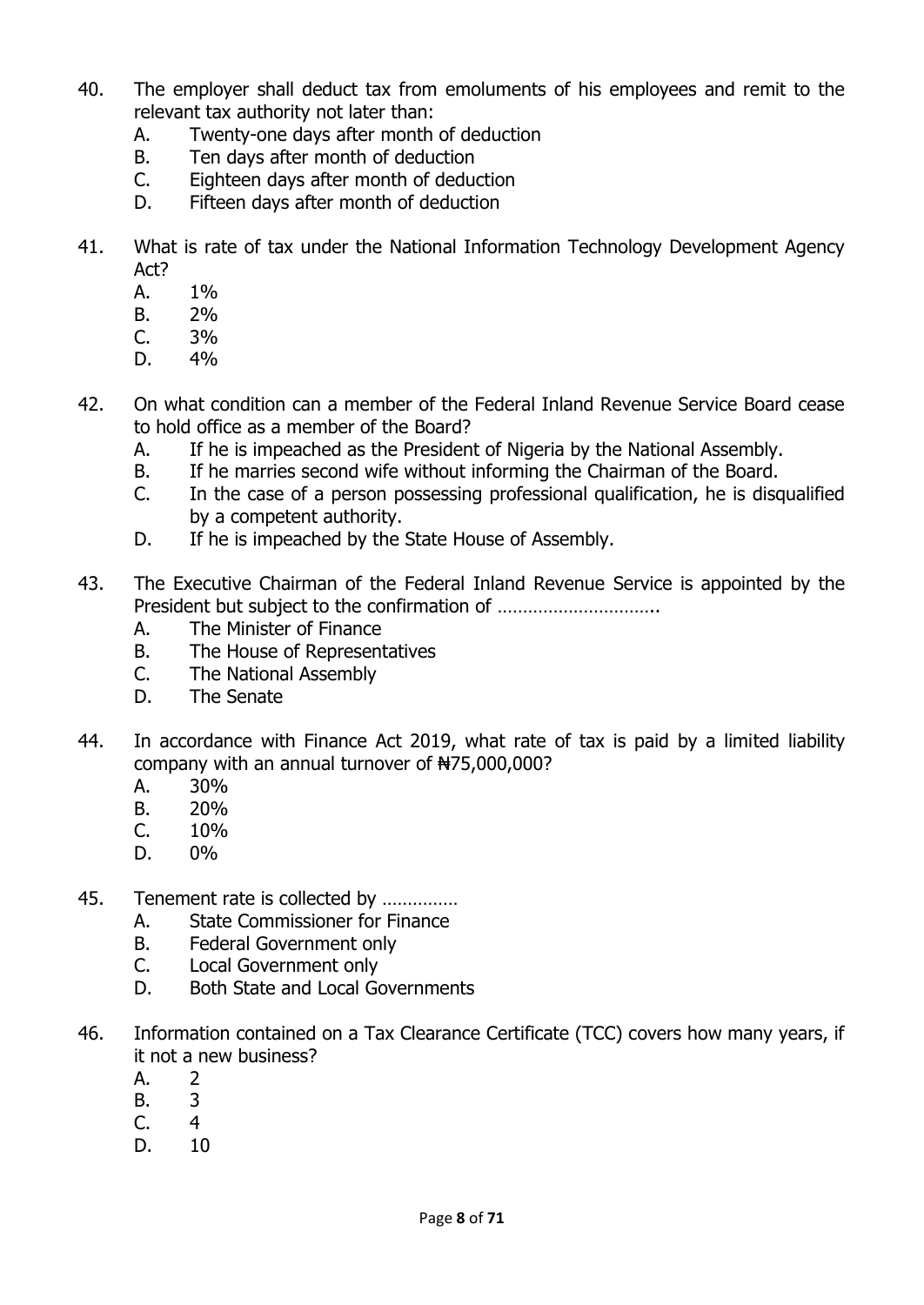40. The employer shall deduct tax from emoluments of his employees and remit to the relevant tax authority not later than:
    A. Twenty-one days after month of deduction
    B. Ten days after month of deduction
    C. Eighteen days after month of deduction
    D. Fifteen days after month of deduction

41. What is rate of tax under the National Information Technology Development Agency Act?
    A. 1%
    B. 2%
    C. 3%
    D. 4%

42. On what condition can a member of the Federal Inland Revenue Service Board cease to hold office as a member of the Board?
    A. If he is impeached as the President of Nigeria by the National Assembly.
    B. If he marries second wife without informing the Chairman of the Board.
    C. In the case of a person possessing professional qualification, he is disqualified by a competent authority.
    D. If he is impeached by the State House of Assembly.

43. The Executive Chairman of the Federal Inland Revenue Service is appointed by the President but subject to the confirmation of …………………………..
    A. The Minister of Finance
    B. The House of Representatives
    C. The National Assembly
    D. The Senate

44. In accordance with Finance Act 2019, what rate of tax is paid by a limited liability company with an annual turnover of ₦75,000,000?
    A. 30%
    B. 20%
    C. 10%
    D. 0%

45. Tenement rate is collected by ……………
    A. State Commissioner for Finance
    B. Federal Government only
    C. Local Government only
    D. Both State and Local Governments

46. Information contained on a Tax Clearance Certificate (TCC) covers how many years, if it not a new business?
    A. 2
    B. 3
    C. 4
    D. 10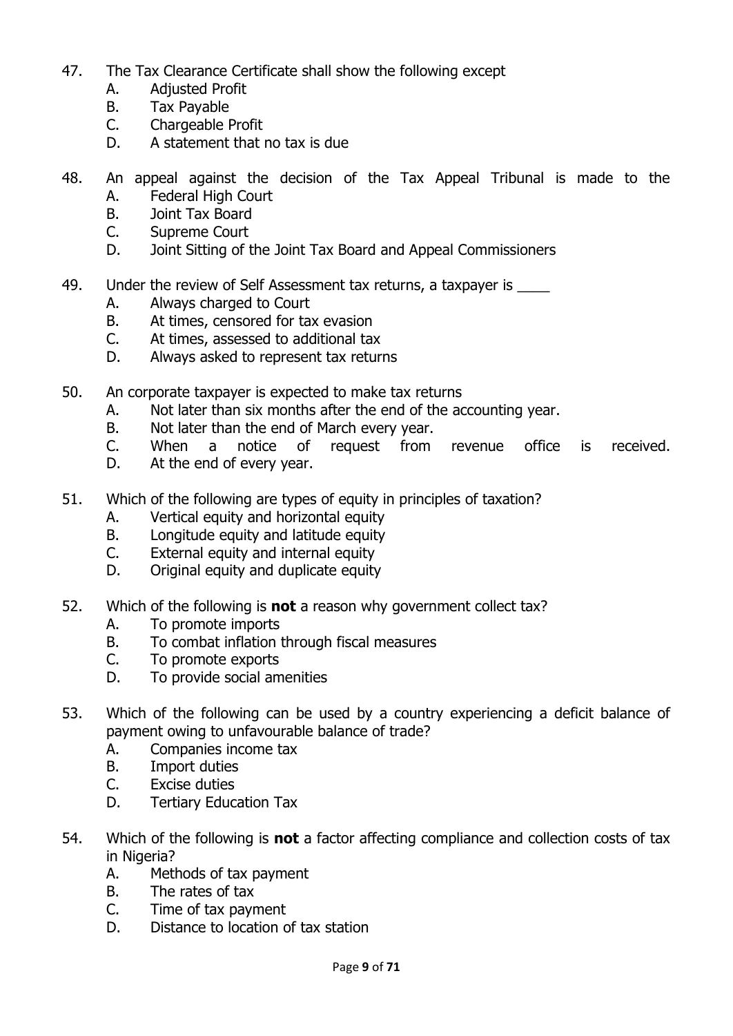47. The Tax Clearance Certificate shall show the following except
    A. Adjusted Profit
    B. Tax Payable
    C. Chargeable Profit
    D. A statement that no tax is due

48. An appeal against the decision of the Tax Appeal Tribunal is made to the
    A. Federal High Court
    B. Joint Tax Board
    C. Supreme Court
    D. Joint Sitting of the Joint Tax Board and Appeal Commissioners

49. Under the review of Self Assessment tax returns, a taxpayer is ____
    A. Always charged to Court
    B. At times, censored for tax evasion
    C. At times, assessed to additional tax
    D. Always asked to represent tax returns

50. An corporate taxpayer is expected to make tax returns
    A. Not later than six months after the end of the accounting year.
    B. Not later than the end of March every year.
    C. When a notice of request from revenue office is received.
    D. At the end of every year.

51. Which of the following are types of equity in principles of taxation?
    A. Vertical equity and horizontal equity
    B. Longitude equity and latitude equity
    C. External equity and internal equity
    D. Original equity and duplicate equity

52. Which of the following is **not** a reason why government collect tax?
    A. To promote imports
    B. To combat inflation through fiscal measures
    C. To promote exports
    D. To provide social amenities

53. Which of the following can be used by a country experiencing a deficit balance of payment owing to unfavourable balance of trade?
    A. Companies income tax
    B. Import duties
    C. Excise duties
    D. Tertiary Education Tax

54. Which of the following is **not** a factor affecting compliance and collection costs of tax in Nigeria?
    A. Methods of tax payment
    B. The rates of tax
    C. Time of tax payment
    D. Distance to location of tax station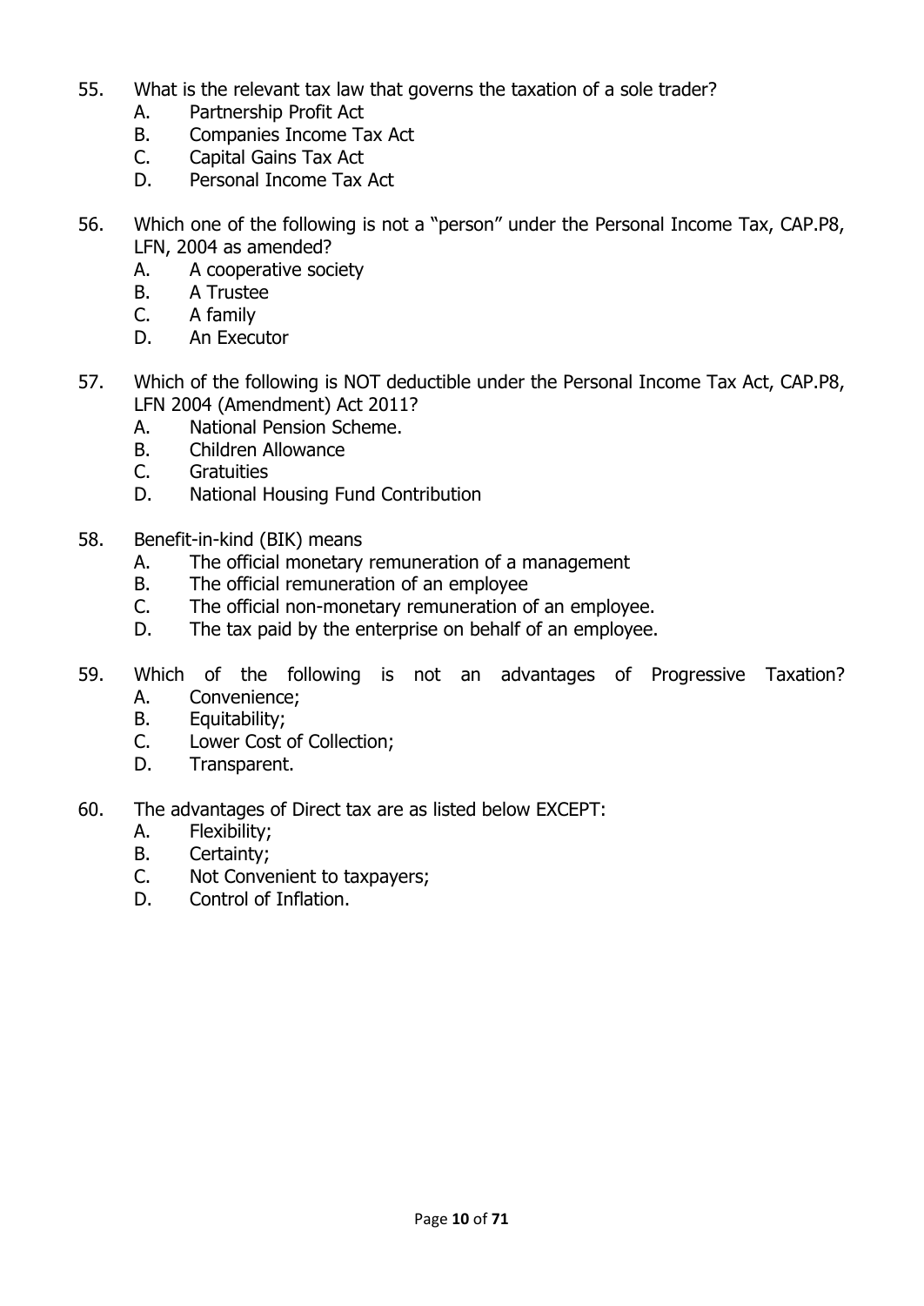55. What is the relevant tax law that governs the taxation of a sole trader?
    A. Partnership Profit Act
    B. Companies Income Tax Act
    C. Capital Gains Tax Act
    D. Personal Income Tax Act

56. Which one of the following is not a "person" under the Personal Income Tax, CAP.P8, LFN, 2004 as amended?
    A. A cooperative society
    B. A Trustee
    C. A family
    D. An Executor

57. Which of the following is NOT deductible under the Personal Income Tax Act, CAP.P8, LFN 2004 (Amendment) Act 2011?
    A. National Pension Scheme.
    B. Children Allowance
    C. Gratuities
    D. National Housing Fund Contribution

58. Benefit-in-kind (BIK) means
    A. The official monetary remuneration of a management
    B. The official remuneration of an employee
    C. The official non-monetary remuneration of an employee.
    D. The tax paid by the enterprise on behalf of an employee.

59. Which of the following is not an advantages of Progressive Taxation?
    A. Convenience;
    B. Equitability;
    C. Lower Cost of Collection;
    D. Transparent.

60. The advantages of Direct tax are as listed below EXCEPT:
    A. Flexibility;
    B. Certainty;
    C. Not Convenient to taxpayers;
    D. Control of Inflation.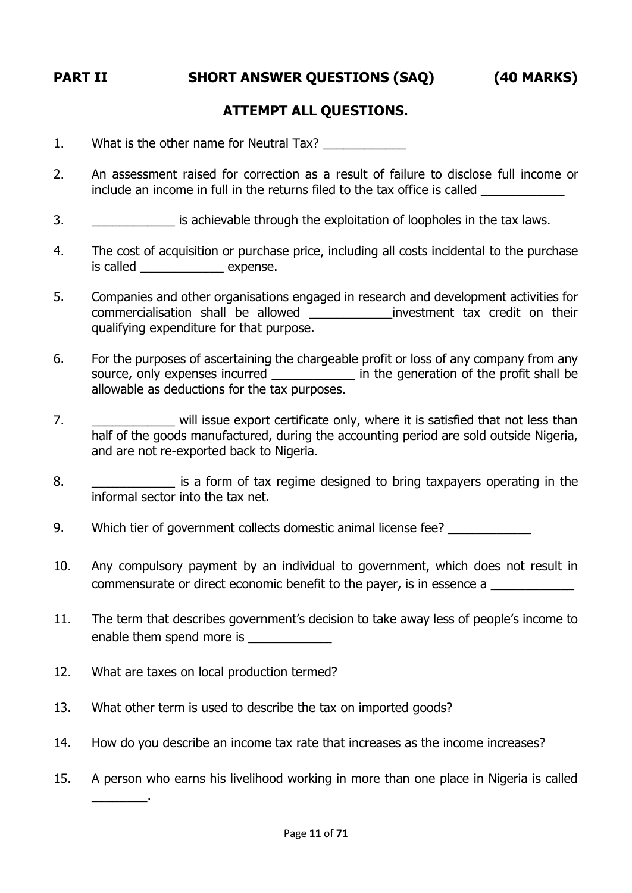## PART II SHORT ANSWER QUESTIONS (SAQ) (40 MARKS)

### ATTEMPT ALL QUESTIONS.

1. What is the other name for Neutral Tax? ____________

2. An assessment raised for correction as a result of failure to disclose full income or include an income in full in the returns filed to the tax office is called ____________

3. ____________ is achievable through the exploitation of loopholes in the tax laws.

4. The cost of acquisition or purchase price, including all costs incidental to the purchase is called ____________ expense.

5. Companies and other organisations engaged in research and development activities for commercialisation shall be allowed ____________investment tax credit on their qualifying expenditure for that purpose.

6. For the purposes of ascertaining the chargeable profit or loss of any company from any source, only expenses incurred ____________ in the generation of the profit shall be allowable as deductions for the tax purposes.

7. ____________ will issue export certificate only, where it is satisfied that not less than half of the goods manufactured, during the accounting period are sold outside Nigeria, and are not re-exported back to Nigeria.

8. ____________ is a form of tax regime designed to bring taxpayers operating in the informal sector into the tax net.

9. Which tier of government collects domestic animal license fee? ____________

10. Any compulsory payment by an individual to government, which does not result in commensurate or direct economic benefit to the payer, is in essence a ____________

11. The term that describes government's decision to take away less of people's income to enable them spend more is ____________

12. What are taxes on local production termed?

13. What other term is used to describe the tax on imported goods?

14. How do you describe an income tax rate that increases as the income increases?

15. A person who earns his livelihood working in more than one place in Nigeria is called ________.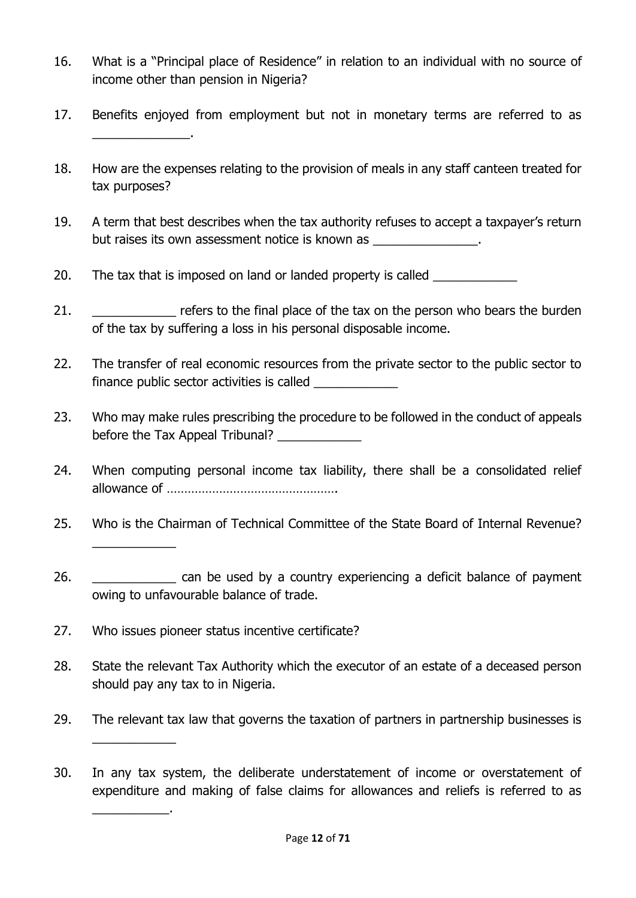16. What is a "Principal place of Residence" in relation to an individual with no source of income other than pension in Nigeria?

17. Benefits enjoyed from employment but not in monetary terms are referred to as ______________.

18. How are the expenses relating to the provision of meals in any staff canteen treated for tax purposes?

19. A term that best describes when the tax authority refuses to accept a taxpayer's return but raises its own assessment notice is known as _______________.

20. The tax that is imposed on land or landed property is called ____________

21. ____________ refers to the final place of the tax on the person who bears the burden of the tax by suffering a loss in his personal disposable income.

22. The transfer of real economic resources from the private sector to the public sector to finance public sector activities is called ____________

23. Who may make rules prescribing the procedure to be followed in the conduct of appeals before the Tax Appeal Tribunal? ____________

24. When computing personal income tax liability, there shall be a consolidated relief allowance of ………………………………………….

25. Who is the Chairman of Technical Committee of the State Board of Internal Revenue? ____________

26. ____________ can be used by a country experiencing a deficit balance of payment owing to unfavourable balance of trade.

27. Who issues pioneer status incentive certificate?

28. State the relevant Tax Authority which the executor of an estate of a deceased person should pay any tax to in Nigeria.

29. The relevant tax law that governs the taxation of partners in partnership businesses is ____________

30. In any tax system, the deliberate understatement of income or overstatement of expenditure and making of false claims for allowances and reliefs is referred to as ___________.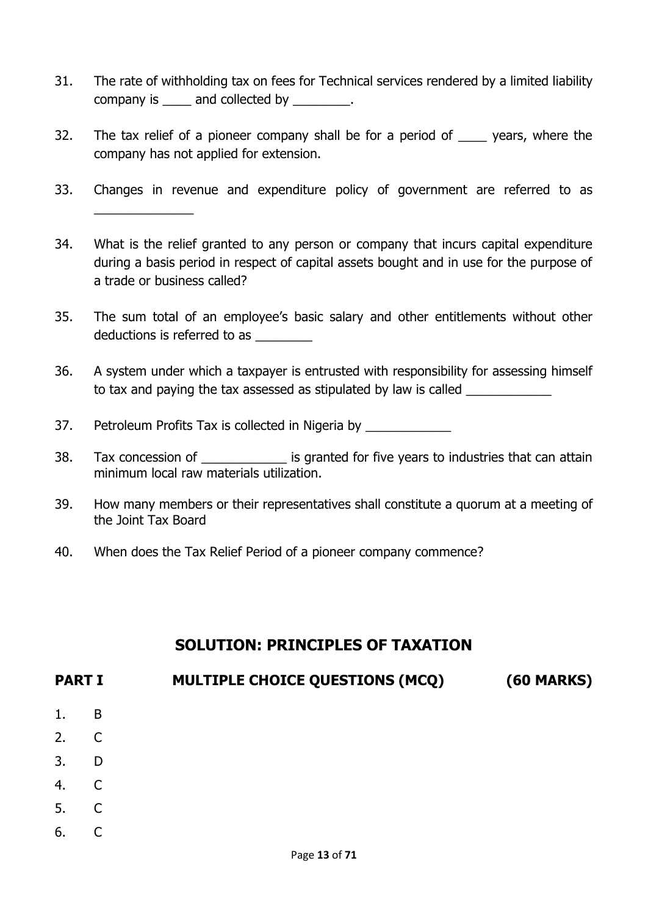31. The rate of withholding tax on fees for Technical services rendered by a limited liability company is ____ and collected by ________.

32. The tax relief of a pioneer company shall be for a period of ____ years, where the company has not applied for extension.

33. Changes in revenue and expenditure policy of government are referred to as ______________

34. What is the relief granted to any person or company that incurs capital expenditure during a basis period in respect of capital assets bought and in use for the purpose of a trade or business called?

35. The sum total of an employee's basic salary and other entitlements without other deductions is referred to as ________

36. A system under which a taxpayer is entrusted with responsibility for assessing himself to tax and paying the tax assessed as stipulated by law is called ____________

37. Petroleum Profits Tax is collected in Nigeria by ____________

38. Tax concession of ____________ is granted for five years to industries that can attain minimum local raw materials utilization.

39. How many members or their representatives shall constitute a quorum at a meeting of the Joint Tax Board

40. When does the Tax Relief Period of a pioneer company commence?

## SOLUTION: PRINCIPLES OF TAXATION

### PART I MULTIPLE CHOICE QUESTIONS (MCQ) (60 MARKS)

1. B
2. C
3. D
4. C
5. C
6. C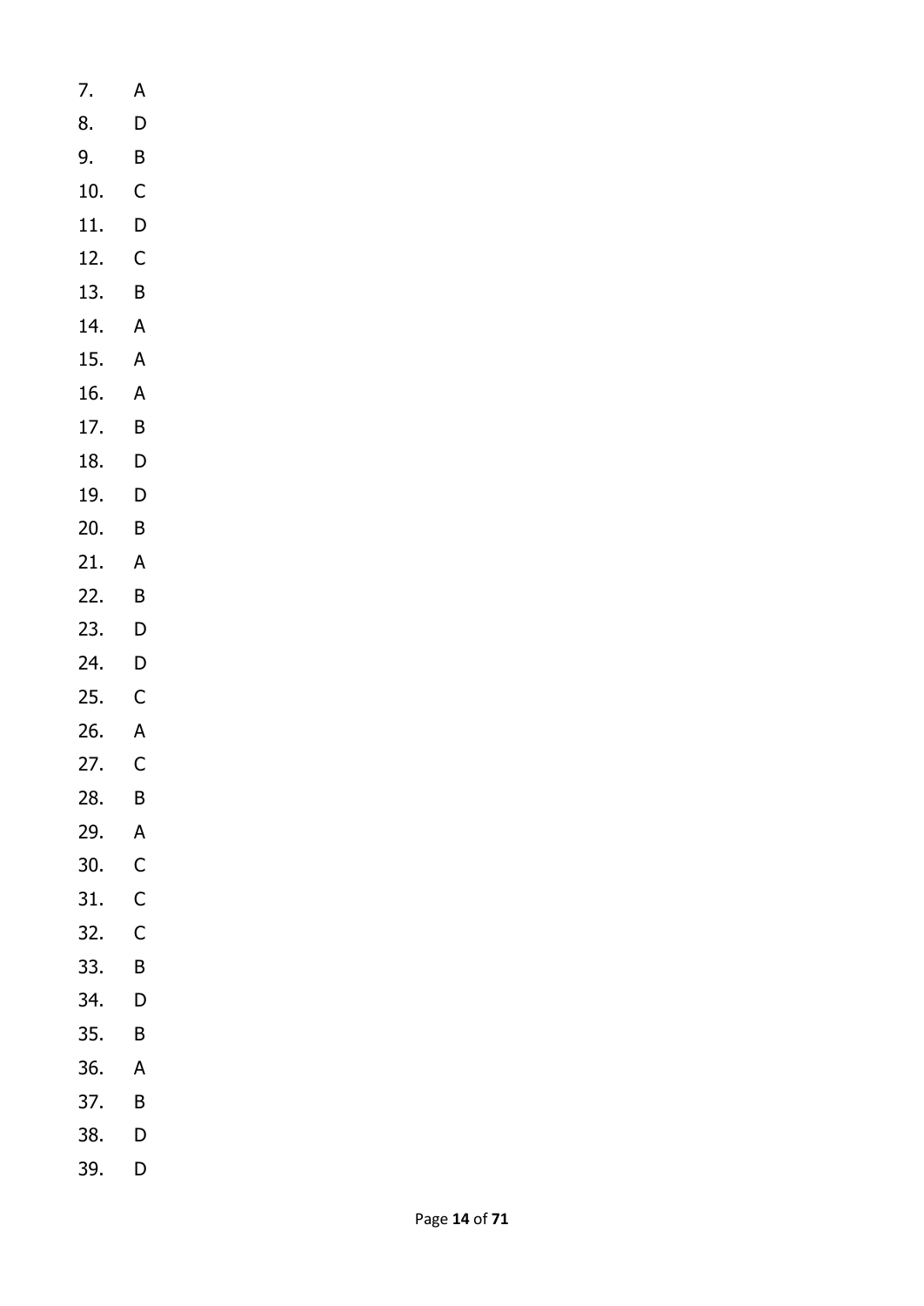7. A
8. D
9. B
10. C
11. D
12. C
13. B
14. A
15. A
16. A
17. B
18. D
19. D
20. B
21. A
22. B
23. D
24. D
25. C
26. A
27. C
28. B
29. A
30. C
31. C
32. C
33. B
34. D
35. B
36. A
37. B
38. D
39. D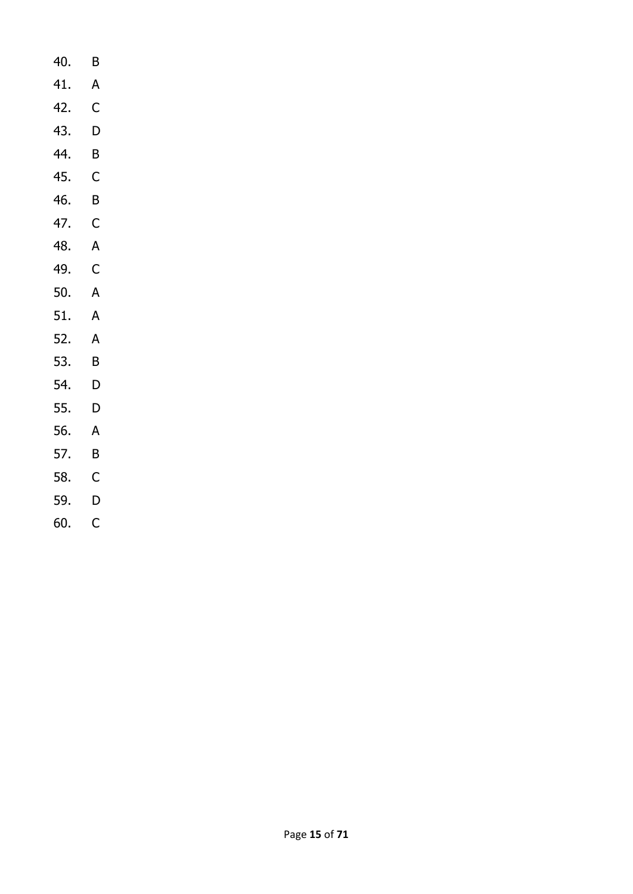40. B
41. A
42. C
43. D
44. B
45. C
46. B
47. C
48. A
49. C
50. A
51. A
52. A
53. B
54. D
55. D
56. A
57. B
58. C
59. D
60. C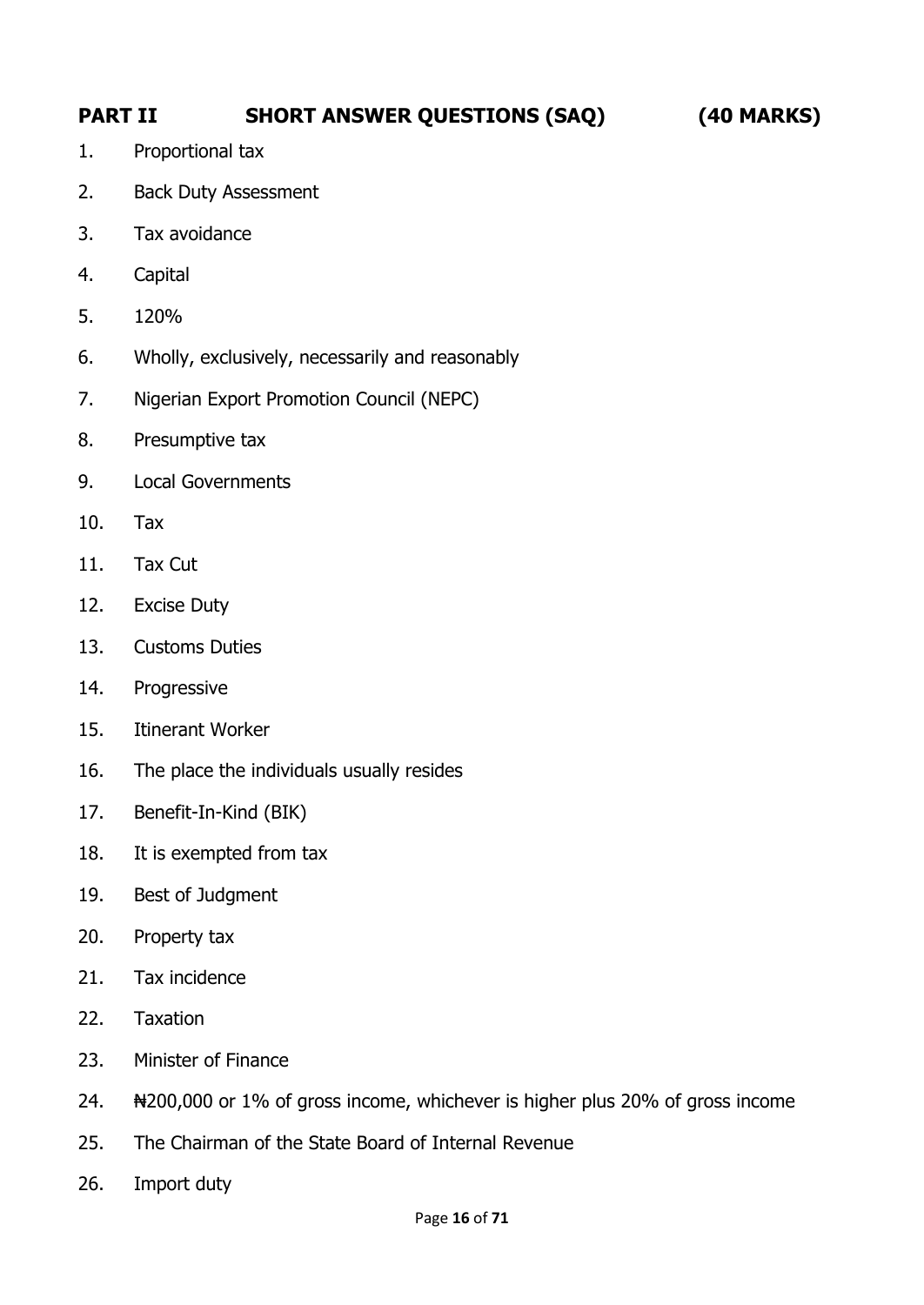## PART II SHORT ANSWER QUESTIONS (SAQ) (40 MARKS)

1. Proportional tax
2. Back Duty Assessment
3. Tax avoidance
4. Capital
5. 120%
6. Wholly, exclusively, necessarily and reasonably
7. Nigerian Export Promotion Council (NEPC)
8. Presumptive tax
9. Local Governments
10. Tax
11. Tax Cut
12. Excise Duty
13. Customs Duties
14. Progressive
15. Itinerant Worker
16. The place the individuals usually resides
17. Benefit-In-Kind (BIK)
18. It is exempted from tax
19. Best of Judgment
20. Property tax
21. Tax incidence
22. Taxation
23. Minister of Finance
24. ₦200,000 or 1% of gross income, whichever is higher plus 20% of gross income
25. The Chairman of the State Board of Internal Revenue
26. Import duty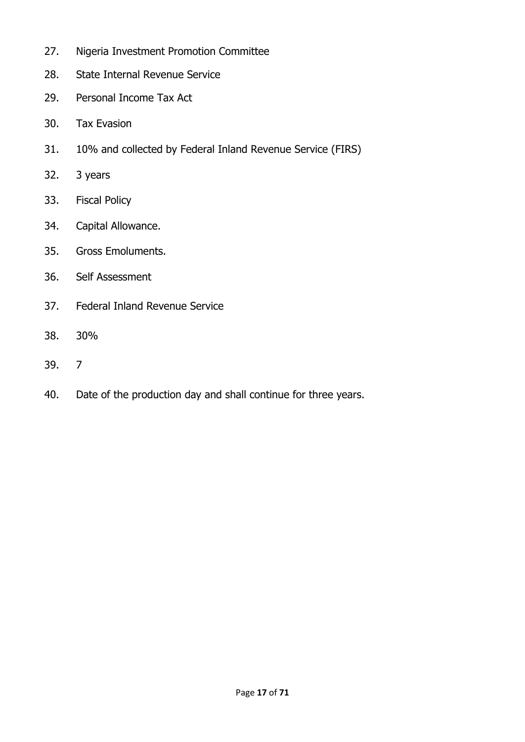27. Nigeria Investment Promotion Committee
28. State Internal Revenue Service
29. Personal Income Tax Act
30. Tax Evasion
31. 10% and collected by Federal Inland Revenue Service (FIRS)
32. 3 years
33. Fiscal Policy
34. Capital Allowance.
35. Gross Emoluments.
36. Self Assessment
37. Federal Inland Revenue Service
38. 30%
39. 7
40. Date of the production day and shall continue for three years.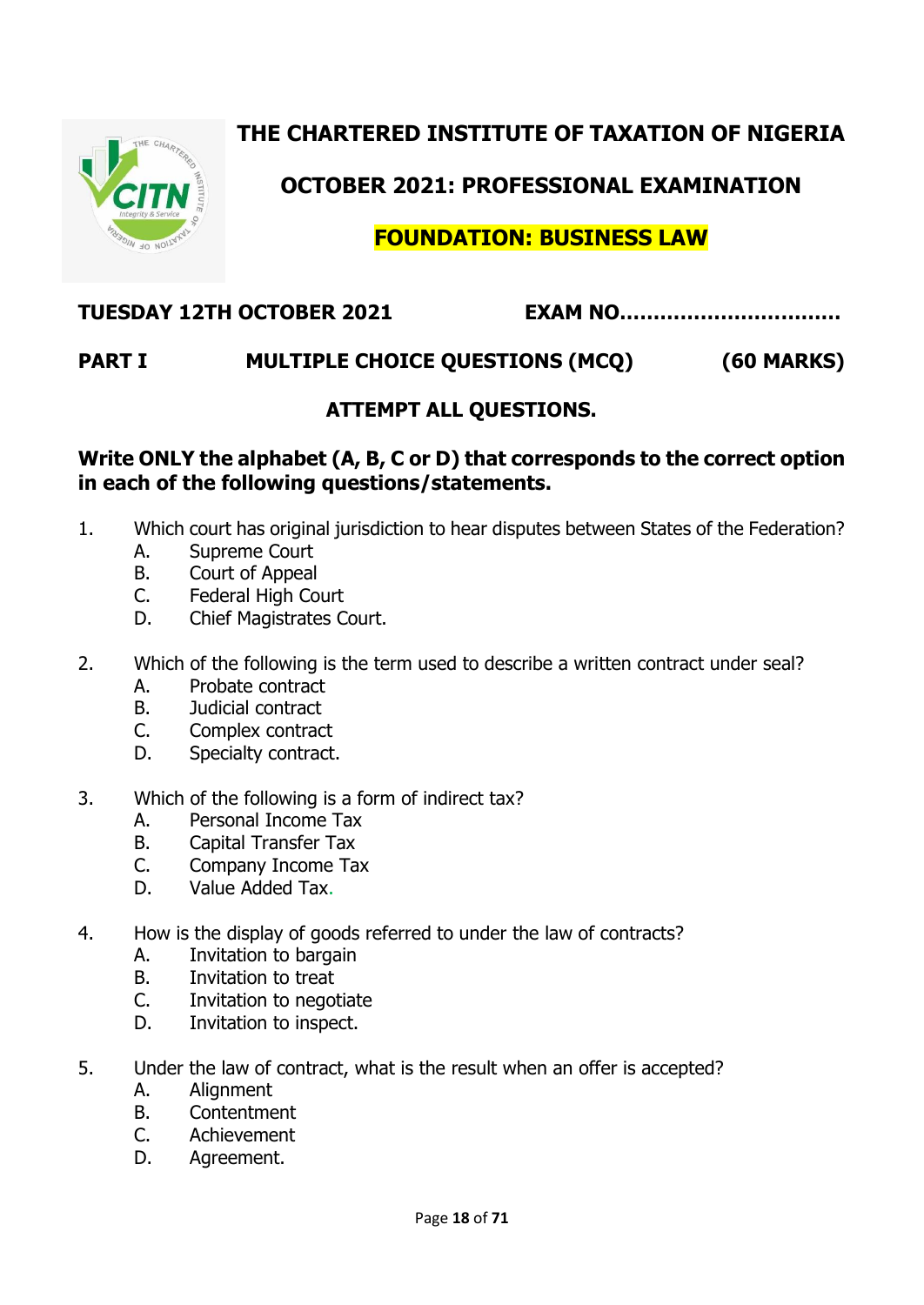# THE CHARTERED INSTITUTE OF TAXATION OF NIGERIA

## OCTOBER 2021: PROFESSIONAL EXAMINATION

## FOUNDATION: BUSINESS LAW

**TUESDAY 12TH OCTOBER 2021** **EXAM NO.................................**

**PART I** **MULTIPLE CHOICE QUESTIONS (MCQ)** **(60 MARKS)**

**ATTEMPT ALL QUESTIONS.**

**Write ONLY the alphabet (A, B, C or D) that corresponds to the correct option in each of the following questions/statements.**

1. Which court has original jurisdiction to hear disputes between States of the Federation?
   A. Supreme Court
   B. Court of Appeal
   C. Federal High Court
   D. Chief Magistrates Court.

2. Which of the following is the term used to describe a written contract under seal?
   A. Probate contract
   B. Judicial contract
   C. Complex contract
   D. Specialty contract.

3. Which of the following is a form of indirect tax?
   A. Personal Income Tax
   B. Capital Transfer Tax
   C. Company Income Tax
   D. Value Added Tax.

4. How is the display of goods referred to under the law of contracts?
   A. Invitation to bargain
   B. Invitation to treat
   C. Invitation to negotiate
   D. Invitation to inspect.

5. Under the law of contract, what is the result when an offer is accepted?
   A. Alignment
   B. Contentment
   C. Achievement
   D. Agreement.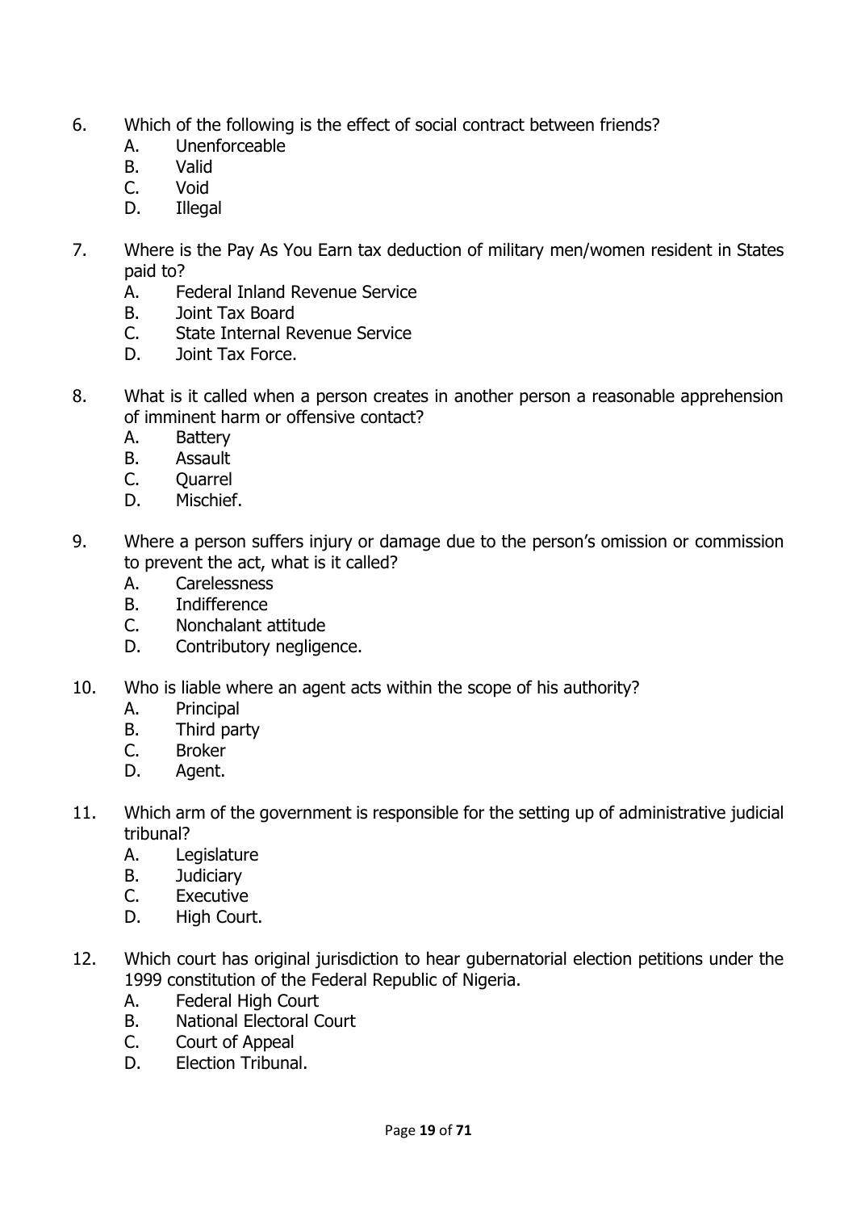6. Which of the following is the effect of social contract between friends?
   A. Unenforceable
   B. Valid
   C. Void
   D. Illegal

7. Where is the Pay As You Earn tax deduction of military men/women resident in States paid to?
   A. Federal Inland Revenue Service
   B. Joint Tax Board
   C. State Internal Revenue Service
   D. Joint Tax Force.

8. What is it called when a person creates in another person a reasonable apprehension of imminent harm or offensive contact?
   A. Battery
   B. Assault
   C. Quarrel
   D. Mischief.

9. Where a person suffers injury or damage due to the person's omission or commission to prevent the act, what is it called?
   A. Carelessness
   B. Indifference
   C. Nonchalant attitude
   D. Contributory negligence.

10. Who is liable where an agent acts within the scope of his authority?
    A. Principal
    B. Third party
    C. Broker
    D. Agent.

11. Which arm of the government is responsible for the setting up of administrative judicial tribunal?
    A. Legislature
    B. Judiciary
    C. Executive
    D. High Court.

12. Which court has original jurisdiction to hear gubernatorial election petitions under the 1999 constitution of the Federal Republic of Nigeria.
    A. Federal High Court
    B. National Electoral Court
    C. Court of Appeal
    D. Election Tribunal.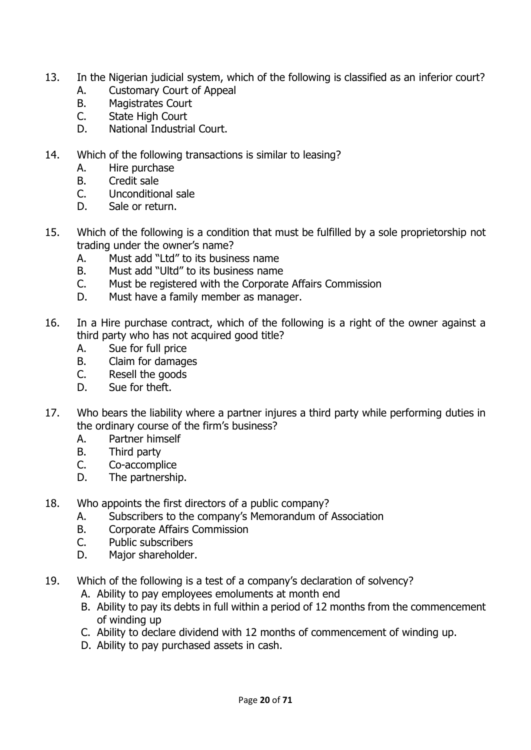13. In the Nigerian judicial system, which of the following is classified as an inferior court?
    A. Customary Court of Appeal
    B. Magistrates Court
    C. State High Court
    D. National Industrial Court.

14. Which of the following transactions is similar to leasing?
    A. Hire purchase
    B. Credit sale
    C. Unconditional sale
    D. Sale or return.

15. Which of the following is a condition that must be fulfilled by a sole proprietorship not trading under the owner's name?
    A. Must add "Ltd" to its business name
    B. Must add "Ultd" to its business name
    C. Must be registered with the Corporate Affairs Commission
    D. Must have a family member as manager.

16. In a Hire purchase contract, which of the following is a right of the owner against a third party who has not acquired good title?
    A. Sue for full price
    B. Claim for damages
    C. Resell the goods
    D. Sue for theft.

17. Who bears the liability where a partner injures a third party while performing duties in the ordinary course of the firm's business?
    A. Partner himself
    B. Third party
    C. Co-accomplice
    D. The partnership.

18. Who appoints the first directors of a public company?
    A. Subscribers to the company's Memorandum of Association
    B. Corporate Affairs Commission
    C. Public subscribers
    D. Major shareholder.

19. Which of the following is a test of a company's declaration of solvency?
    A. Ability to pay employees emoluments at month end
    B. Ability to pay its debts in full within a period of 12 months from the commencement of winding up
    C. Ability to declare dividend with 12 months of commencement of winding up.
    D. Ability to pay purchased assets in cash.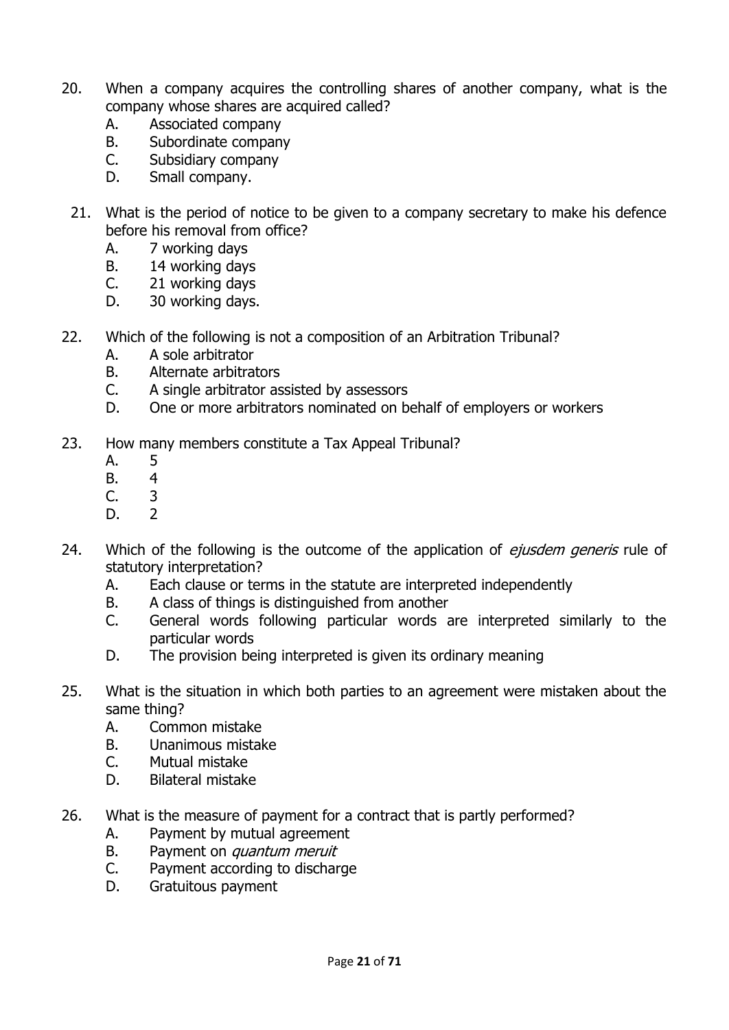20. When a company acquires the controlling shares of another company, what is the company whose shares are acquired called?
    A. Associated company
    B. Subordinate company
    C. Subsidiary company
    D. Small company.

21. What is the period of notice to be given to a company secretary to make his defence before his removal from office?
    A. 7 working days
    B. 14 working days
    C. 21 working days
    D. 30 working days.

22. Which of the following is not a composition of an Arbitration Tribunal?
    A. A sole arbitrator
    B. Alternate arbitrators
    C. A single arbitrator assisted by assessors
    D. One or more arbitrators nominated on behalf of employers or workers

23. How many members constitute a Tax Appeal Tribunal?
    A. 5
    B. 4
    C. 3
    D. 2

24. Which of the following is the outcome of the application of *ejusdem generis* rule of statutory interpretation?
    A. Each clause or terms in the statute are interpreted independently
    B. A class of things is distinguished from another
    C. General words following particular words are interpreted similarly to the particular words
    D. The provision being interpreted is given its ordinary meaning

25. What is the situation in which both parties to an agreement were mistaken about the same thing?
    A. Common mistake
    B. Unanimous mistake
    C. Mutual mistake
    D. Bilateral mistake

26. What is the measure of payment for a contract that is partly performed?
    A. Payment by mutual agreement
    B. Payment on *quantum meruit*
    C. Payment according to discharge
    D. Gratuitous payment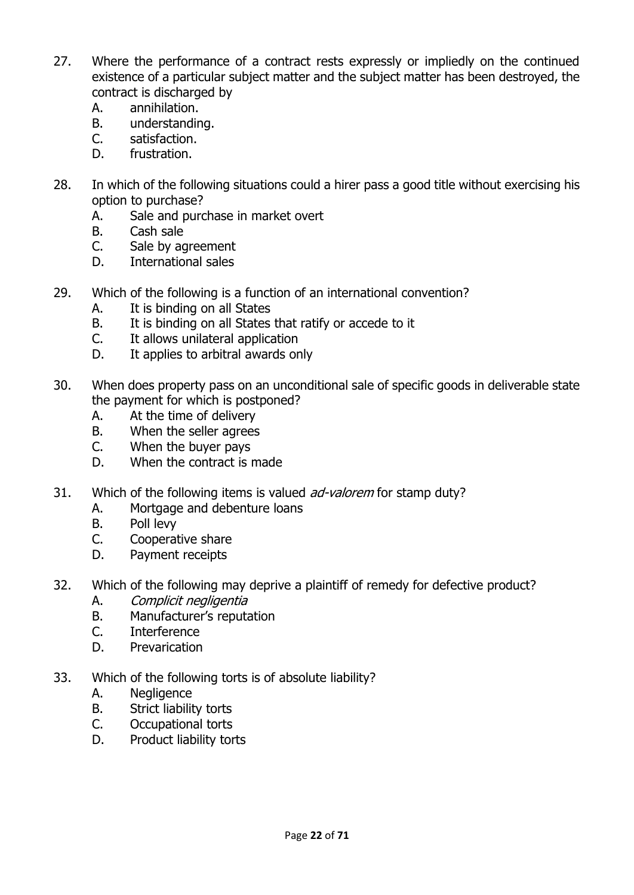27. Where the performance of a contract rests expressly or impliedly on the continued existence of a particular subject matter and the subject matter has been destroyed, the contract is discharged by
    A. annihilation.
    B. understanding.
    C. satisfaction.
    D. frustration.

28. In which of the following situations could a hirer pass a good title without exercising his option to purchase?
    A. Sale and purchase in market overt
    B. Cash sale
    C. Sale by agreement
    D. International sales

29. Which of the following is a function of an international convention?
    A. It is binding on all States
    B. It is binding on all States that ratify or accede to it
    C. It allows unilateral application
    D. It applies to arbitral awards only

30. When does property pass on an unconditional sale of specific goods in deliverable state the payment for which is postponed?
    A. At the time of delivery
    B. When the seller agrees
    C. When the buyer pays
    D. When the contract is made

31. Which of the following items is valued *ad-valorem* for stamp duty?
    A. Mortgage and debenture loans
    B. Poll levy
    C. Cooperative share
    D. Payment receipts

32. Which of the following may deprive a plaintiff of remedy for defective product?
    A. *Complicit negligentia*
    B. Manufacturer's reputation
    C. Interference
    D. Prevarication

33. Which of the following torts is of absolute liability?
    A. Negligence
    B. Strict liability torts
    C. Occupational torts
    D. Product liability torts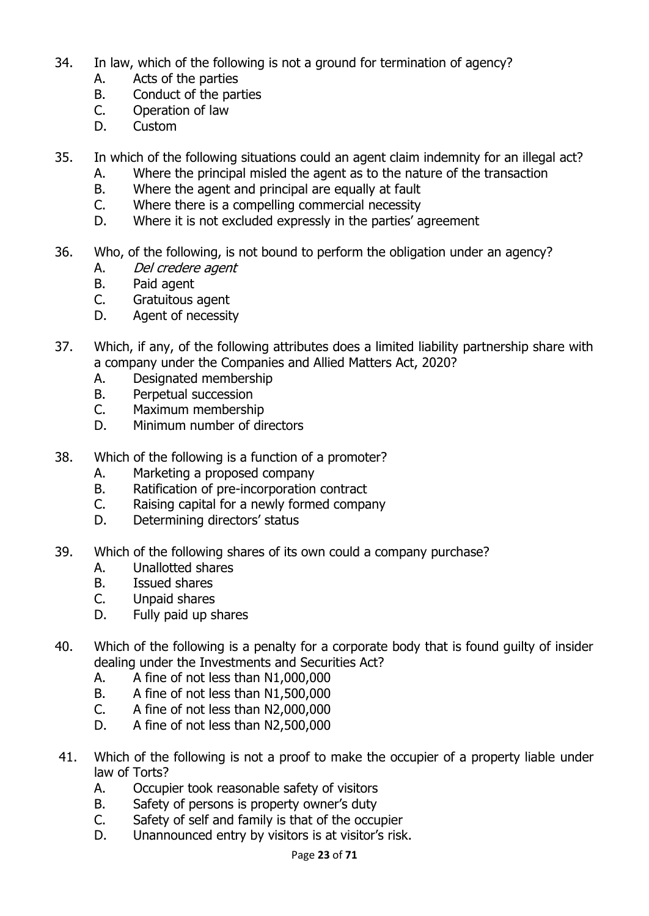34. In law, which of the following is not a ground for termination of agency?
    A. Acts of the parties
    B. Conduct of the parties
    C. Operation of law
    D. Custom

35. In which of the following situations could an agent claim indemnity for an illegal act?
    A. Where the principal misled the agent as to the nature of the transaction
    B. Where the agent and principal are equally at fault
    C. Where there is a compelling commercial necessity
    D. Where it is not excluded expressly in the parties' agreement

36. Who, of the following, is not bound to perform the obligation under an agency?
    A. *Del credere agent*
    B. Paid agent
    C. Gratuitous agent
    D. Agent of necessity

37. Which, if any, of the following attributes does a limited liability partnership share with a company under the Companies and Allied Matters Act, 2020?
    A. Designated membership
    B. Perpetual succession
    C. Maximum membership
    D. Minimum number of directors

38. Which of the following is a function of a promoter?
    A. Marketing a proposed company
    B. Ratification of pre-incorporation contract
    C. Raising capital for a newly formed company
    D. Determining directors' status

39. Which of the following shares of its own could a company purchase?
    A. Unallotted shares
    B. Issued shares
    C. Unpaid shares
    D. Fully paid up shares

40. Which of the following is a penalty for a corporate body that is found guilty of insider dealing under the Investments and Securities Act?
    A. A fine of not less than N1,000,000
    B. A fine of not less than N1,500,000
    C. A fine of not less than N2,000,000
    D. A fine of not less than N2,500,000

41. Which of the following is not a proof to make the occupier of a property liable under law of Torts?
    A. Occupier took reasonable safety of visitors
    B. Safety of persons is property owner's duty
    C. Safety of self and family is that of the occupier
    D. Unannounced entry by visitors is at visitor's risk.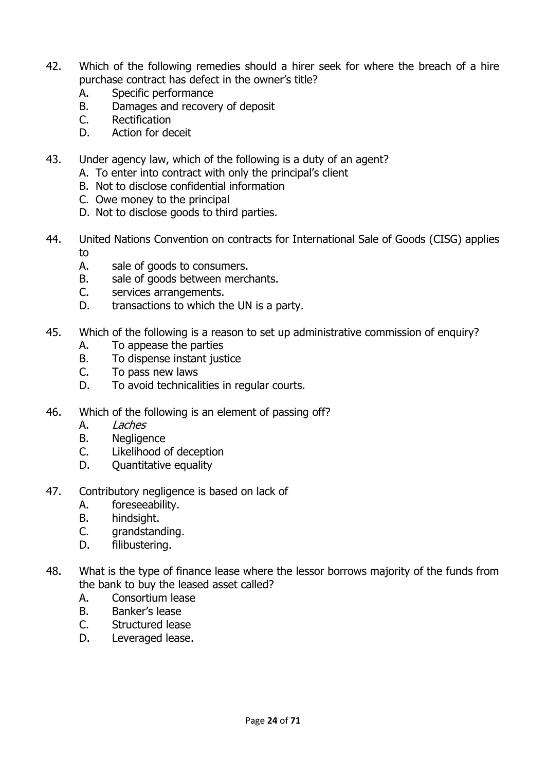42. Which of the following remedies should a hirer seek for where the breach of a hire purchase contract has defect in the owner's title?
    A. Specific performance
    B. Damages and recovery of deposit
    C. Rectification
    D. Action for deceit

43. Under agency law, which of the following is a duty of an agent?
    A. To enter into contract with only the principal's client
    B. Not to disclose confidential information
    C. Owe money to the principal
    D. Not to disclose goods to third parties.

44. United Nations Convention on contracts for International Sale of Goods (CISG) applies to
    A. sale of goods to consumers.
    B. sale of goods between merchants.
    C. services arrangements.
    D. transactions to which the UN is a party.

45. Which of the following is a reason to set up administrative commission of enquiry?
    A. To appease the parties
    B. To dispense instant justice
    C. To pass new laws
    D. To avoid technicalities in regular courts.

46. Which of the following is an element of passing off?
    A. *Laches*
    B. Negligence
    C. Likelihood of deception
    D. Quantitative equality

47. Contributory negligence is based on lack of
    A. foreseeability.
    B. hindsight.
    C. grandstanding.
    D. filibustering.

48. What is the type of finance lease where the lessor borrows majority of the funds from the bank to buy the leased asset called?
    A. Consortium lease
    B. Banker's lease
    C. Structured lease
    D. Leveraged lease.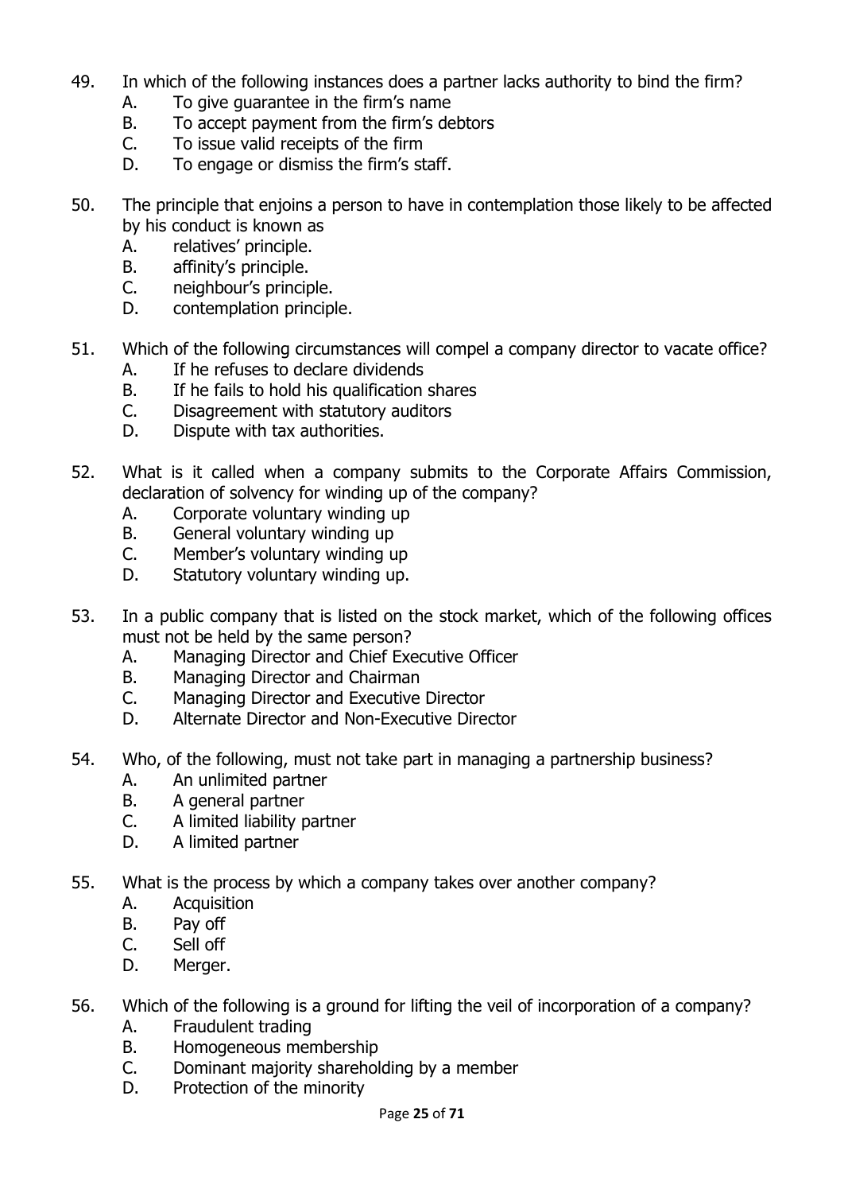49. In which of the following instances does a partner lacks authority to bind the firm?
    A. To give guarantee in the firm's name
    B. To accept payment from the firm's debtors
    C. To issue valid receipts of the firm
    D. To engage or dismiss the firm's staff.

50. The principle that enjoins a person to have in contemplation those likely to be affected by his conduct is known as
    A. relatives' principle.
    B. affinity's principle.
    C. neighbour's principle.
    D. contemplation principle.

51. Which of the following circumstances will compel a company director to vacate office?
    A. If he refuses to declare dividends
    B. If he fails to hold his qualification shares
    C. Disagreement with statutory auditors
    D. Dispute with tax authorities.

52. What is it called when a company submits to the Corporate Affairs Commission, declaration of solvency for winding up of the company?
    A. Corporate voluntary winding up
    B. General voluntary winding up
    C. Member's voluntary winding up
    D. Statutory voluntary winding up.

53. In a public company that is listed on the stock market, which of the following offices must not be held by the same person?
    A. Managing Director and Chief Executive Officer
    B. Managing Director and Chairman
    C. Managing Director and Executive Director
    D. Alternate Director and Non-Executive Director

54. Who, of the following, must not take part in managing a partnership business?
    A. An unlimited partner
    B. A general partner
    C. A limited liability partner
    D. A limited partner

55. What is the process by which a company takes over another company?
    A. Acquisition
    B. Pay off
    C. Sell off
    D. Merger.

56. Which of the following is a ground for lifting the veil of incorporation of a company?
    A. Fraudulent trading
    B. Homogeneous membership
    C. Dominant majority shareholding by a member
    D. Protection of the minority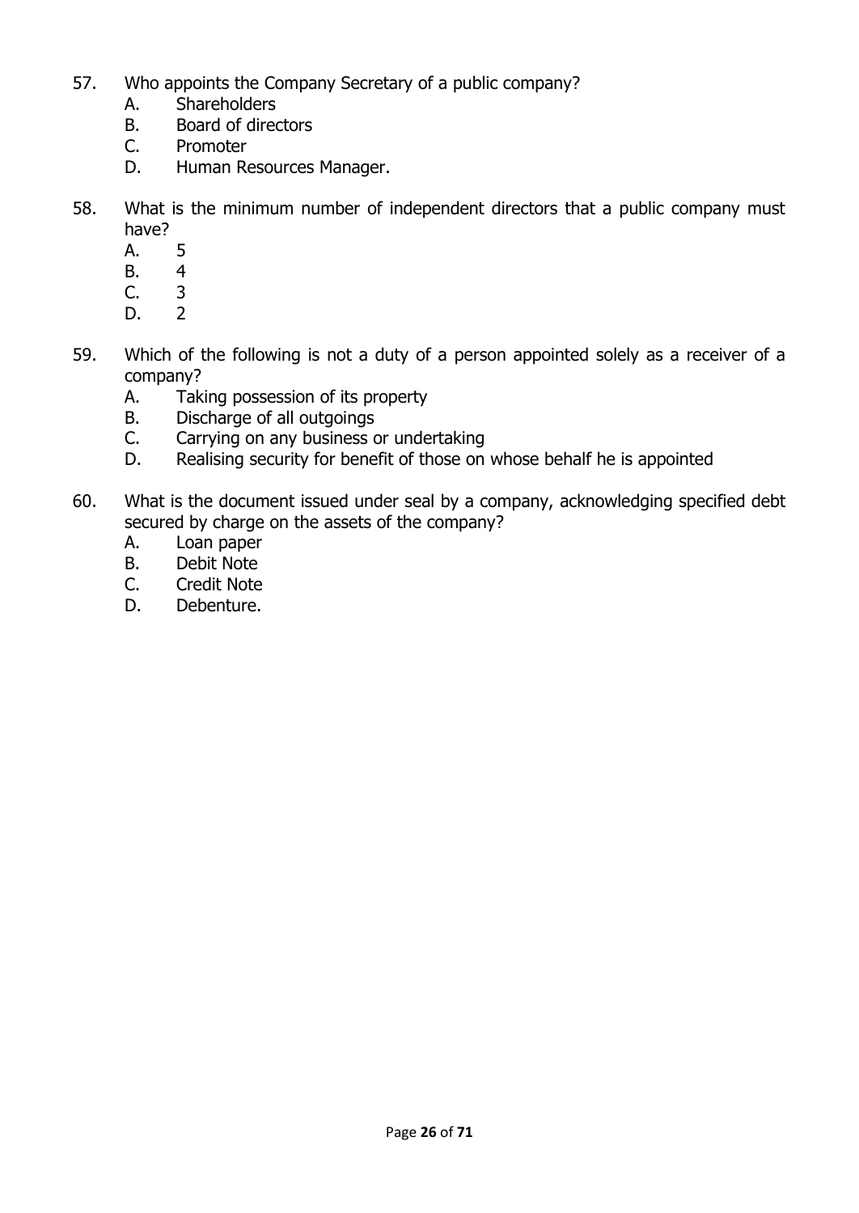57. Who appoints the Company Secretary of a public company?
    A. Shareholders
    B. Board of directors
    C. Promoter
    D. Human Resources Manager.

58. What is the minimum number of independent directors that a public company must have?
    A. 5
    B. 4
    C. 3
    D. 2

59. Which of the following is not a duty of a person appointed solely as a receiver of a company?
    A. Taking possession of its property
    B. Discharge of all outgoings
    C. Carrying on any business or undertaking
    D. Realising security for benefit of those on whose behalf he is appointed

60. What is the document issued under seal by a company, acknowledging specified debt secured by charge on the assets of the company?
    A. Loan paper
    B. Debit Note
    C. Credit Note
    D. Debenture.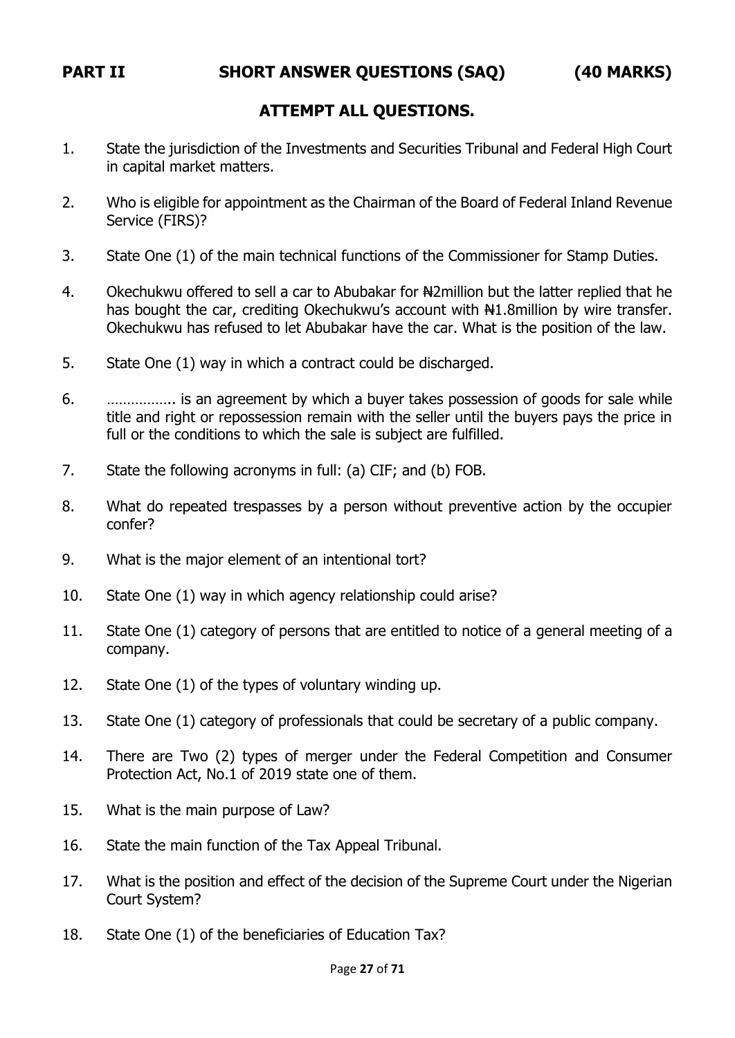## PART II SHORT ANSWER QUESTIONS (SAQ) (40 MARKS)

### ATTEMPT ALL QUESTIONS.

1. State the jurisdiction of the Investments and Securities Tribunal and Federal High Court in capital market matters.

2. Who is eligible for appointment as the Chairman of the Board of Federal Inland Revenue Service (FIRS)?

3. State One (1) of the main technical functions of the Commissioner for Stamp Duties.

4. Okechukwu offered to sell a car to Abubakar for ₦2million but the latter replied that he has bought the car, crediting Okechukwu's account with ₦1.8million by wire transfer. Okechukwu has refused to let Abubakar have the car. What is the position of the law.

5. State One (1) way in which a contract could be discharged.

6. …………….. is an agreement by which a buyer takes possession of goods for sale while title and right or repossession remain with the seller until the buyers pays the price in full or the conditions to which the sale is subject are fulfilled.

7. State the following acronyms in full: (a) CIF; and (b) FOB.

8. What do repeated trespasses by a person without preventive action by the occupier confer?

9. What is the major element of an intentional tort?

10. State One (1) way in which agency relationship could arise?

11. State One (1) category of persons that are entitled to notice of a general meeting of a company.

12. State One (1) of the types of voluntary winding up.

13. State One (1) category of professionals that could be secretary of a public company.

14. There are Two (2) types of merger under the Federal Competition and Consumer Protection Act, No.1 of 2019 state one of them.

15. What is the main purpose of Law?

16. State the main function of the Tax Appeal Tribunal.

17. What is the position and effect of the decision of the Supreme Court under the Nigerian Court System?

18. State One (1) of the beneficiaries of Education Tax?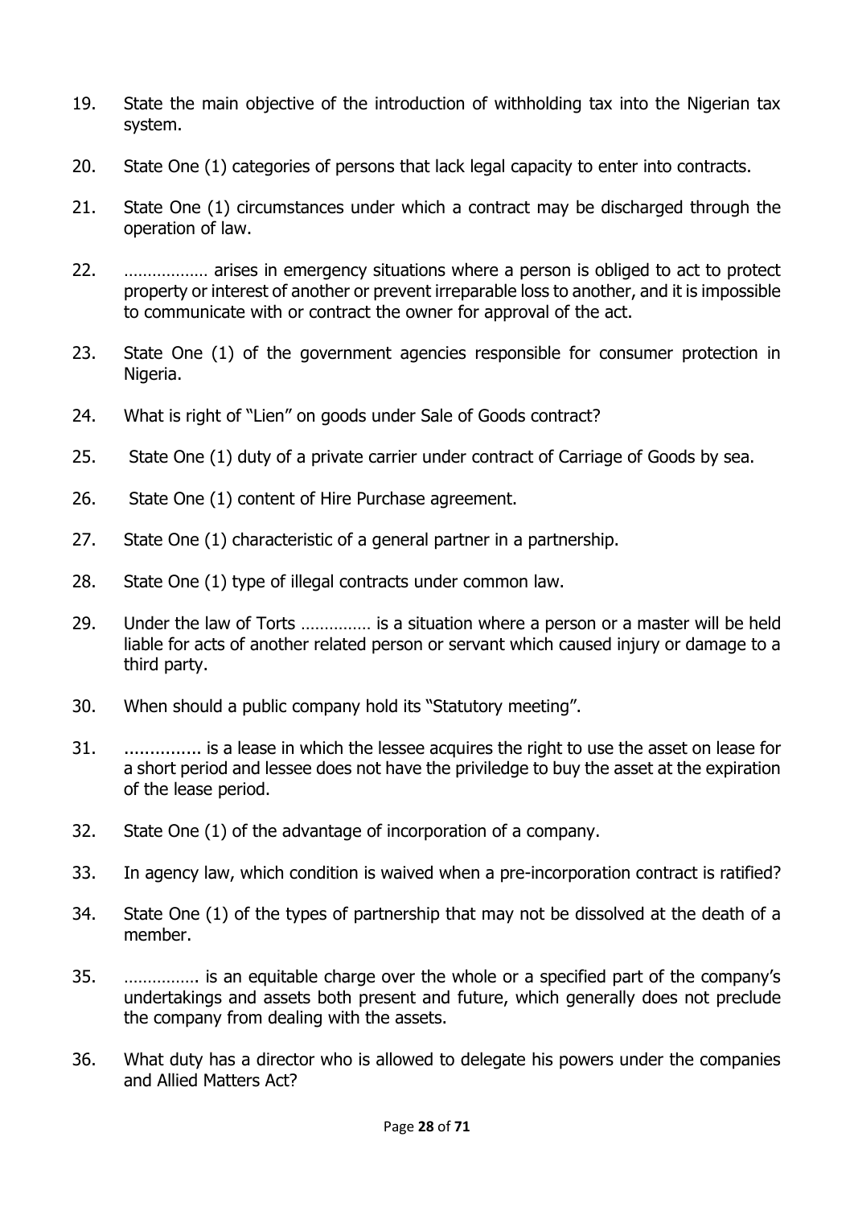19. State the main objective of the introduction of withholding tax into the Nigerian tax system.

20. State One (1) categories of persons that lack legal capacity to enter into contracts.

21. State One (1) circumstances under which a contract may be discharged through the operation of law.

22. ……………… arises in emergency situations where a person is obliged to act to protect property or interest of another or prevent irreparable loss to another, and it is impossible to communicate with or contract the owner for approval of the act.

23. State One (1) of the government agencies responsible for consumer protection in Nigeria.

24. What is right of "Lien" on goods under Sale of Goods contract?

25. State One (1) duty of a private carrier under contract of Carriage of Goods by sea.

26. State One (1) content of Hire Purchase agreement.

27. State One (1) characteristic of a general partner in a partnership.

28. State One (1) type of illegal contracts under common law.

29. Under the law of Torts …………… is a situation where a person or a master will be held liable for acts of another related person or servant which caused injury or damage to a third party.

30. When should a public company hold its "Statutory meeting".

31. ............... is a lease in which the lessee acquires the right to use the asset on lease for a short period and lessee does not have the priviledge to buy the asset at the expiration of the lease period.

32. State One (1) of the advantage of incorporation of a company.

33. In agency law, which condition is waived when a pre-incorporation contract is ratified?

34. State One (1) of the types of partnership that may not be dissolved at the death of a member.

35. ……………. is an equitable charge over the whole or a specified part of the company's undertakings and assets both present and future, which generally does not preclude the company from dealing with the assets.

36. What duty has a director who is allowed to delegate his powers under the companies and Allied Matters Act?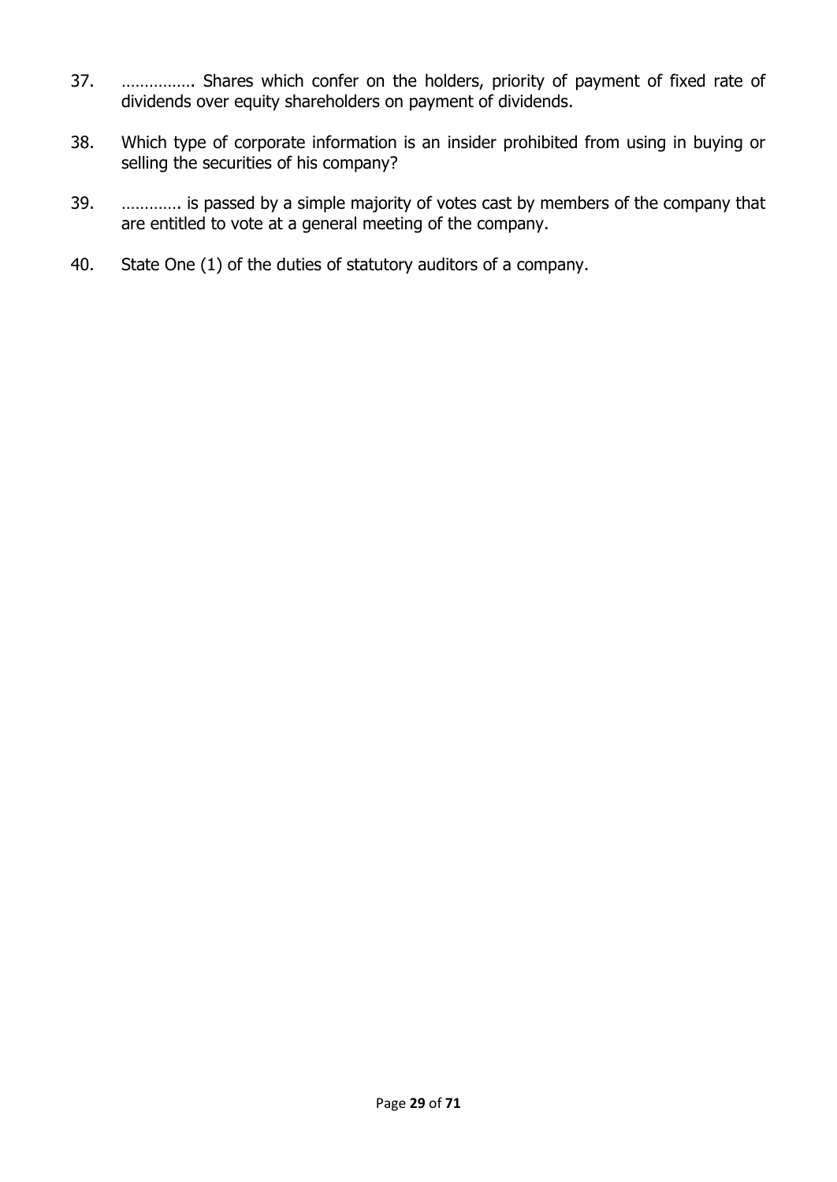37. ……………. Shares which confer on the holders, priority of payment of fixed rate of dividends over equity shareholders on payment of dividends.

38. Which type of corporate information is an insider prohibited from using in buying or selling the securities of his company?

39. …………. is passed by a simple majority of votes cast by members of the company that are entitled to vote at a general meeting of the company.

40. State One (1) of the duties of statutory auditors of a company.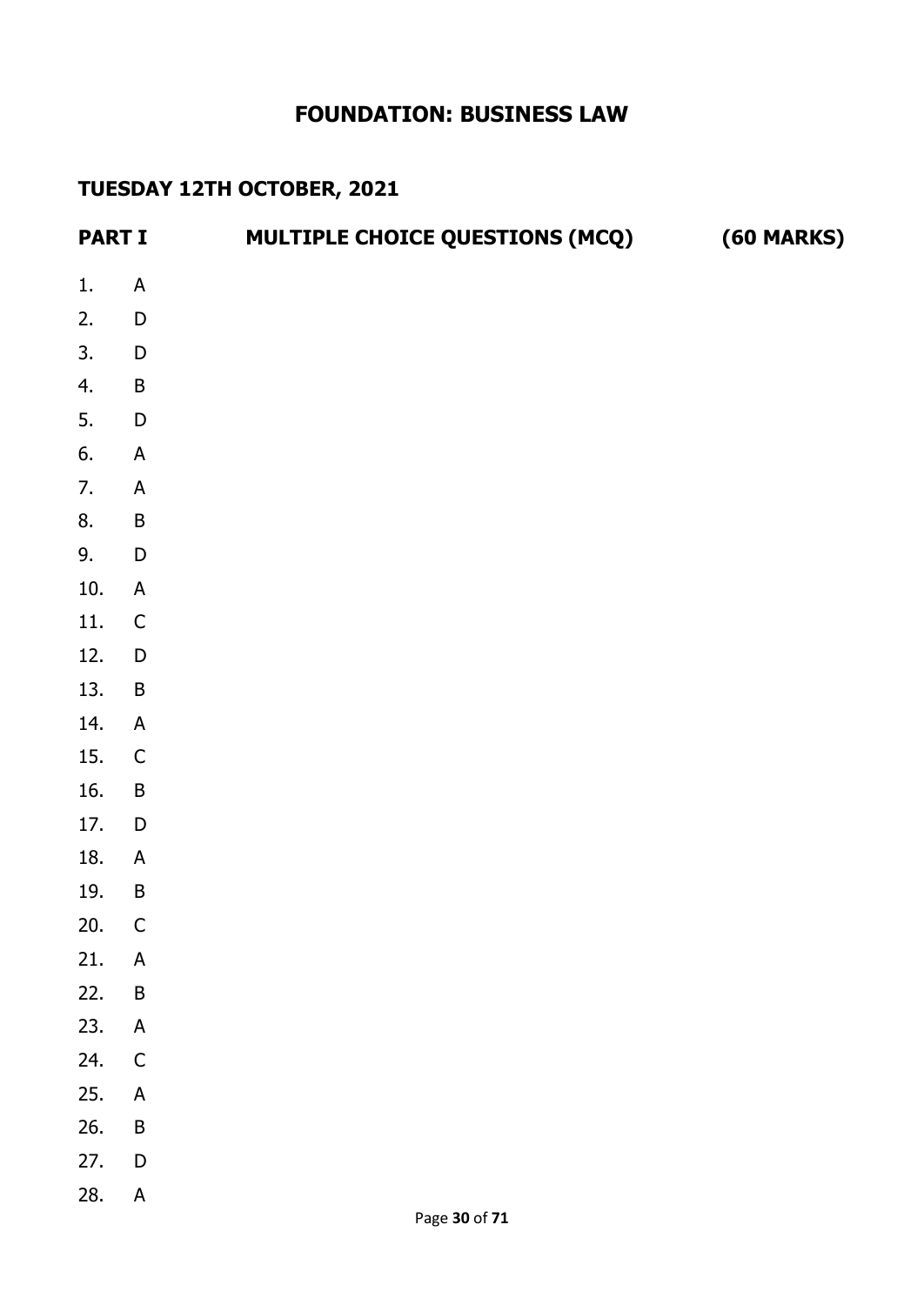# FOUNDATION: BUSINESS LAW

## TUESDAY 12TH OCTOBER, 2021

## PART I MULTIPLE CHOICE QUESTIONS (MCQ) (60 MARKS)

1. A
2. D
3. D
4. B
5. D
6. A
7. A
8. B
9. D
10. A
11. C
12. D
13. B
14. A
15. C
16. B
17. D
18. A
19. B
20. C
21. A
22. B
23. A
24. C
25. A
26. B
27. D
28. A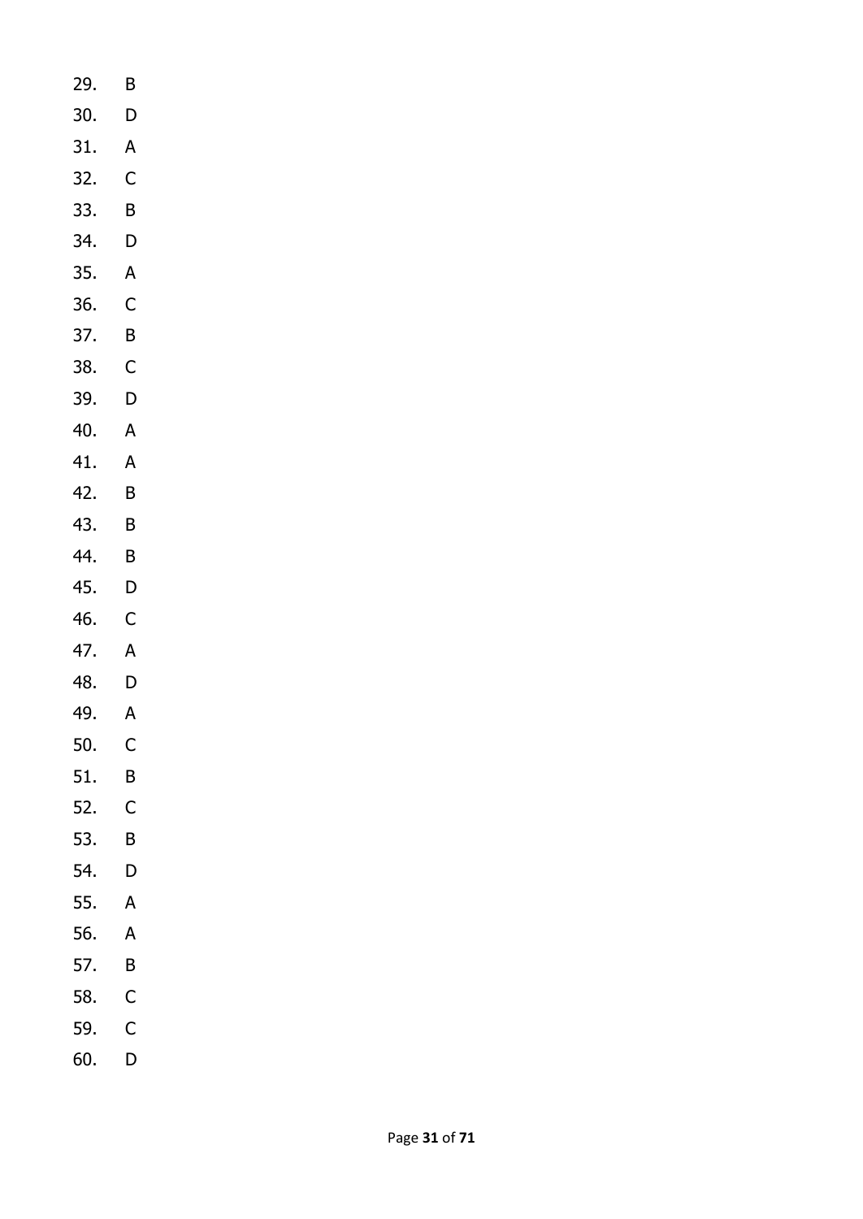29. B
30. D
31. A
32. C
33. B
34. D
35. A
36. C
37. B
38. C
39. D
40. A
41. A
42. B
43. B
44. B
45. D
46. C
47. A
48. D
49. A
50. C
51. B
52. C
53. B
54. D
55. A
56. A
57. B
58. C
59. C
60. D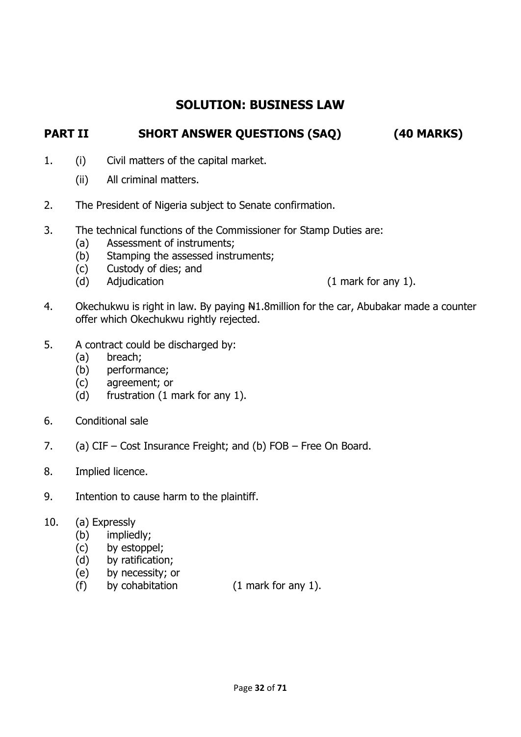# SOLUTION: BUSINESS LAW

## PART II SHORT ANSWER QUESTIONS (SAQ) (40 MARKS)

1. (i) Civil matters of the capital market.

   (ii) All criminal matters.

2. The President of Nigeria subject to Senate confirmation.

3. The technical functions of the Commissioner for Stamp Duties are:
   (a) Assessment of instruments;
   (b) Stamping the assessed instruments;
   (c) Custody of dies; and
   (d) Adjudication (1 mark for any 1).

4. Okechukwu is right in law. By paying ₦1.8million for the car, Abubakar made a counter offer which Okechukwu rightly rejected.

5. A contract could be discharged by:
   (a) breach;
   (b) performance;
   (c) agreement; or
   (d) frustration (1 mark for any 1).

6. Conditional sale

7. (a) CIF – Cost Insurance Freight; and (b) FOB – Free On Board.

8. Implied licence.

9. Intention to cause harm to the plaintiff.

10. (a) Expressly
    (b) impliedly;
    (c) by estoppel;
    (d) by ratification;
    (e) by necessity; or
    (f) by cohabitation (1 mark for any 1).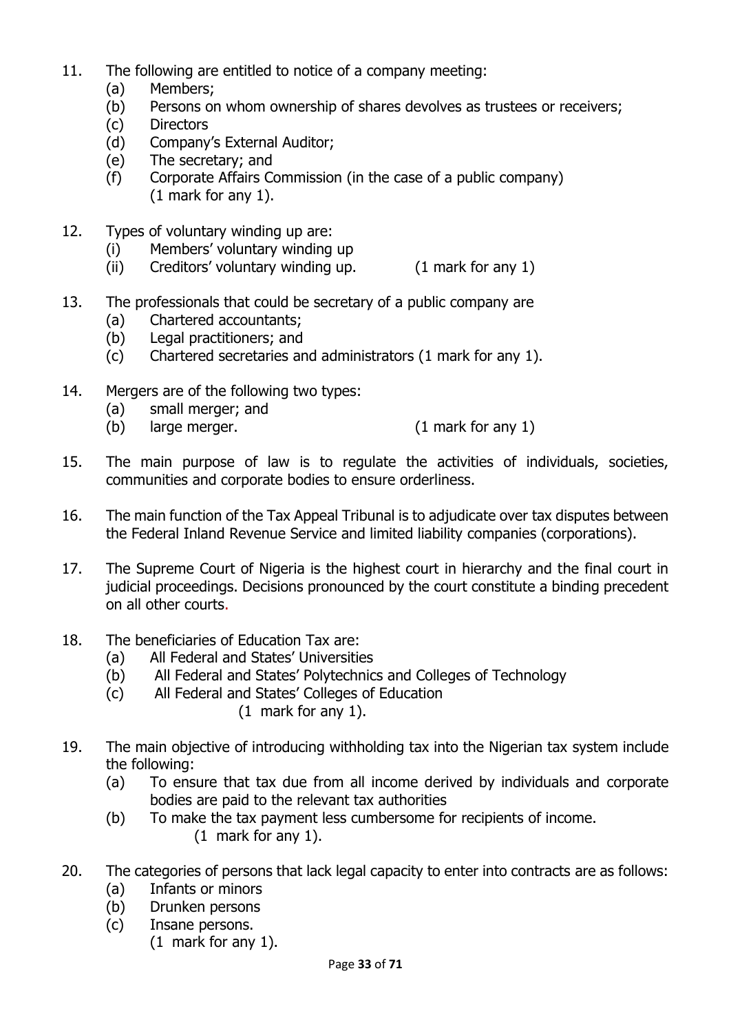11. The following are entitled to notice of a company meeting:
    (a) Members;
    (b) Persons on whom ownership of shares devolves as trustees or receivers;
    (c) Directors
    (d) Company's External Auditor;
    (e) The secretary; and
    (f) Corporate Affairs Commission (in the case of a public company)
        (1 mark for any 1).

12. Types of voluntary winding up are:
    (i) Members' voluntary winding up
    (ii) Creditors' voluntary winding up. (1 mark for any 1)

13. The professionals that could be secretary of a public company are
    (a) Chartered accountants;
    (b) Legal practitioners; and
    (c) Chartered secretaries and administrators (1 mark for any 1).

14. Mergers are of the following two types:
    (a) small merger; and
    (b) large merger. (1 mark for any 1)

15. The main purpose of law is to regulate the activities of individuals, societies, communities and corporate bodies to ensure orderliness.

16. The main function of the Tax Appeal Tribunal is to adjudicate over tax disputes between the Federal Inland Revenue Service and limited liability companies (corporations).

17. The Supreme Court of Nigeria is the highest court in hierarchy and the final court in judicial proceedings. Decisions pronounced by the court constitute a binding precedent on all other courts.

18. The beneficiaries of Education Tax are:
    (a) All Federal and States' Universities
    (b) All Federal and States' Polytechnics and Colleges of Technology
    (c) All Federal and States' Colleges of Education
        (1 mark for any 1).

19. The main objective of introducing withholding tax into the Nigerian tax system include the following:
    (a) To ensure that tax due from all income derived by individuals and corporate bodies are paid to the relevant tax authorities
    (b) To make the tax payment less cumbersome for recipients of income.
        (1 mark for any 1).

20. The categories of persons that lack legal capacity to enter into contracts are as follows:
    (a) Infants or minors
    (b) Drunken persons
    (c) Insane persons.
        (1 mark for any 1).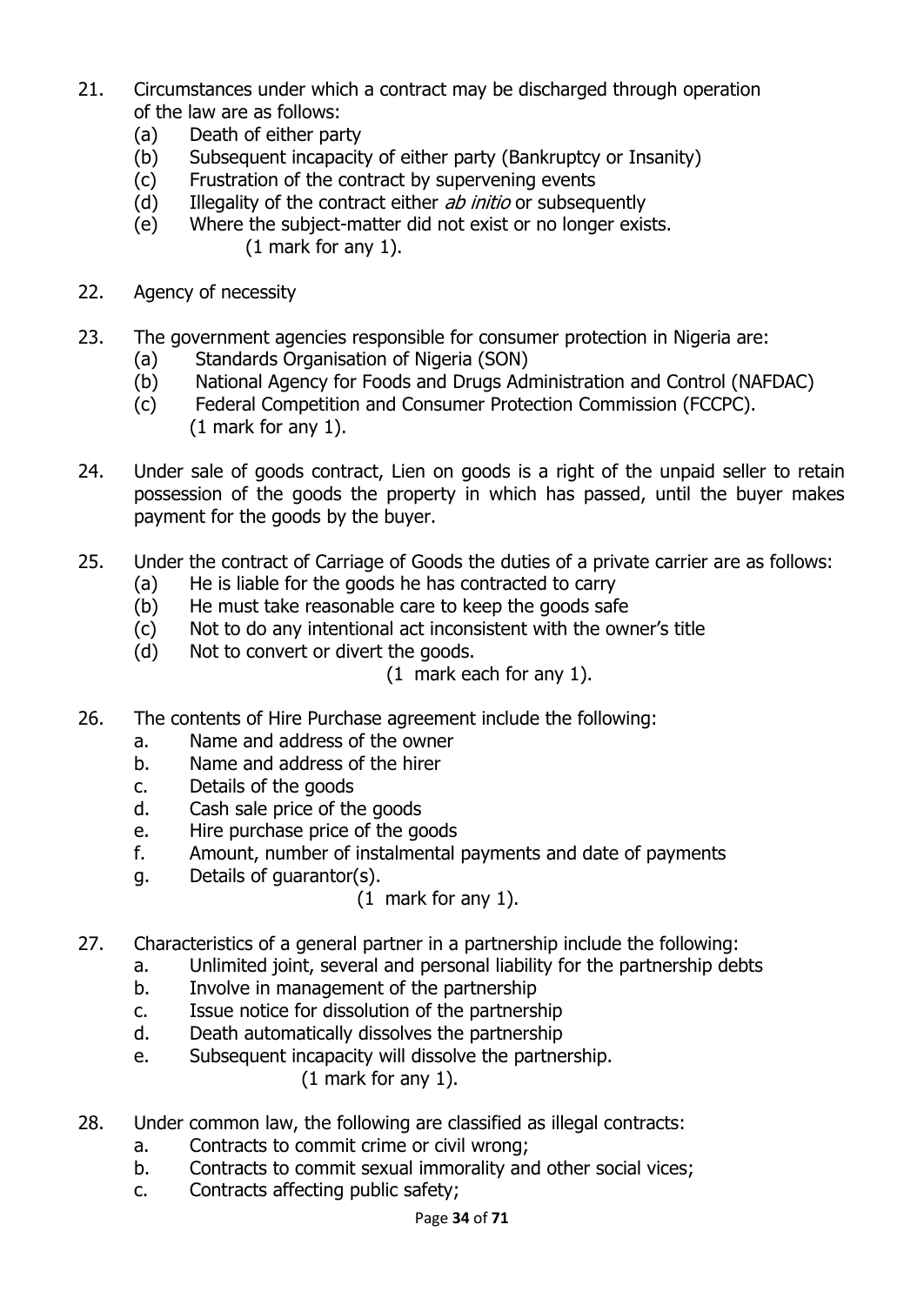21. Circumstances under which a contract may be discharged through operation of the law are as follows:
    (a) Death of either party
    (b) Subsequent incapacity of either party (Bankruptcy or Insanity)
    (c) Frustration of the contract by supervening events
    (d) Illegality of the contract either *ab initio* or subsequently
    (e) Where the subject-matter did not exist or no longer exists.
    (1 mark for any 1).

22. Agency of necessity

23. The government agencies responsible for consumer protection in Nigeria are:
    (a) Standards Organisation of Nigeria (SON)
    (b) National Agency for Foods and Drugs Administration and Control (NAFDAC)
    (c) Federal Competition and Consumer Protection Commission (FCCPC).
    (1 mark for any 1).

24. Under sale of goods contract, Lien on goods is a right of the unpaid seller to retain possession of the goods the property in which has passed, until the buyer makes payment for the goods by the buyer.

25. Under the contract of Carriage of Goods the duties of a private carrier are as follows:
    (a) He is liable for the goods he has contracted to carry
    (b) He must take reasonable care to keep the goods safe
    (c) Not to do any intentional act inconsistent with the owner's title
    (d) Not to convert or divert the goods.
    (1 mark each for any 1).

26. The contents of Hire Purchase agreement include the following:
    a. Name and address of the owner
    b. Name and address of the hirer
    c. Details of the goods
    d. Cash sale price of the goods
    e. Hire purchase price of the goods
    f. Amount, number of instalmental payments and date of payments
    g. Details of guarantor(s).
    (1 mark for any 1).

27. Characteristics of a general partner in a partnership include the following:
    a. Unlimited joint, several and personal liability for the partnership debts
    b. Involve in management of the partnership
    c. Issue notice for dissolution of the partnership
    d. Death automatically dissolves the partnership
    e. Subsequent incapacity will dissolve the partnership.
    (1 mark for any 1).

28. Under common law, the following are classified as illegal contracts:
    a. Contracts to commit crime or civil wrong;
    b. Contracts to commit sexual immorality and other social vices;
    c. Contracts affecting public safety;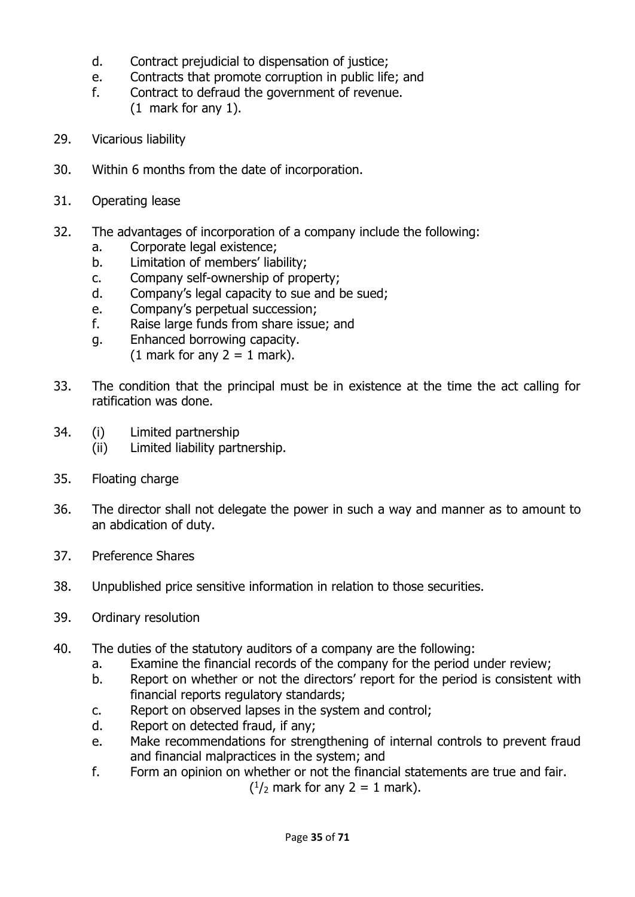d. Contract prejudicial to dispensation of justice;
e. Contracts that promote corruption in public life; and
f. Contract to defraud the government of revenue.
(1 mark for any 1).

29. Vicarious liability

30. Within 6 months from the date of incorporation.

31. Operating lease

32. The advantages of incorporation of a company include the following:
    a. Corporate legal existence;
    b. Limitation of members' liability;
    c. Company self-ownership of property;
    d. Company's legal capacity to sue and be sued;
    e. Company's perpetual succession;
    f. Raise large funds from share issue; and
    g. Enhanced borrowing capacity.
    (1 mark for any 2 = 1 mark).

33. The condition that the principal must be in existence at the time the act calling for ratification was done.

34. (i) Limited partnership
    (ii) Limited liability partnership.

35. Floating charge

36. The director shall not delegate the power in such a way and manner as to amount to an abdication of duty.

37. Preference Shares

38. Unpublished price sensitive information in relation to those securities.

39. Ordinary resolution

40. The duties of the statutory auditors of a company are the following:
    a. Examine the financial records of the company for the period under review;
    b. Report on whether or not the directors' report for the period is consistent with financial reports regulatory standards;
    c. Report on observed lapses in the system and control;
    d. Report on detected fraud, if any;
    e. Make recommendations for strengthening of internal controls to prevent fraud and financial malpractices in the system; and
    f. Form an opinion on whether or not the financial statements are true and fair.
    ($^1/_2$ mark for any 2 = 1 mark).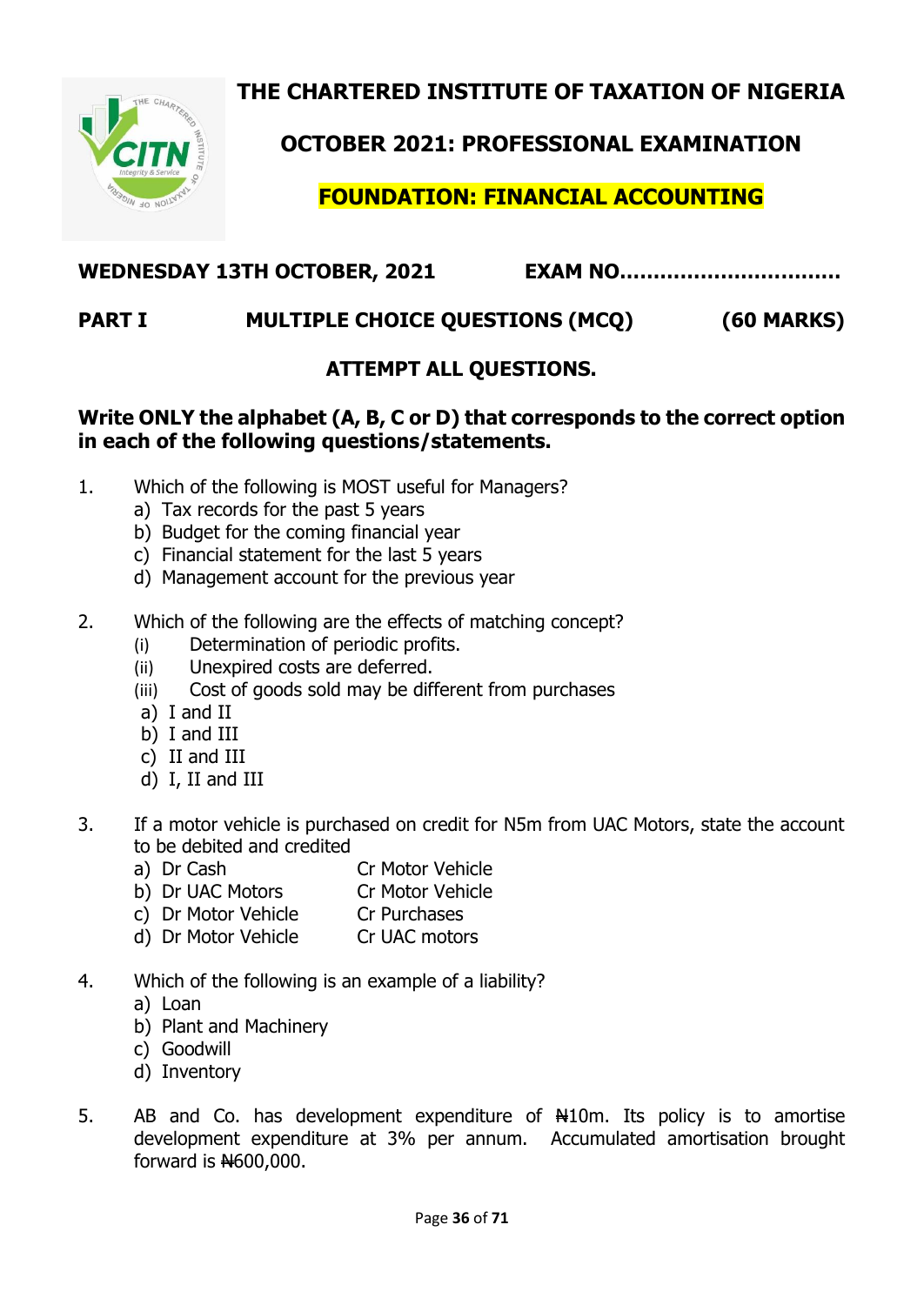# THE CHARTERED INSTITUTE OF TAXATION OF NIGERIA

## OCTOBER 2021: PROFESSIONAL EXAMINATION

## FOUNDATION: FINANCIAL ACCOUNTING

**WEDNESDAY 13TH OCTOBER, 2021** **EXAM NO................................**

**PART I MULTIPLE CHOICE QUESTIONS (MCQ) (60 MARKS)**

**ATTEMPT ALL QUESTIONS.**

**Write ONLY the alphabet (A, B, C or D) that corresponds to the correct option in each of the following questions/statements.**

1. Which of the following is MOST useful for Managers?
   a) Tax records for the past 5 years
   b) Budget for the coming financial year
   c) Financial statement for the last 5 years
   d) Management account for the previous year

2. Which of the following are the effects of matching concept?
   (i) Determination of periodic profits.
   (ii) Unexpired costs are deferred.
   (iii) Cost of goods sold may be different from purchases
   a) I and II
   b) I and III
   c) II and III
   d) I, II and III

3. If a motor vehicle is purchased on credit for N5m from UAC Motors, state the account to be debited and credited

| | | |
|---|---|---|
| a) | Dr Cash | Cr Motor Vehicle |
| b) | Dr UAC Motors | Cr Motor Vehicle |
| c) | Dr Motor Vehicle | Cr Purchases |
| d) | Dr Motor Vehicle | Cr UAC motors |

4. Which of the following is an example of a liability?
   a) Loan
   b) Plant and Machinery
   c) Goodwill
   d) Inventory

5. AB and Co. has development expenditure of ₦10m. Its policy is to amortise development expenditure at 3% per annum. Accumulated amortisation brought forward is ₦600,000.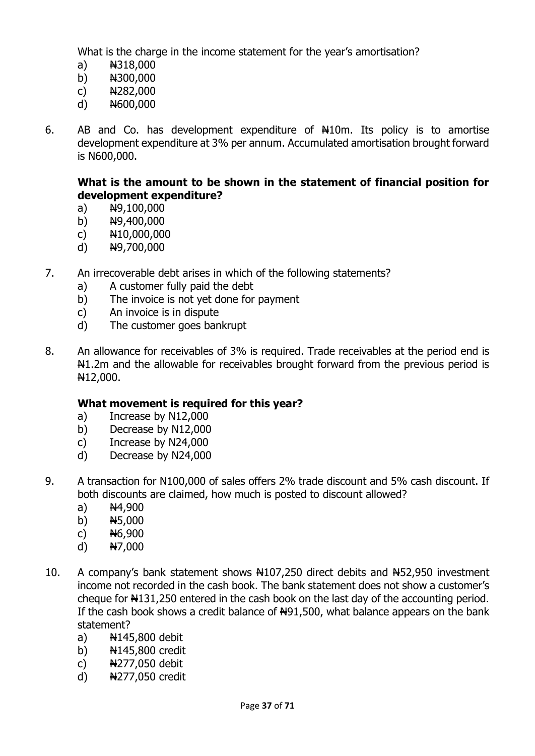What is the charge in the income statement for the year's amortisation?

a) ₦318,000
b) ₦300,000
c) ₦282,000
d) ₦600,000

6. AB and Co. has development expenditure of ₦10m. Its policy is to amortise development expenditure at 3% per annum. Accumulated amortisation brought forward is N600,000.

   **What is the amount to be shown in the statement of financial position for development expenditure?**

   a) ₦9,100,000
   b) ₦9,400,000
   c) ₦10,000,000
   d) ₦9,700,000

7. An irrecoverable debt arises in which of the following statements?

   a) A customer fully paid the debt
   b) The invoice is not yet done for payment
   c) An invoice is in dispute
   d) The customer goes bankrupt

8. An allowance for receivables of 3% is required. Trade receivables at the period end is ₦1.2m and the allowable for receivables brought forward from the previous period is ₦12,000.

   **What movement is required for this year?**

   a) Increase by N12,000
   b) Decrease by N12,000
   c) Increase by N24,000
   d) Decrease by N24,000

9. A transaction for N100,000 of sales offers 2% trade discount and 5% cash discount. If both discounts are claimed, how much is posted to discount allowed?

   a) ₦4,900
   b) ₦5,000
   c) ₦6,900
   d) ₦7,000

10. A company's bank statement shows ₦107,250 direct debits and ₦52,950 investment income not recorded in the cash book. The bank statement does not show a customer's cheque for ₦131,250 entered in the cash book on the last day of the accounting period. If the cash book shows a credit balance of ₦91,500, what balance appears on the bank statement?

    a) ₦145,800 debit
    b) ₦145,800 credit
    c) ₦277,050 debit
    d) ₦277,050 credit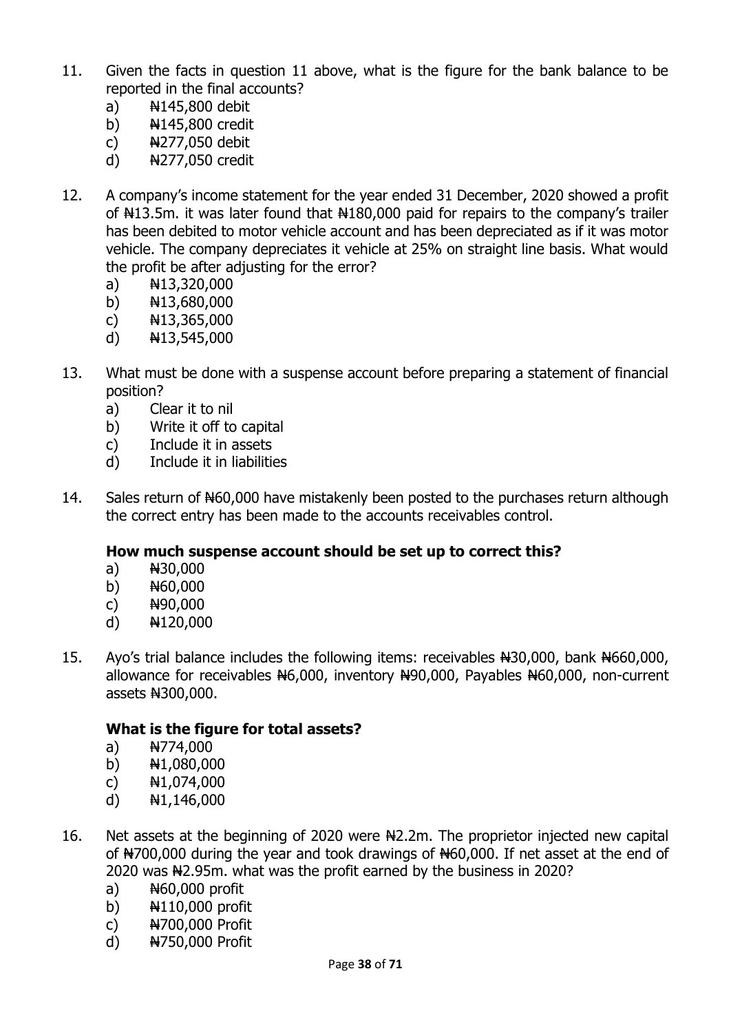11. Given the facts in question 11 above, what is the figure for the bank balance to be reported in the final accounts?
    a) ₦145,800 debit
    b) ₦145,800 credit
    c) ₦277,050 debit
    d) ₦277,050 credit

12. A company's income statement for the year ended 31 December, 2020 showed a profit of ₦13.5m. it was later found that ₦180,000 paid for repairs to the company's trailer has been debited to motor vehicle account and has been depreciated as if it was motor vehicle. The company depreciates it vehicle at 25% on straight line basis. What would the profit be after adjusting for the error?
    a) ₦13,320,000
    b) ₦13,680,000
    c) ₦13,365,000
    d) ₦13,545,000

13. What must be done with a suspense account before preparing a statement of financial position?
    a) Clear it to nil
    b) Write it off to capital
    c) Include it in assets
    d) Include it in liabilities

14. Sales return of ₦60,000 have mistakenly been posted to the purchases return although the correct entry has been made to the accounts receivables control.

    **How much suspense account should be set up to correct this?**
    a) ₦30,000
    b) ₦60,000
    c) ₦90,000
    d) ₦120,000

15. Ayo's trial balance includes the following items: receivables ₦30,000, bank ₦660,000, allowance for receivables ₦6,000, inventory ₦90,000, Payables ₦60,000, non-current assets ₦300,000.

    **What is the figure for total assets?**
    a) ₦774,000
    b) ₦1,080,000
    c) ₦1,074,000
    d) ₦1,146,000

16. Net assets at the beginning of 2020 were ₦2.2m. The proprietor injected new capital of ₦700,000 during the year and took drawings of ₦60,000. If net asset at the end of 2020 was ₦2.95m. what was the profit earned by the business in 2020?
    a) ₦60,000 profit
    b) ₦110,000 profit
    c) ₦700,000 Profit
    d) ₦750,000 Profit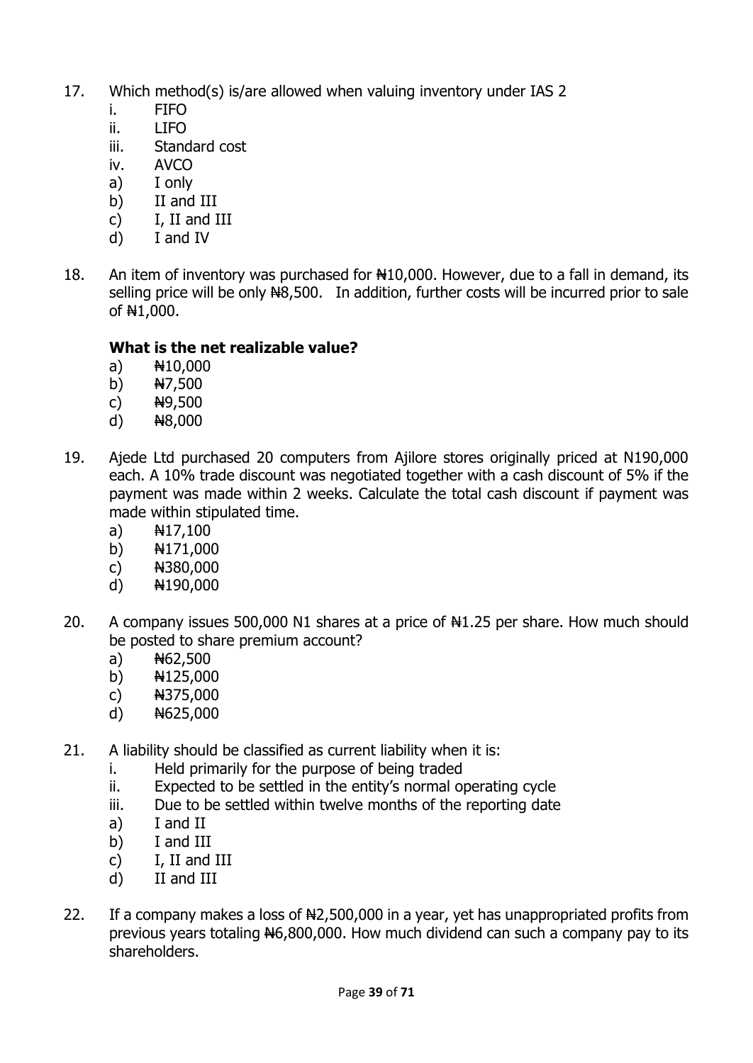17. Which method(s) is/are allowed when valuing inventory under IAS 2
    i. FIFO
    ii. LIFO
    iii. Standard cost
    iv. AVCO
    a) I only
    b) II and III
    c) I, II and III
    d) I and IV

18. An item of inventory was purchased for ₦10,000. However, due to a fall in demand, its selling price will be only ₦8,500. In addition, further costs will be incurred prior to sale of ₦1,000.

    **What is the net realizable value?**
    a) ₦10,000
    b) ₦7,500
    c) ₦9,500
    d) ₦8,000

19. Ajede Ltd purchased 20 computers from Ajilore stores originally priced at N190,000 each. A 10% trade discount was negotiated together with a cash discount of 5% if the payment was made within 2 weeks. Calculate the total cash discount if payment was made within stipulated time.
    a) ₦17,100
    b) ₦171,000
    c) ₦380,000
    d) ₦190,000

20. A company issues 500,000 N1 shares at a price of ₦1.25 per share. How much should be posted to share premium account?
    a) ₦62,500
    b) ₦125,000
    c) ₦375,000
    d) ₦625,000

21. A liability should be classified as current liability when it is:
    i. Held primarily for the purpose of being traded
    ii. Expected to be settled in the entity's normal operating cycle
    iii. Due to be settled within twelve months of the reporting date
    a) I and II
    b) I and III
    c) I, II and III
    d) II and III

22. If a company makes a loss of ₦2,500,000 in a year, yet has unappropriated profits from previous years totaling ₦6,800,000. How much dividend can such a company pay to its shareholders.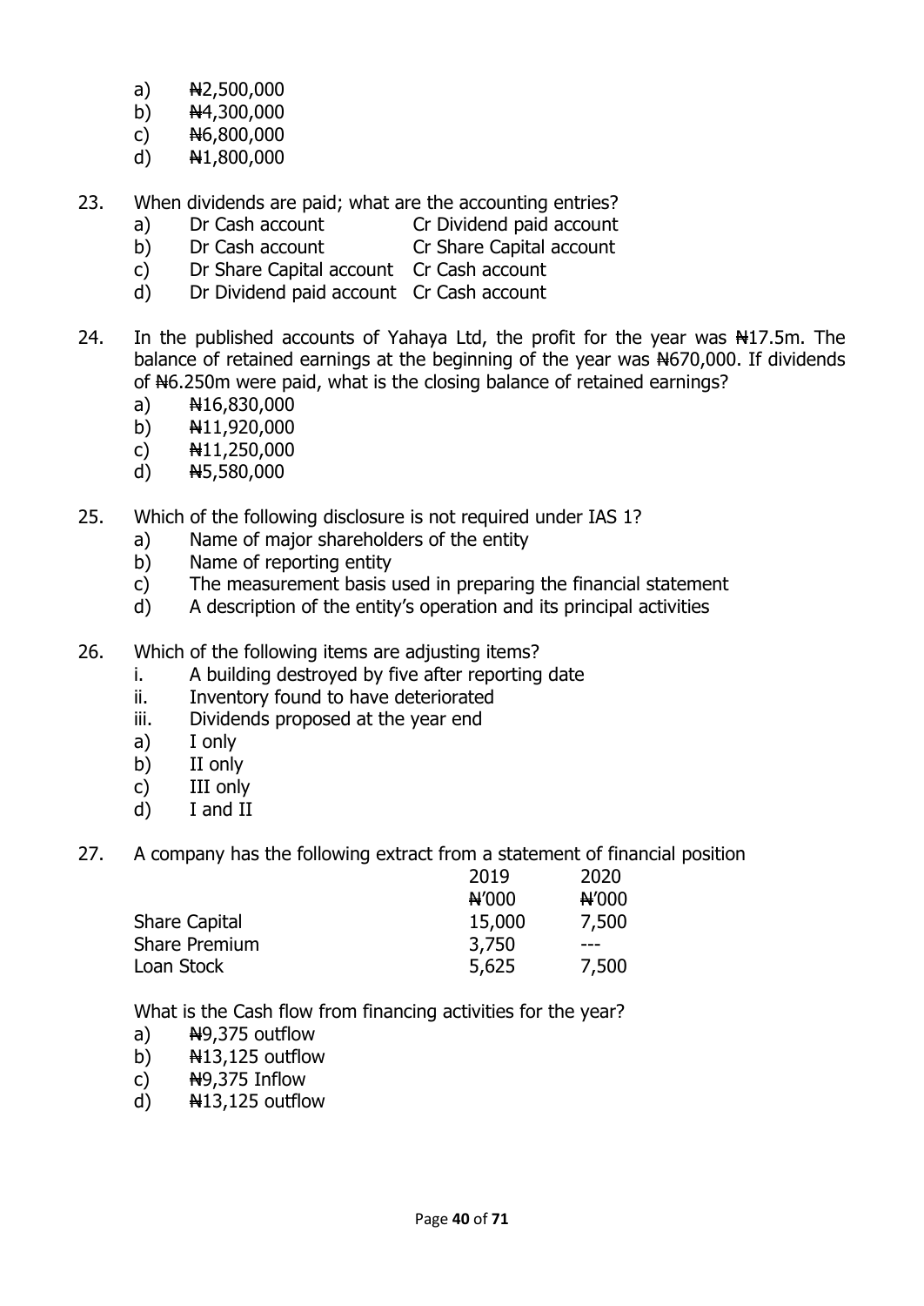a) ₦2,500,000
b) ₦4,300,000
c) ₦6,800,000
d) ₦1,800,000

23. When dividends are paid; what are the accounting entries?
    a) Dr Cash account Cr Dividend paid account
    b) Dr Cash account Cr Share Capital account
    c) Dr Share Capital account Cr Cash account
    d) Dr Dividend paid account Cr Cash account

24. In the published accounts of Yahaya Ltd, the profit for the year was ₦17.5m. The balance of retained earnings at the beginning of the year was ₦670,000. If dividends of ₦6.250m were paid, what is the closing balance of retained earnings?
    a) ₦16,830,000
    b) ₦11,920,000
    c) ₦11,250,000
    d) ₦5,580,000

25. Which of the following disclosure is not required under IAS 1?
    a) Name of major shareholders of the entity
    b) Name of reporting entity
    c) The measurement basis used in preparing the financial statement
    d) A description of the entity's operation and its principal activities

26. Which of the following items are adjusting items?
    i. A building destroyed by five after reporting date
    ii. Inventory found to have deteriorated
    iii. Dividends proposed at the year end
    a) I only
    b) II only
    c) III only
    d) I and II

27. A company has the following extract from a statement of financial position

|  | 2019 | 2020 |
|---|---|---|
|  | ₦'000 | ₦'000 |
| Share Capital | 15,000 | 7,500 |
| Share Premium | 3,750 | --- |
| Loan Stock | 5,625 | 7,500 |

What is the Cash flow from financing activities for the year?
    a) ₦9,375 outflow
    b) ₦13,125 outflow
    c) ₦9,375 Inflow
    d) ₦13,125 outflow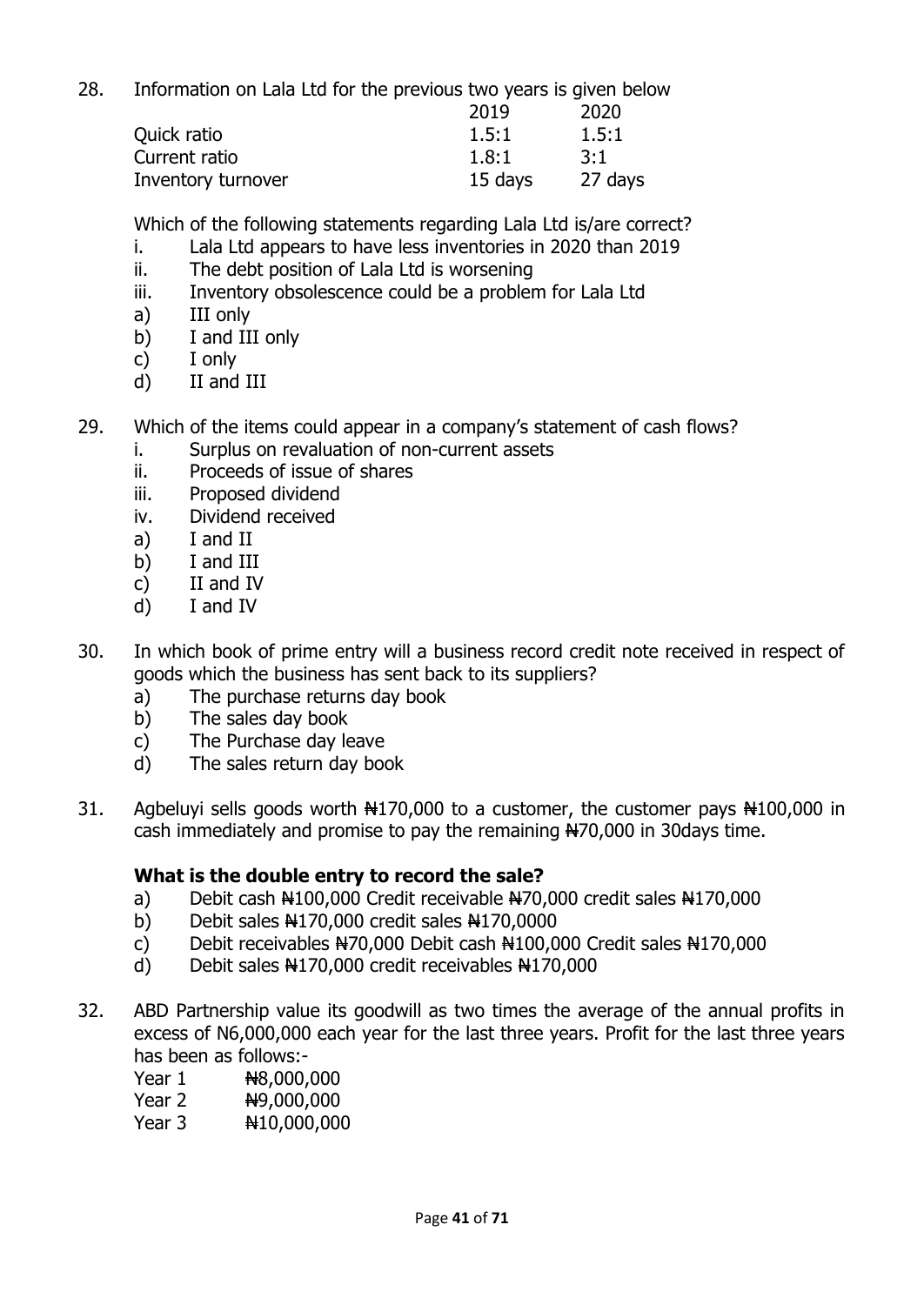28. Information on Lala Ltd for the previous two years is given below

| | 2019 | 2020 |
|---|---|---|
| Quick ratio | 1.5:1 | 1.5:1 |
| Current ratio | 1.8:1 | 3:1 |
| Inventory turnover | 15 days | 27 days |

Which of the following statements regarding Lala Ltd is/are correct?

i. Lala Ltd appears to have less inventories in 2020 than 2019
ii. The debt position of Lala Ltd is worsening
iii. Inventory obsolescence could be a problem for Lala Ltd

a) III only
b) I and III only
c) I only
d) II and III

29. Which of the items could appear in a company's statement of cash flows?

i. Surplus on revaluation of non-current assets
ii. Proceeds of issue of shares
iii. Proposed dividend
iv. Dividend received

a) I and II
b) I and III
c) II and IV
d) I and IV

30. In which book of prime entry will a business record credit note received in respect of goods which the business has sent back to its suppliers?

a) The purchase returns day book
b) The sales day book
c) The Purchase day leave
d) The sales return day book

31. Agbeluyi sells goods worth ₦170,000 to a customer, the customer pays ₦100,000 in cash immediately and promise to pay the remaining ₦70,000 in 30days time.

**What is the double entry to record the sale?**

a) Debit cash ₦100,000 Credit receivable ₦70,000 credit sales ₦170,000
b) Debit sales ₦170,000 credit sales ₦170,0000
c) Debit receivables ₦70,000 Debit cash ₦100,000 Credit sales ₦170,000
d) Debit sales ₦170,000 credit receivables ₦170,000

32. ABD Partnership value its goodwill as two times the average of the annual profits in excess of N6,000,000 each year for the last three years. Profit for the last three years has been as follows:-

| | |
|---|---|
| Year 1 | ₦8,000,000 |
| Year 2 | ₦9,000,000 |
| Year 3 | ₦10,000,000 |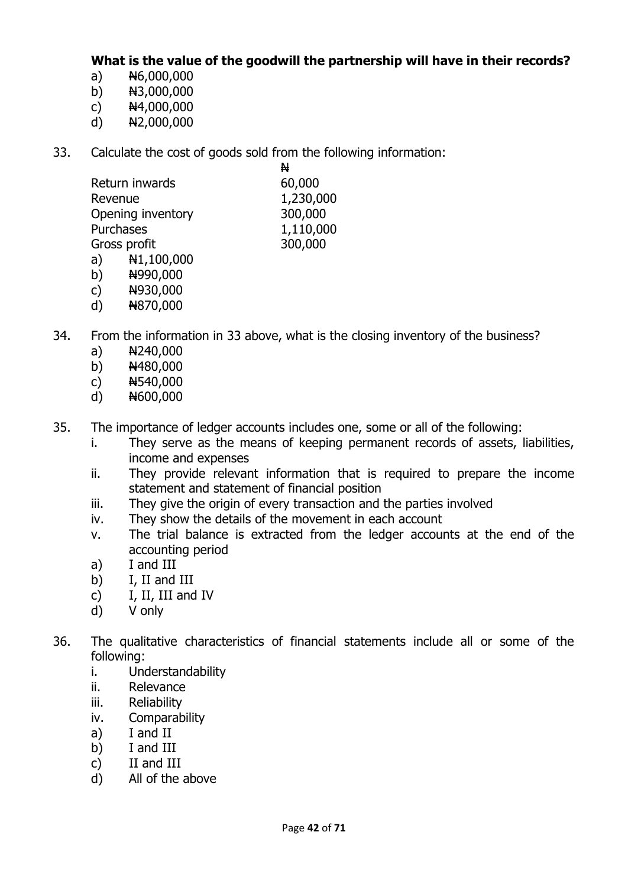**What is the value of the goodwill the partnership will have in their records?**

a) ₦6,000,000
b) ₦3,000,000
c) ₦4,000,000
d) ₦2,000,000

33. Calculate the cost of goods sold from the following information:

| | ₦ |
|---|---|
| Return inwards | 60,000 |
| Revenue | 1,230,000 |
| Opening inventory | 300,000 |
| Purchases | 1,110,000 |
| Gross profit | 300,000 |

a) ₦1,100,000
b) ₦990,000
c) ₦930,000
d) ₦870,000

34. From the information in 33 above, what is the closing inventory of the business?

a) ₦240,000
b) ₦480,000
c) ₦540,000
d) ₦600,000

35. The importance of ledger accounts includes one, some or all of the following:

i. They serve as the means of keeping permanent records of assets, liabilities, income and expenses
ii. They provide relevant information that is required to prepare the income statement and statement of financial position
iii. They give the origin of every transaction and the parties involved
iv. They show the details of the movement in each account
v. The trial balance is extracted from the ledger accounts at the end of the accounting period

a) I and III
b) I, II and III
c) I, II, III and IV
d) V only

36. The qualitative characteristics of financial statements include all or some of the following:

i. Understandability
ii. Relevance
iii. Reliability
iv. Comparability

a) I and II
b) I and III
c) II and III
d) All of the above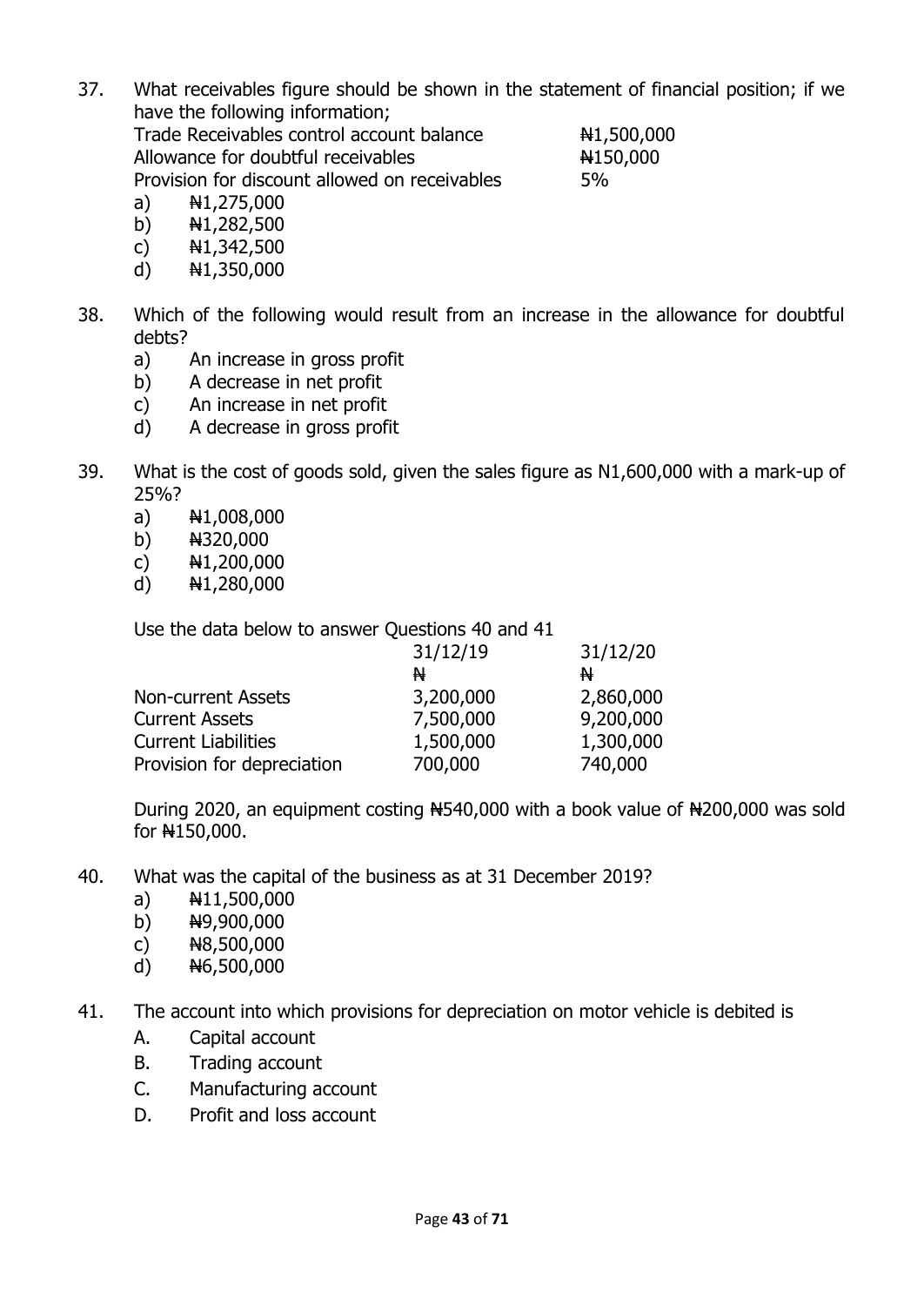37. What receivables figure should be shown in the statement of financial position; if we have the following information;

| | |
|---|---|
| Trade Receivables control account balance | ₦1,500,000 |
| Allowance for doubtful receivables | ₦150,000 |
| Provision for discount allowed on receivables | 5% |

   a) ₦1,275,000
   b) ₦1,282,500
   c) ₦1,342,500
   d) ₦1,350,000

38. Which of the following would result from an increase in the allowance for doubtful debts?
   a) An increase in gross profit
   b) A decrease in net profit
   c) An increase in net profit
   d) A decrease in gross profit

39. What is the cost of goods sold, given the sales figure as N1,600,000 with a mark-up of 25%?
   a) ₦1,008,000
   b) ₦320,000
   c) ₦1,200,000
   d) ₦1,280,000

Use the data below to answer Questions 40 and 41

| | 31/12/19 | 31/12/20 |
|---|---|---|
| | ₦ | ₦ |
| Non-current Assets | 3,200,000 | 2,860,000 |
| Current Assets | 7,500,000 | 9,200,000 |
| Current Liabilities | 1,500,000 | 1,300,000 |
| Provision for depreciation | 700,000 | 740,000 |

During 2020, an equipment costing ₦540,000 with a book value of ₦200,000 was sold for ₦150,000.

40. What was the capital of the business as at 31 December 2019?
   a) ₦11,500,000
   b) ₦9,900,000
   c) ₦8,500,000
   d) ₦6,500,000

41. The account into which provisions for depreciation on motor vehicle is debited is
   A. Capital account
   B. Trading account
   C. Manufacturing account
   D. Profit and loss account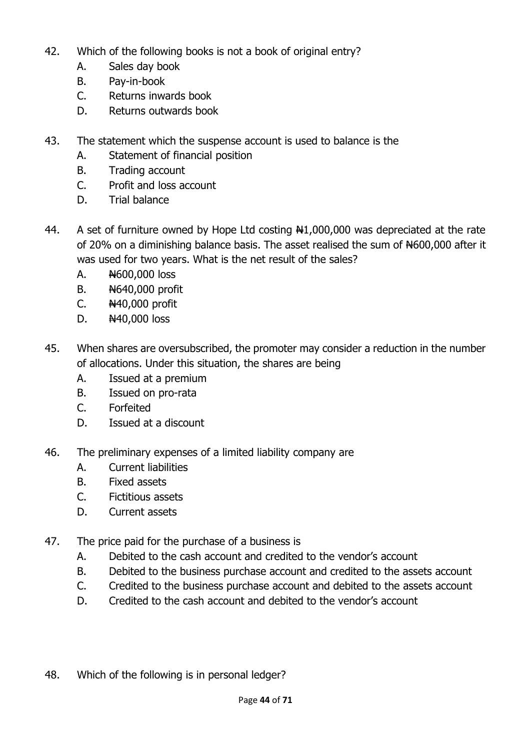42. Which of the following books is not a book of original entry?
    A. Sales day book
    B. Pay-in-book
    C. Returns inwards book
    D. Returns outwards book

43. The statement which the suspense account is used to balance is the
    A. Statement of financial position
    B. Trading account
    C. Profit and loss account
    D. Trial balance

44. A set of furniture owned by Hope Ltd costing ₦1,000,000 was depreciated at the rate of 20% on a diminishing balance basis. The asset realised the sum of ₦600,000 after it was used for two years. What is the net result of the sales?
    A. ₦600,000 loss
    B. ₦640,000 profit
    C. ₦40,000 profit
    D. ₦40,000 loss

45. When shares are oversubscribed, the promoter may consider a reduction in the number of allocations. Under this situation, the shares are being
    A. Issued at a premium
    B. Issued on pro-rata
    C. Forfeited
    D. Issued at a discount

46. The preliminary expenses of a limited liability company are
    A. Current liabilities
    B. Fixed assets
    C. Fictitious assets
    D. Current assets

47. The price paid for the purchase of a business is
    A. Debited to the cash account and credited to the vendor's account
    B. Debited to the business purchase account and credited to the assets account
    C. Credited to the business purchase account and debited to the assets account
    D. Credited to the cash account and debited to the vendor's account

48. Which of the following is in personal ledger?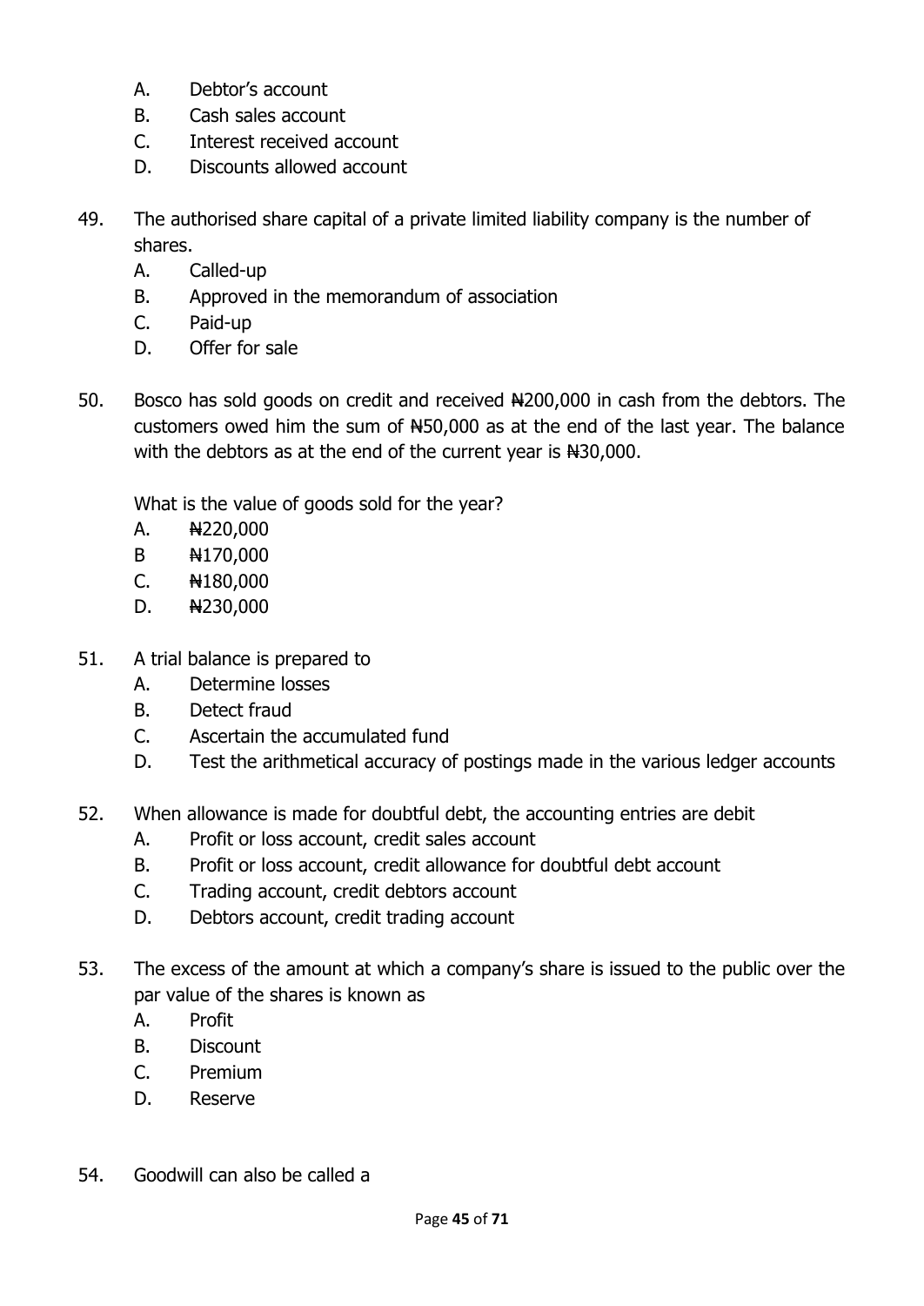A. Debtor's account
B. Cash sales account
C. Interest received account
D. Discounts allowed account

49. The authorised share capital of a private limited liability company is the number of shares.
    A. Called-up
    B. Approved in the memorandum of association
    C. Paid-up
    D. Offer for sale

50. Bosco has sold goods on credit and received ₦200,000 in cash from the debtors. The customers owed him the sum of ₦50,000 as at the end of the last year. The balance with the debtors as at the end of the current year is ₦30,000.

    What is the value of goods sold for the year?
    A. ₦220,000
    B ₦170,000
    C. ₦180,000
    D. ₦230,000

51. A trial balance is prepared to
    A. Determine losses
    B. Detect fraud
    C. Ascertain the accumulated fund
    D. Test the arithmetical accuracy of postings made in the various ledger accounts

52. When allowance is made for doubtful debt, the accounting entries are debit
    A. Profit or loss account, credit sales account
    B. Profit or loss account, credit allowance for doubtful debt account
    C. Trading account, credit debtors account
    D. Debtors account, credit trading account

53. The excess of the amount at which a company's share is issued to the public over the par value of the shares is known as
    A. Profit
    B. Discount
    C. Premium
    D. Reserve

54. Goodwill can also be called a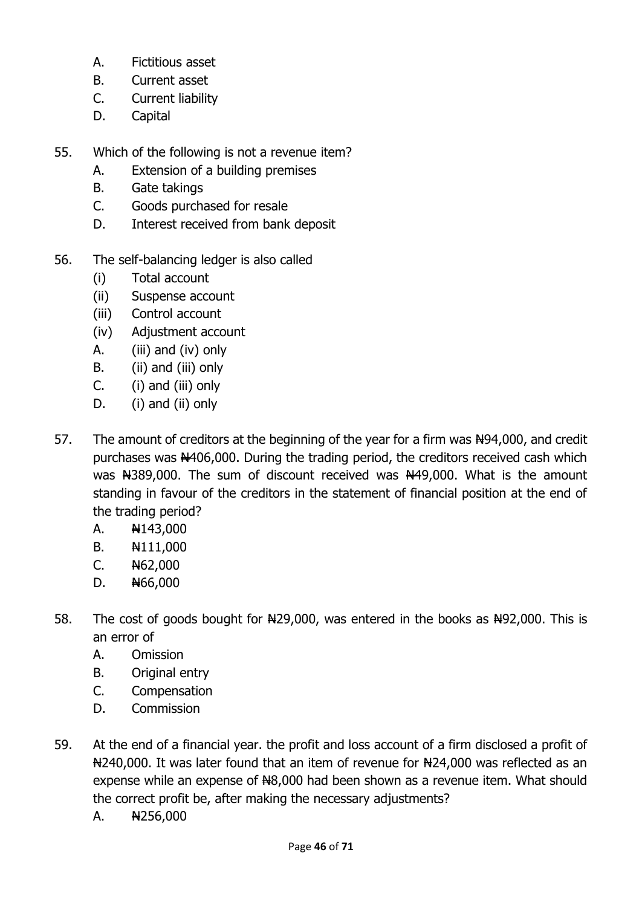A. Fictitious asset
B. Current asset
C. Current liability
D. Capital

55. Which of the following is not a revenue item?
    A. Extension of a building premises
    B. Gate takings
    C. Goods purchased for resale
    D. Interest received from bank deposit

56. The self-balancing ledger is also called
    (i) Total account
    (ii) Suspense account
    (iii) Control account
    (iv) Adjustment account
    A. (iii) and (iv) only
    B. (ii) and (iii) only
    C. (i) and (iii) only
    D. (i) and (ii) only

57. The amount of creditors at the beginning of the year for a firm was ₦94,000, and credit purchases was ₦406,000. During the trading period, the creditors received cash which was ₦389,000. The sum of discount received was ₦49,000. What is the amount standing in favour of the creditors in the statement of financial position at the end of the trading period?
    A. ₦143,000
    B. ₦111,000
    C. ₦62,000
    D. ₦66,000

58. The cost of goods bought for ₦29,000, was entered in the books as ₦92,000. This is an error of
    A. Omission
    B. Original entry
    C. Compensation
    D. Commission

59. At the end of a financial year. the profit and loss account of a firm disclosed a profit of ₦240,000. It was later found that an item of revenue for ₦24,000 was reflected as an expense while an expense of ₦8,000 had been shown as a revenue item. What should the correct profit be, after making the necessary adjustments?
    A. ₦256,000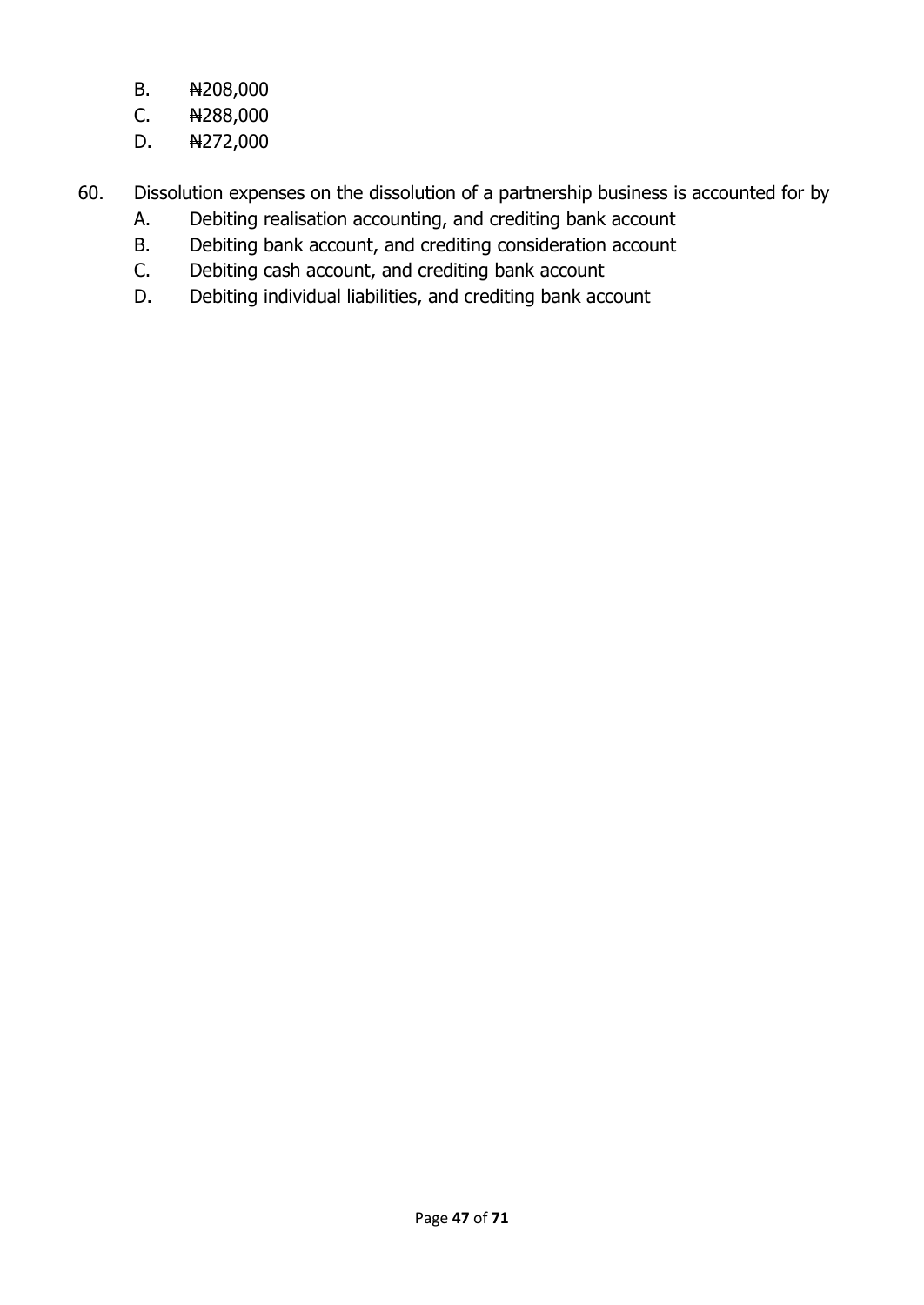B. ₦208,000
C. ₦288,000
D. ₦272,000

60. Dissolution expenses on the dissolution of a partnership business is accounted for by
    A. Debiting realisation accounting, and crediting bank account
    B. Debiting bank account, and crediting consideration account
    C. Debiting cash account, and crediting bank account
    D. Debiting individual liabilities, and crediting bank account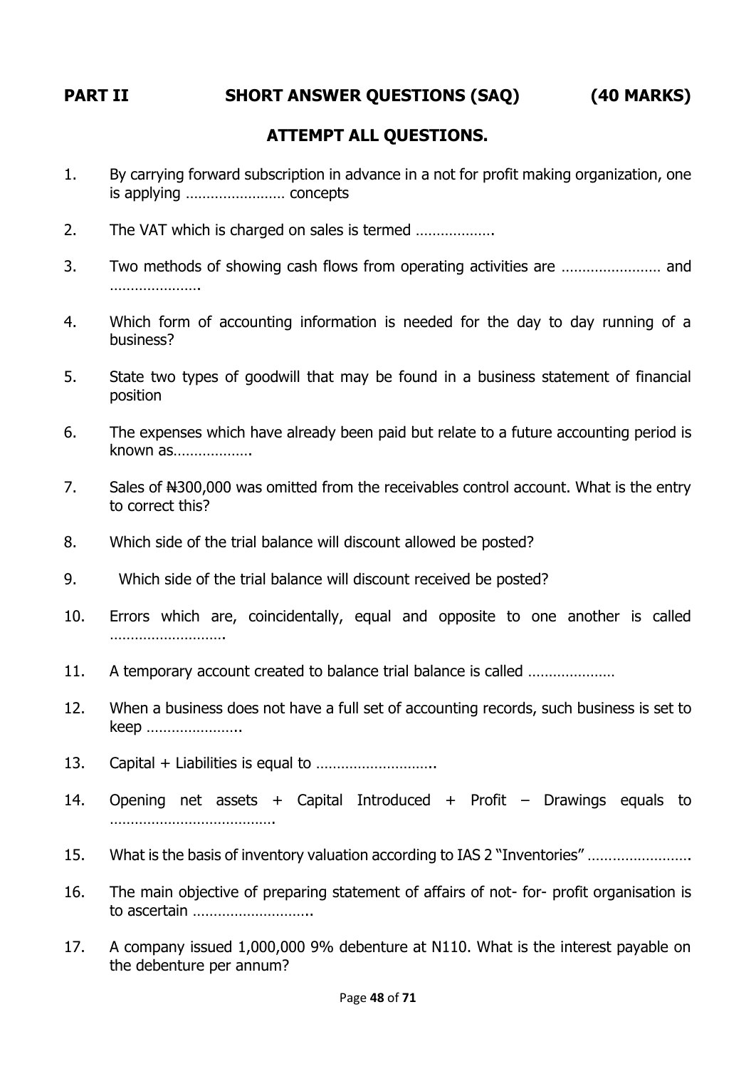## PART II SHORT ANSWER QUESTIONS (SAQ) (40 MARKS)

### ATTEMPT ALL QUESTIONS.

1. By carrying forward subscription in advance in a not for profit making organization, one is applying …………………… concepts

2. The VAT which is charged on sales is termed ……………….

3. Two methods of showing cash flows from operating activities are …………………… and ………………….

4. Which form of accounting information is needed for the day to day running of a business?

5. State two types of goodwill that may be found in a business statement of financial position

6. The expenses which have already been paid but relate to a future accounting period is known as……………….

7. Sales of ₦300,000 was omitted from the receivables control account. What is the entry to correct this?

8. Which side of the trial balance will discount allowed be posted?

9. Which side of the trial balance will discount received be posted?

10. Errors which are, coincidentally, equal and opposite to one another is called ……………………….

11. A temporary account created to balance trial balance is called …………………

12. When a business does not have a full set of accounting records, such business is set to keep …………………..

13. Capital + Liabilities is equal to ………………………..

14. Opening net assets + Capital Introduced + Profit – Drawings equals to ………………………………….

15. What is the basis of inventory valuation according to IAS 2 "Inventories" …………………….

16. The main objective of preparing statement of affairs of not- for- profit organisation is to ascertain ………………………..

17. A company issued 1,000,000 9% debenture at N110. What is the interest payable on the debenture per annum?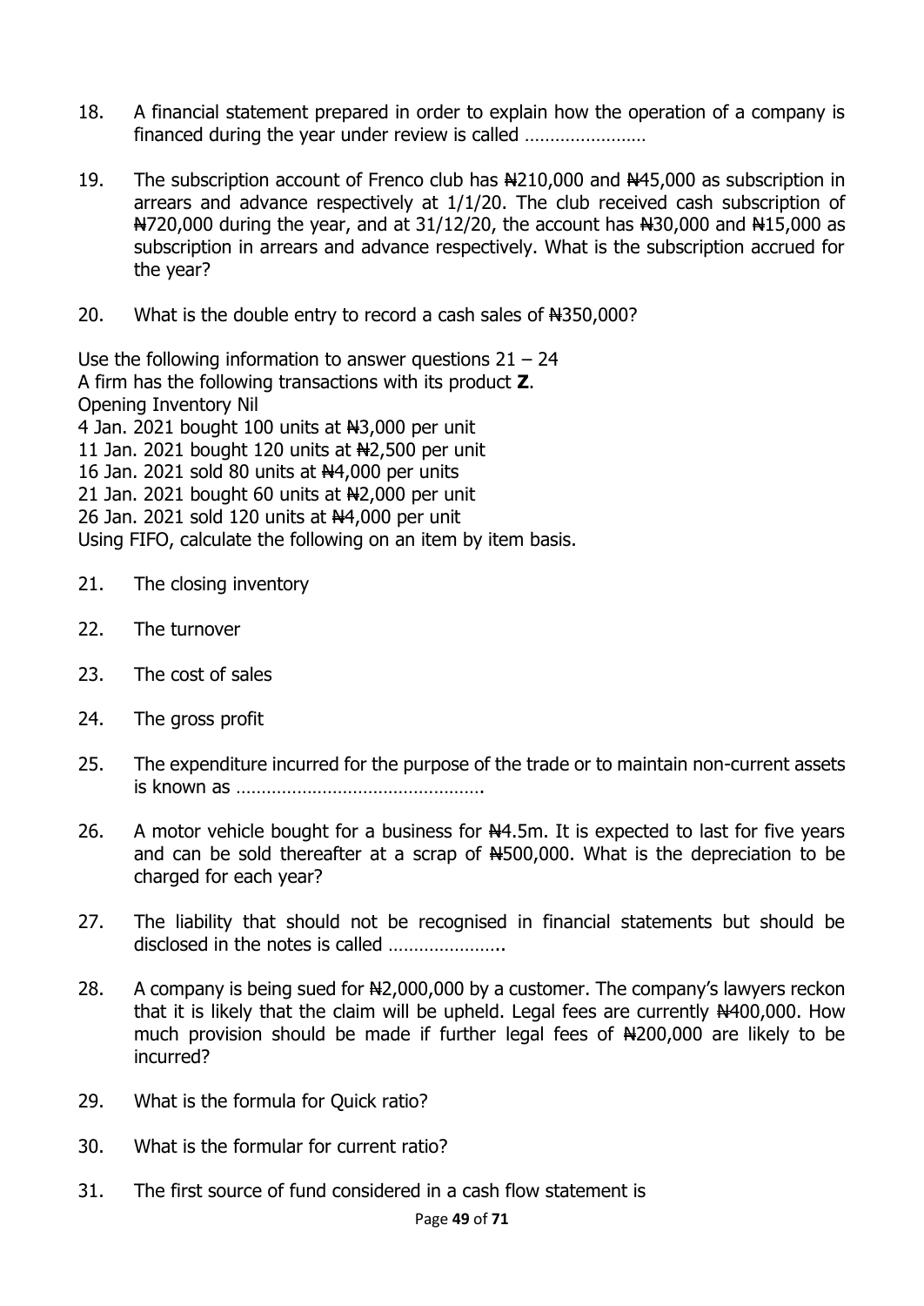18. A financial statement prepared in order to explain how the operation of a company is financed during the year under review is called ……………………

19. The subscription account of Frenco club has ₦210,000 and ₦45,000 as subscription in arrears and advance respectively at 1/1/20. The club received cash subscription of ₦720,000 during the year, and at 31/12/20, the account has ₦30,000 and ₦15,000 as subscription in arrears and advance respectively. What is the subscription accrued for the year?

20. What is the double entry to record a cash sales of ₦350,000?

Use the following information to answer questions 21 – 24
A firm has the following transactions with its product **Z**.
Opening Inventory Nil
4 Jan. 2021 bought 100 units at ₦3,000 per unit
11 Jan. 2021 bought 120 units at ₦2,500 per unit
16 Jan. 2021 sold 80 units at ₦4,000 per units
21 Jan. 2021 bought 60 units at ₦2,000 per unit
26 Jan. 2021 sold 120 units at ₦4,000 per unit
Using FIFO, calculate the following on an item by item basis.

21. The closing inventory

22. The turnover

23. The cost of sales

24. The gross profit

25. The expenditure incurred for the purpose of the trade or to maintain non-current assets is known as ………………………………………….

26. A motor vehicle bought for a business for ₦4.5m. It is expected to last for five years and can be sold thereafter at a scrap of ₦500,000. What is the depreciation to be charged for each year?

27. The liability that should not be recognised in financial statements but should be disclosed in the notes is called …………………..

28. A company is being sued for ₦2,000,000 by a customer. The company's lawyers reckon that it is likely that the claim will be upheld. Legal fees are currently ₦400,000. How much provision should be made if further legal fees of ₦200,000 are likely to be incurred?

29. What is the formula for Quick ratio?

30. What is the formular for current ratio?

31. The first source of fund considered in a cash flow statement is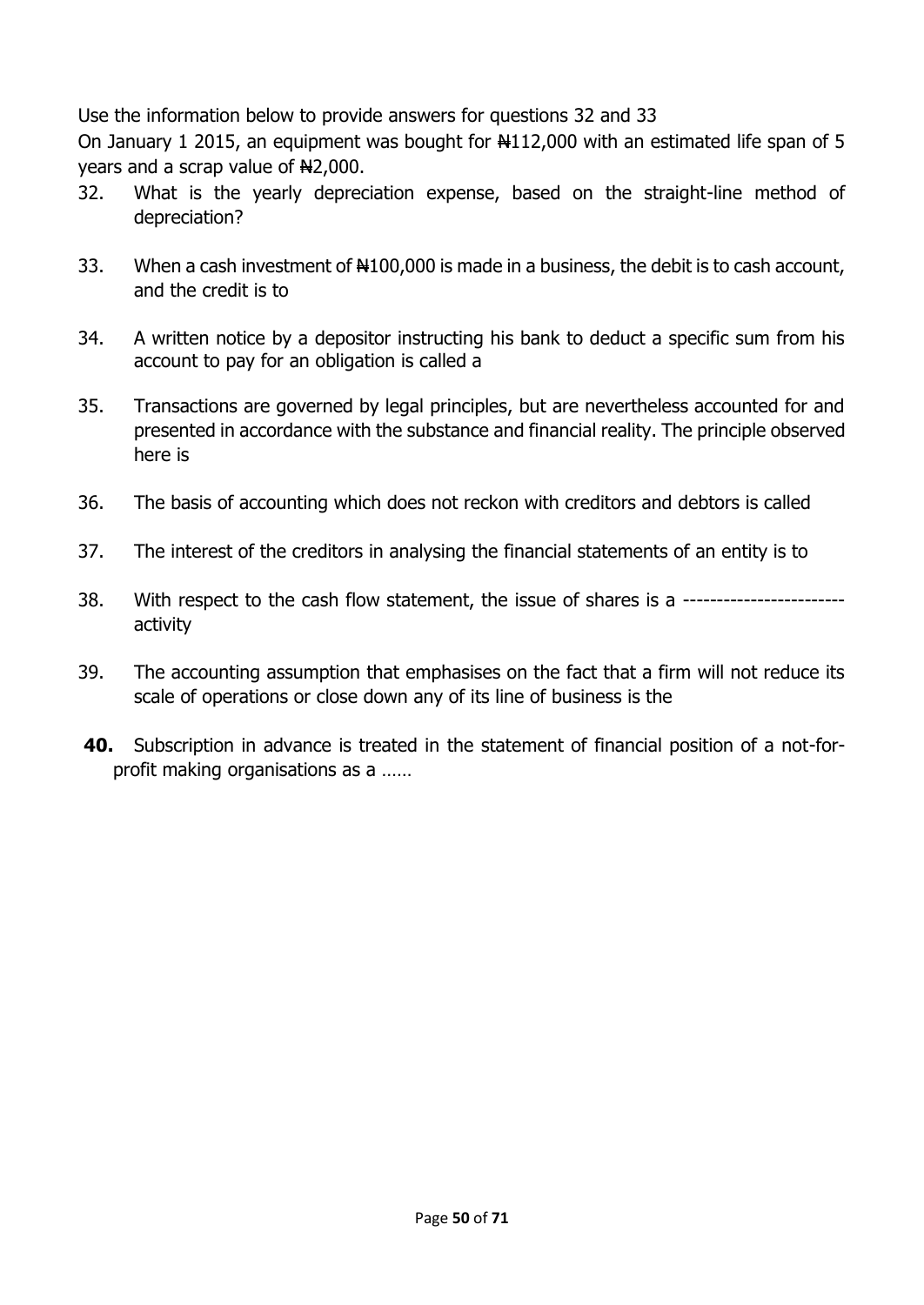Use the information below to provide answers for questions 32 and 33

On January 1 2015, an equipment was bought for ₦112,000 with an estimated life span of 5 years and a scrap value of ₦2,000.

32. What is the yearly depreciation expense, based on the straight-line method of depreciation?

33. When a cash investment of ₦100,000 is made in a business, the debit is to cash account, and the credit is to

34. A written notice by a depositor instructing his bank to deduct a specific sum from his account to pay for an obligation is called a

35. Transactions are governed by legal principles, but are nevertheless accounted for and presented in accordance with the substance and financial reality. The principle observed here is

36. The basis of accounting which does not reckon with creditors and debtors is called

37. The interest of the creditors in analysing the financial statements of an entity is to

38. With respect to the cash flow statement, the issue of shares is a ------------------------ activity

39. The accounting assumption that emphasises on the fact that a firm will not reduce its scale of operations or close down any of its line of business is the

**40.** Subscription in advance is treated in the statement of financial position of a not-for-profit making organisations as a ……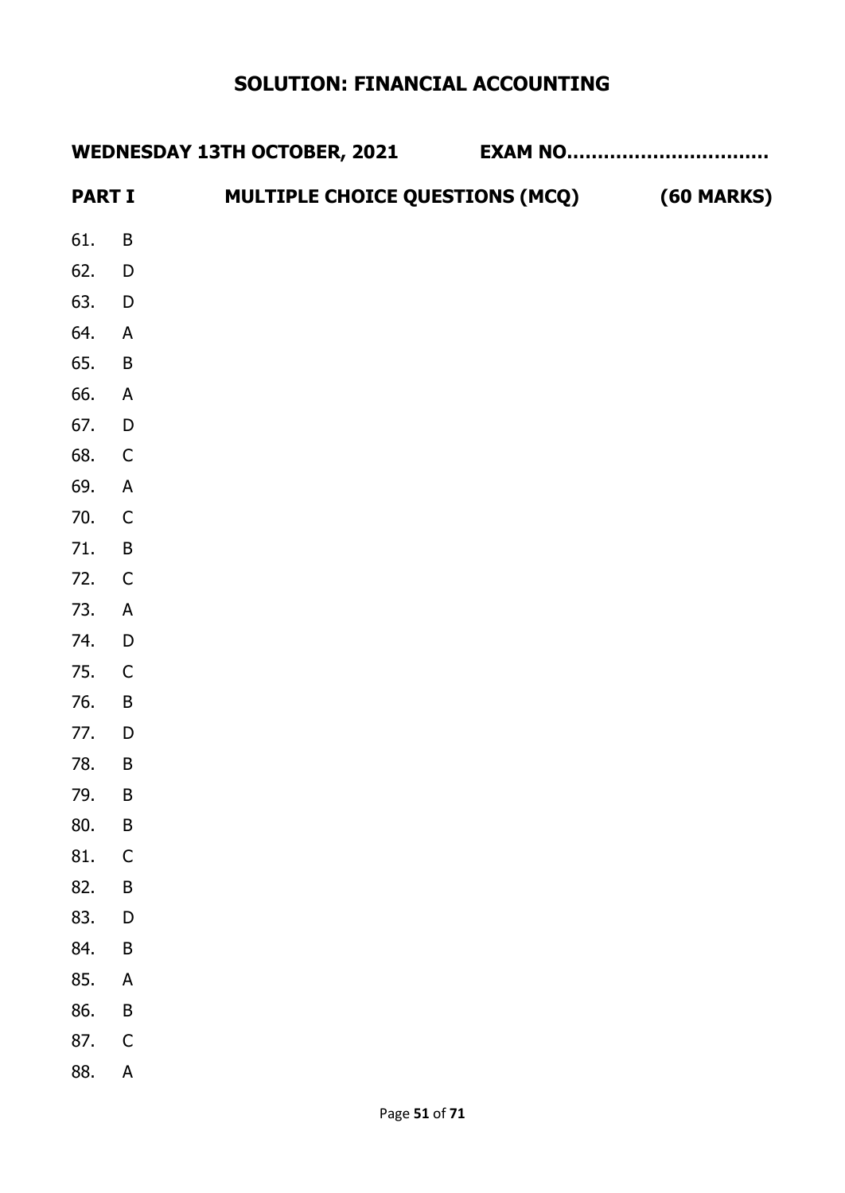# SOLUTION: FINANCIAL ACCOUNTING

**WEDNESDAY 13TH OCTOBER, 2021** **EXAM NO…………………………..**

**PART I** **MULTIPLE CHOICE QUESTIONS (MCQ)** **(60 MARKS)**

61. B
62. D
63. D
64. A
65. B
66. A
67. D
68. C
69. A
70. C
71. B
72. C
73. A
74. D
75. C
76. B
77. D
78. B
79. B
80. B
81. C
82. B
83. D
84. B
85. A
86. B
87. C
88. A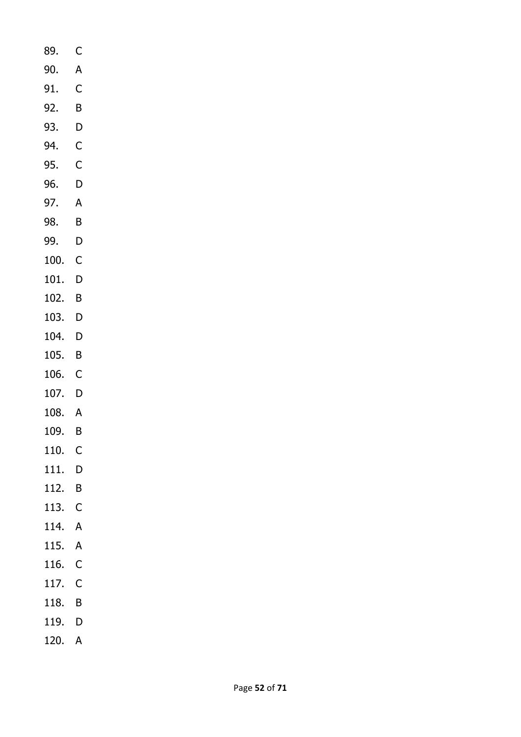89. C
90. A
91. C
92. B
93. D
94. C
95. C
96. D
97. A
98. B
99. D
100. C
101. D
102. B
103. D
104. D
105. B
106. C
107. D
108. A
109. B
110. C
111. D
112. B
113. C
114. A
115. A
116. C
117. C
118. B
119. D
120. A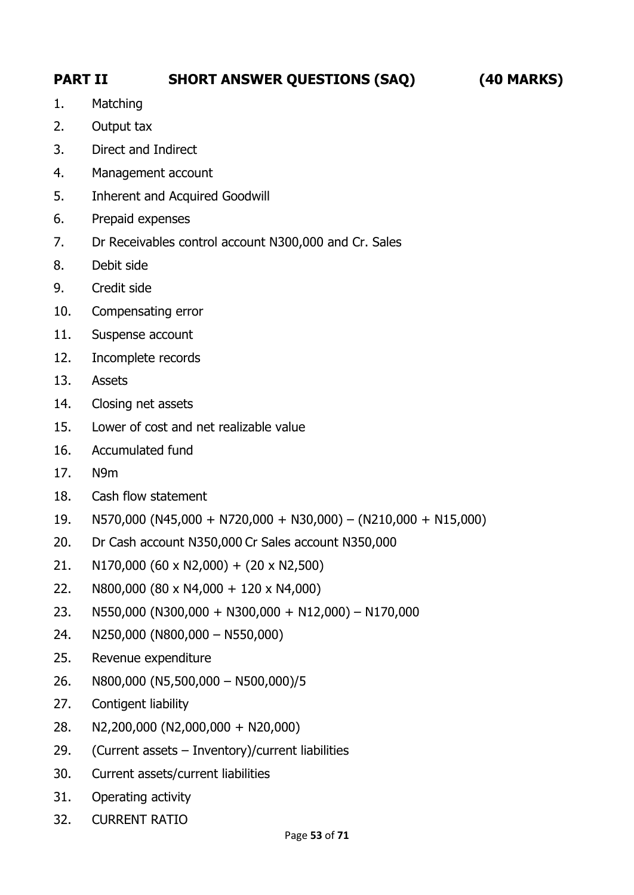## PART II SHORT ANSWER QUESTIONS (SAQ) (40 MARKS)

1. Matching
2. Output tax
3. Direct and Indirect
4. Management account
5. Inherent and Acquired Goodwill
6. Prepaid expenses
7. Dr Receivables control account N300,000 and Cr. Sales
8. Debit side
9. Credit side
10. Compensating error
11. Suspense account
12. Incomplete records
13. Assets
14. Closing net assets
15. Lower of cost and net realizable value
16. Accumulated fund
17. N9m
18. Cash flow statement
19. N570,000 (N45,000 + N720,000 + N30,000) – (N210,000 + N15,000)
20. Dr Cash account N350,000 Cr Sales account N350,000
21. N170,000 (60 x N2,000) + (20 x N2,500)
22. N800,000 (80 x N4,000 + 120 x N4,000)
23. N550,000 (N300,000 + N300,000 + N12,000) – N170,000
24. N250,000 (N800,000 – N550,000)
25. Revenue expenditure
26. N800,000 (N5,500,000 – N500,000)/5
27. Contigent liability
28. N2,200,000 (N2,000,000 + N20,000)
29. (Current assets – Inventory)/current liabilities
30. Current assets/current liabilities
31. Operating activity
32. CURRENT RATIO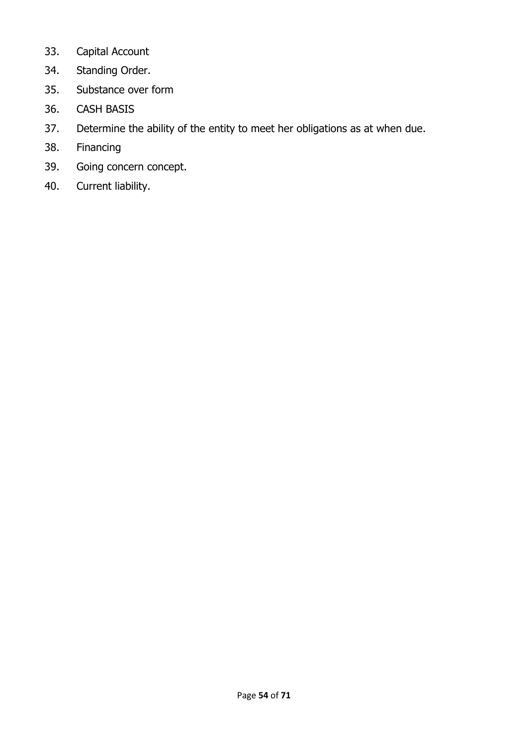33. Capital Account
34. Standing Order.
35. Substance over form
36. CASH BASIS
37. Determine the ability of the entity to meet her obligations as at when due.
38. Financing
39. Going concern concept.
40. Current liability.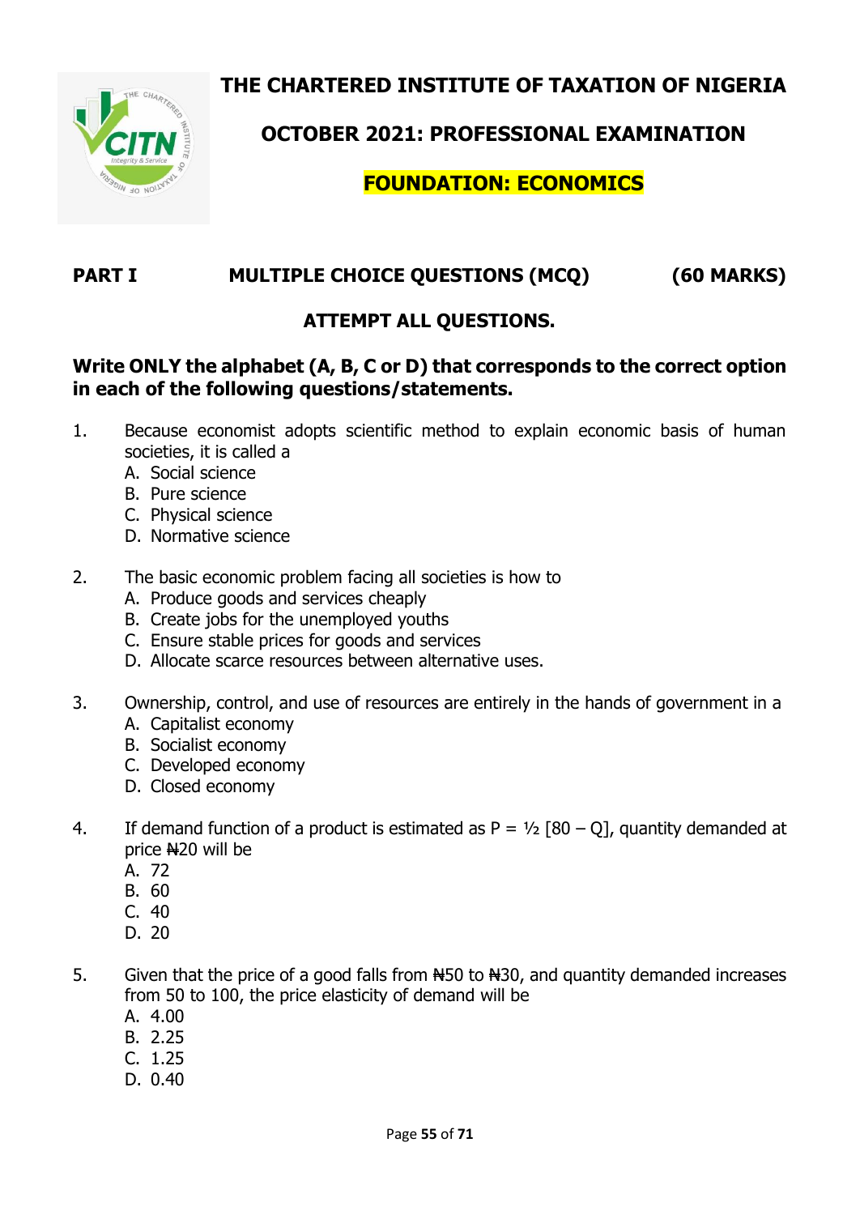# THE CHARTERED INSTITUTE OF TAXATION OF NIGERIA

## OCTOBER 2021: PROFESSIONAL EXAMINATION

## FOUNDATION: ECONOMICS

**PART I MULTIPLE CHOICE QUESTIONS (MCQ) (60 MARKS)**

**ATTEMPT ALL QUESTIONS.**

**Write ONLY the alphabet (A, B, C or D) that corresponds to the correct option in each of the following questions/statements.**

1. Because economist adopts scientific method to explain economic basis of human societies, it is called a
   A. Social science
   B. Pure science
   C. Physical science
   D. Normative science

2. The basic economic problem facing all societies is how to
   A. Produce goods and services cheaply
   B. Create jobs for the unemployed youths
   C. Ensure stable prices for goods and services
   D. Allocate scarce resources between alternative uses.

3. Ownership, control, and use of resources are entirely in the hands of government in a
   A. Capitalist economy
   B. Socialist economy
   C. Developed economy
   D. Closed economy

4. If demand function of a product is estimated as $P = ½ [80 – Q]$, quantity demanded at price ₦20 will be
   A. 72
   B. 60
   C. 40
   D. 20

5. Given that the price of a good falls from ₦50 to ₦30, and quantity demanded increases from 50 to 100, the price elasticity of demand will be
   A. 4.00
   B. 2.25
   C. 1.25
   D. 0.40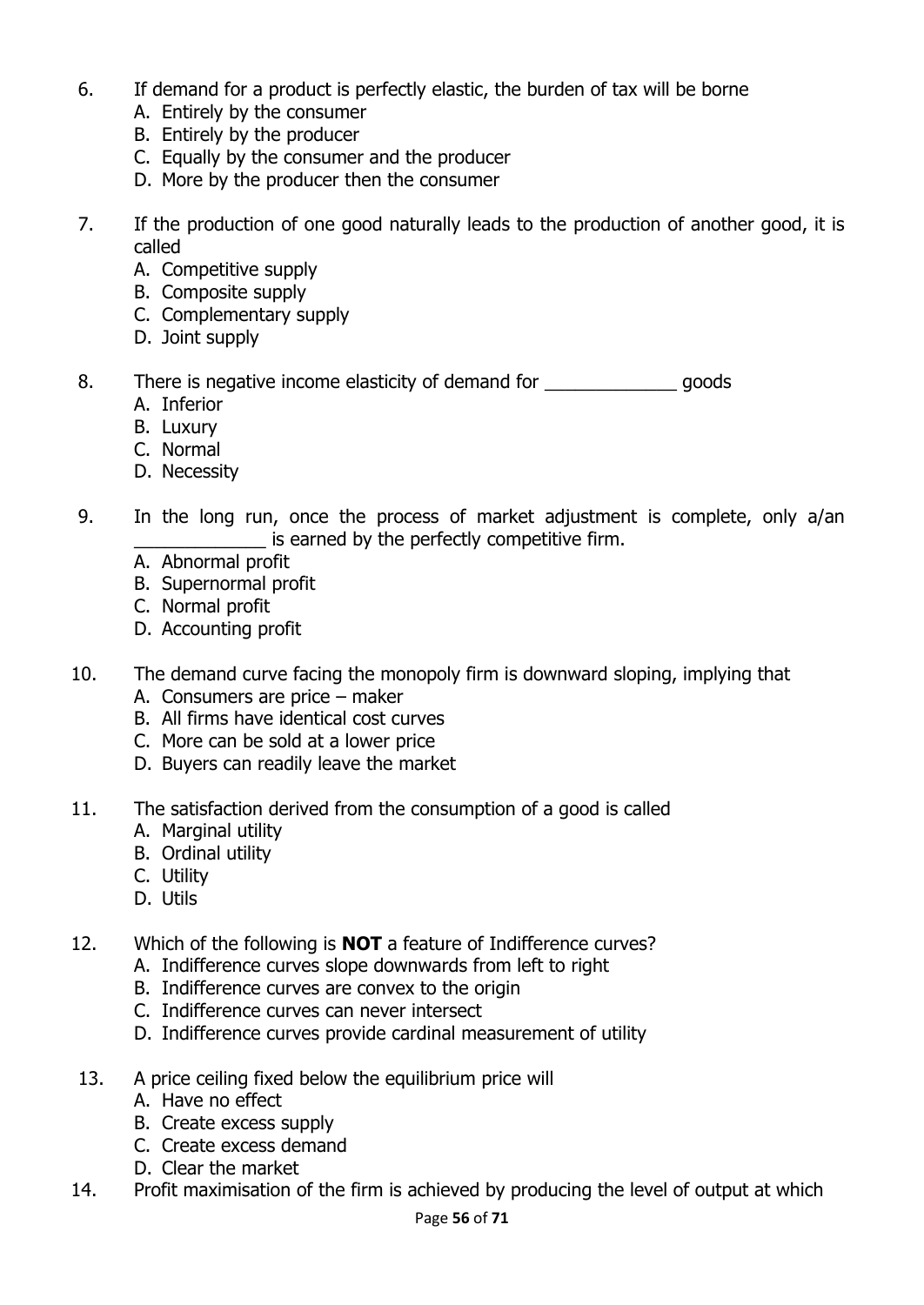6. If demand for a product is perfectly elastic, the burden of tax will be borne
   A. Entirely by the consumer
   B. Entirely by the producer
   C. Equally by the consumer and the producer
   D. More by the producer then the consumer

7. If the production of one good naturally leads to the production of another good, it is called
   A. Competitive supply
   B. Composite supply
   C. Complementary supply
   D. Joint supply

8. There is negative income elasticity of demand for _____________ goods
   A. Inferior
   B. Luxury
   C. Normal
   D. Necessity

9. In the long run, once the process of market adjustment is complete, only a/an _____________ is earned by the perfectly competitive firm.
   A. Abnormal profit
   B. Supernormal profit
   C. Normal profit
   D. Accounting profit

10. The demand curve facing the monopoly firm is downward sloping, implying that
    A. Consumers are price – maker
    B. All firms have identical cost curves
    C. More can be sold at a lower price
    D. Buyers can readily leave the market

11. The satisfaction derived from the consumption of a good is called
    A. Marginal utility
    B. Ordinal utility
    C. Utility
    D. Utils

12. Which of the following is **NOT** a feature of Indifference curves?
    A. Indifference curves slope downwards from left to right
    B. Indifference curves are convex to the origin
    C. Indifference curves can never intersect
    D. Indifference curves provide cardinal measurement of utility

13. A price ceiling fixed below the equilibrium price will
    A. Have no effect
    B. Create excess supply
    C. Create excess demand
    D. Clear the market

14. Profit maximisation of the firm is achieved by producing the level of output at which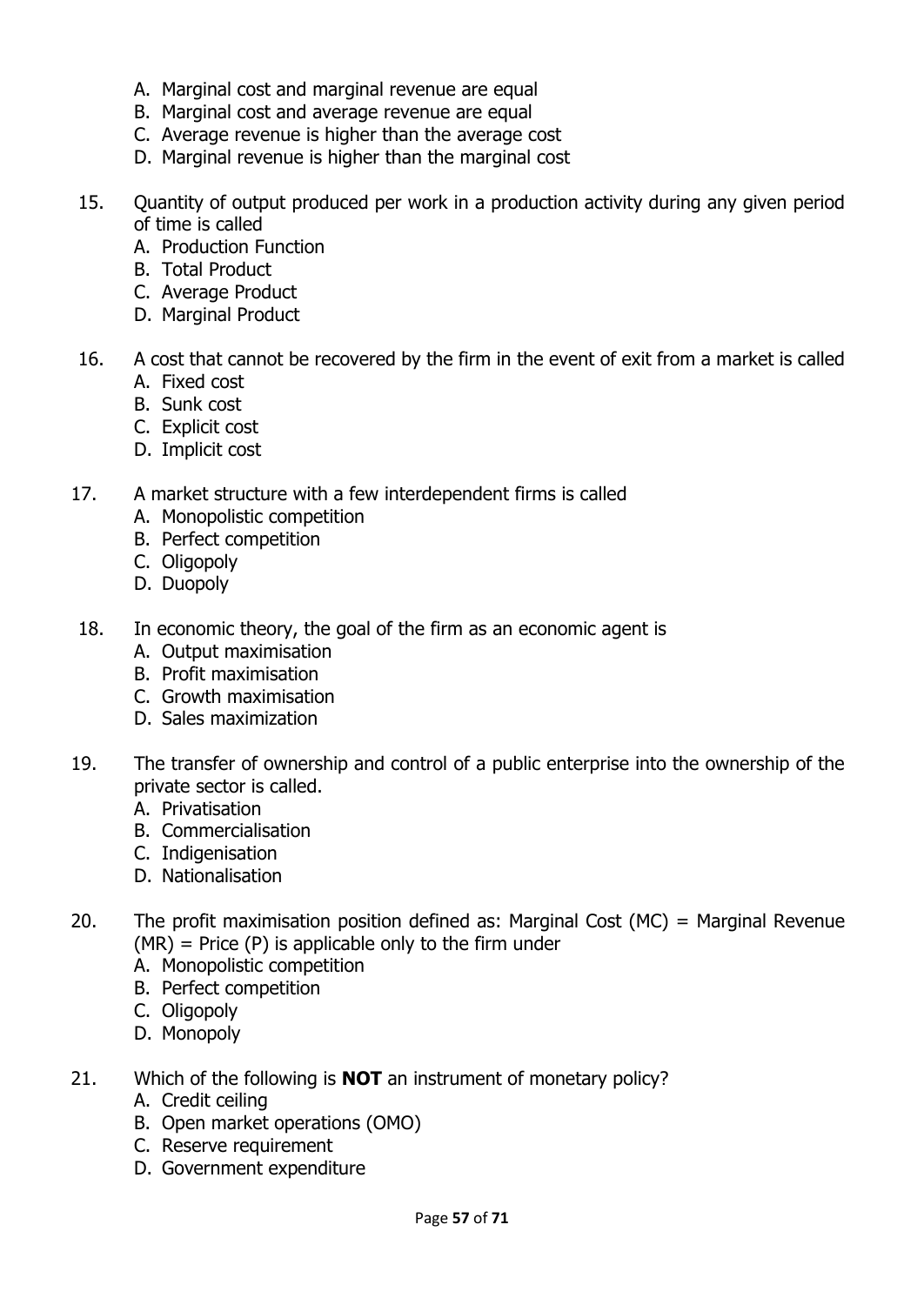A. Marginal cost and marginal revenue are equal
B. Marginal cost and average revenue are equal
C. Average revenue is higher than the average cost
D. Marginal revenue is higher than the marginal cost

15. Quantity of output produced per work in a production activity during any given period of time is called
    A. Production Function
    B. Total Product
    C. Average Product
    D. Marginal Product

16. A cost that cannot be recovered by the firm in the event of exit from a market is called
    A. Fixed cost
    B. Sunk cost
    C. Explicit cost
    D. Implicit cost

17. A market structure with a few interdependent firms is called
    A. Monopolistic competition
    B. Perfect competition
    C. Oligopoly
    D. Duopoly

18. In economic theory, the goal of the firm as an economic agent is
    A. Output maximisation
    B. Profit maximisation
    C. Growth maximisation
    D. Sales maximization

19. The transfer of ownership and control of a public enterprise into the ownership of the private sector is called.
    A. Privatisation
    B. Commercialisation
    C. Indigenisation
    D. Nationalisation

20. The profit maximisation position defined as: Marginal Cost (MC) = Marginal Revenue (MR) = Price (P) is applicable only to the firm under
    A. Monopolistic competition
    B. Perfect competition
    C. Oligopoly
    D. Monopoly

21. Which of the following is **NOT** an instrument of monetary policy?
    A. Credit ceiling
    B. Open market operations (OMO)
    C. Reserve requirement
    D. Government expenditure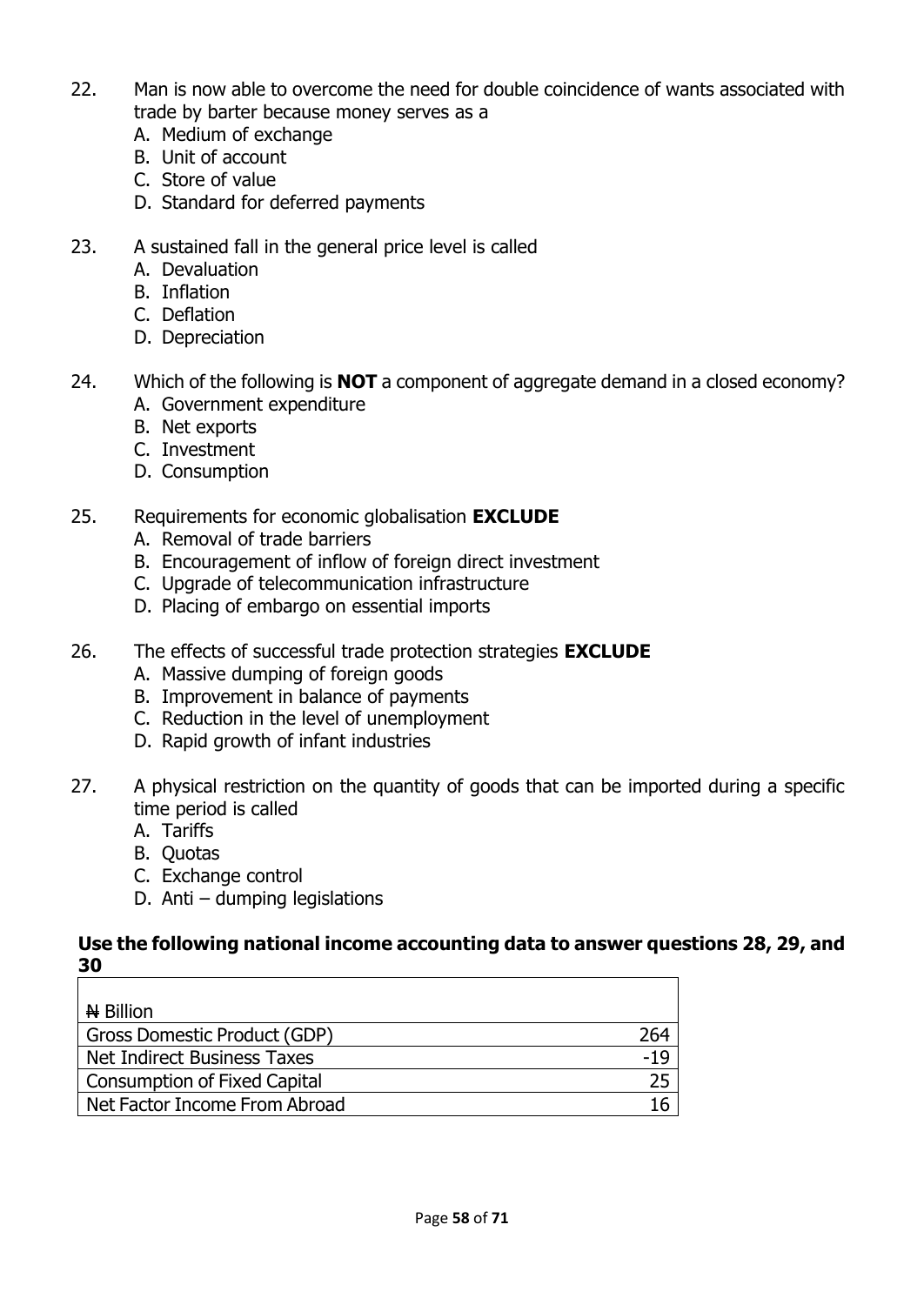22. Man is now able to overcome the need for double coincidence of wants associated with trade by barter because money serves as a
    A. Medium of exchange
    B. Unit of account
    C. Store of value
    D. Standard for deferred payments

23. A sustained fall in the general price level is called
    A. Devaluation
    B. Inflation
    C. Deflation
    D. Depreciation

24. Which of the following is **NOT** a component of aggregate demand in a closed economy?
    A. Government expenditure
    B. Net exports
    C. Investment
    D. Consumption

25. Requirements for economic globalisation **EXCLUDE**
    A. Removal of trade barriers
    B. Encouragement of inflow of foreign direct investment
    C. Upgrade of telecommunication infrastructure
    D. Placing of embargo on essential imports

26. The effects of successful trade protection strategies **EXCLUDE**
    A. Massive dumping of foreign goods
    B. Improvement in balance of payments
    C. Reduction in the level of unemployment
    D. Rapid growth of infant industries

27. A physical restriction on the quantity of goods that can be imported during a specific time period is called
    A. Tariffs
    B. Quotas
    C. Exchange control
    D. Anti – dumping legislations

**Use the following national income accounting data to answer questions 28, 29, and 30**

| ₦ Billion | |
|---|---|
| Gross Domestic Product (GDP) | 264 |
| Net Indirect Business Taxes | -19 |
| Consumption of Fixed Capital | 25 |
| Net Factor Income From Abroad | 16 |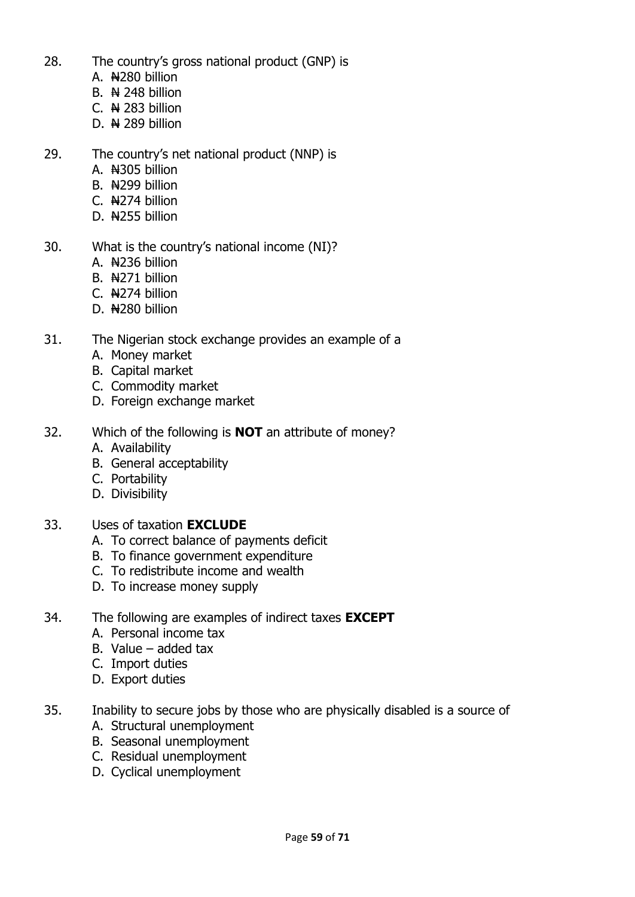28. The country's gross national product (GNP) is
    - A. ₦280 billion
    - B. ₦ 248 billion
    - C. ₦ 283 billion
    - D. ₦ 289 billion

29. The country's net national product (NNP) is
    - A. ₦305 billion
    - B. ₦299 billion
    - C. ₦274 billion
    - D. ₦255 billion

30. What is the country's national income (NI)?
    - A. ₦236 billion
    - B. ₦271 billion
    - C. ₦274 billion
    - D. ₦280 billion

31. The Nigerian stock exchange provides an example of a
    - A. Money market
    - B. Capital market
    - C. Commodity market
    - D. Foreign exchange market

32. Which of the following is **NOT** an attribute of money?
    - A. Availability
    - B. General acceptability
    - C. Portability
    - D. Divisibility

33. Uses of taxation **EXCLUDE**
    - A. To correct balance of payments deficit
    - B. To finance government expenditure
    - C. To redistribute income and wealth
    - D. To increase money supply

34. The following are examples of indirect taxes **EXCEPT**
    - A. Personal income tax
    - B. Value – added tax
    - C. Import duties
    - D. Export duties

35. Inability to secure jobs by those who are physically disabled is a source of
    - A. Structural unemployment
    - B. Seasonal unemployment
    - C. Residual unemployment
    - D. Cyclical unemployment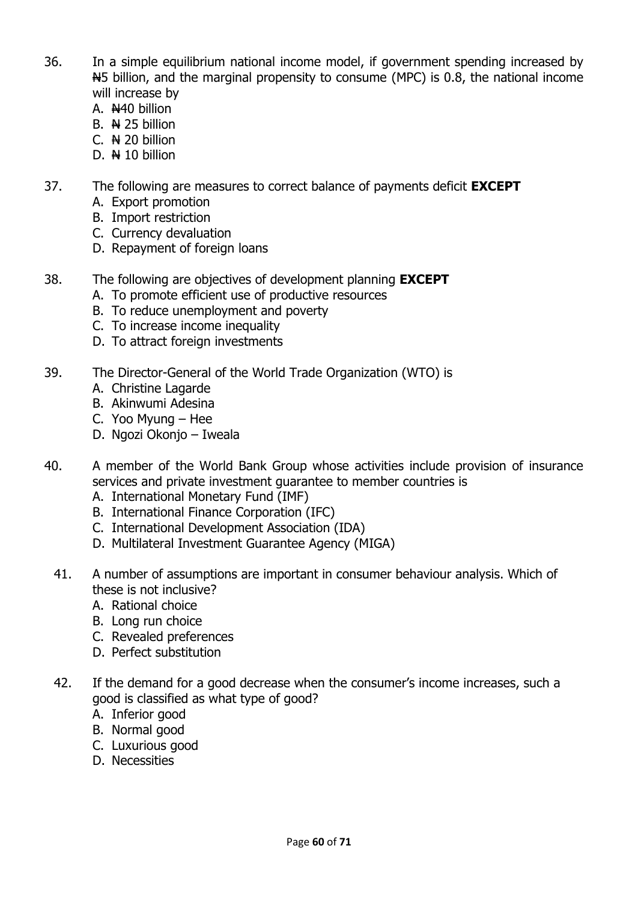36. In a simple equilibrium national income model, if government spending increased by ₦5 billion, and the marginal propensity to consume (MPC) is 0.8, the national income will increase by
    A. ₦40 billion
    B. ₦ 25 billion
    C. ₦ 20 billion
    D. ₦ 10 billion

37. The following are measures to correct balance of payments deficit **EXCEPT**
    A. Export promotion
    B. Import restriction
    C. Currency devaluation
    D. Repayment of foreign loans

38. The following are objectives of development planning **EXCEPT**
    A. To promote efficient use of productive resources
    B. To reduce unemployment and poverty
    C. To increase income inequality
    D. To attract foreign investments

39. The Director-General of the World Trade Organization (WTO) is
    A. Christine Lagarde
    B. Akinwumi Adesina
    C. Yoo Myung – Hee
    D. Ngozi Okonjo – Iweala

40. A member of the World Bank Group whose activities include provision of insurance services and private investment guarantee to member countries is
    A. International Monetary Fund (IMF)
    B. International Finance Corporation (IFC)
    C. International Development Association (IDA)
    D. Multilateral Investment Guarantee Agency (MIGA)

41. A number of assumptions are important in consumer behaviour analysis. Which of these is not inclusive?
    A. Rational choice
    B. Long run choice
    C. Revealed preferences
    D. Perfect substitution

42. If the demand for a good decrease when the consumer's income increases, such a good is classified as what type of good?
    A. Inferior good
    B. Normal good
    C. Luxurious good
    D. Necessities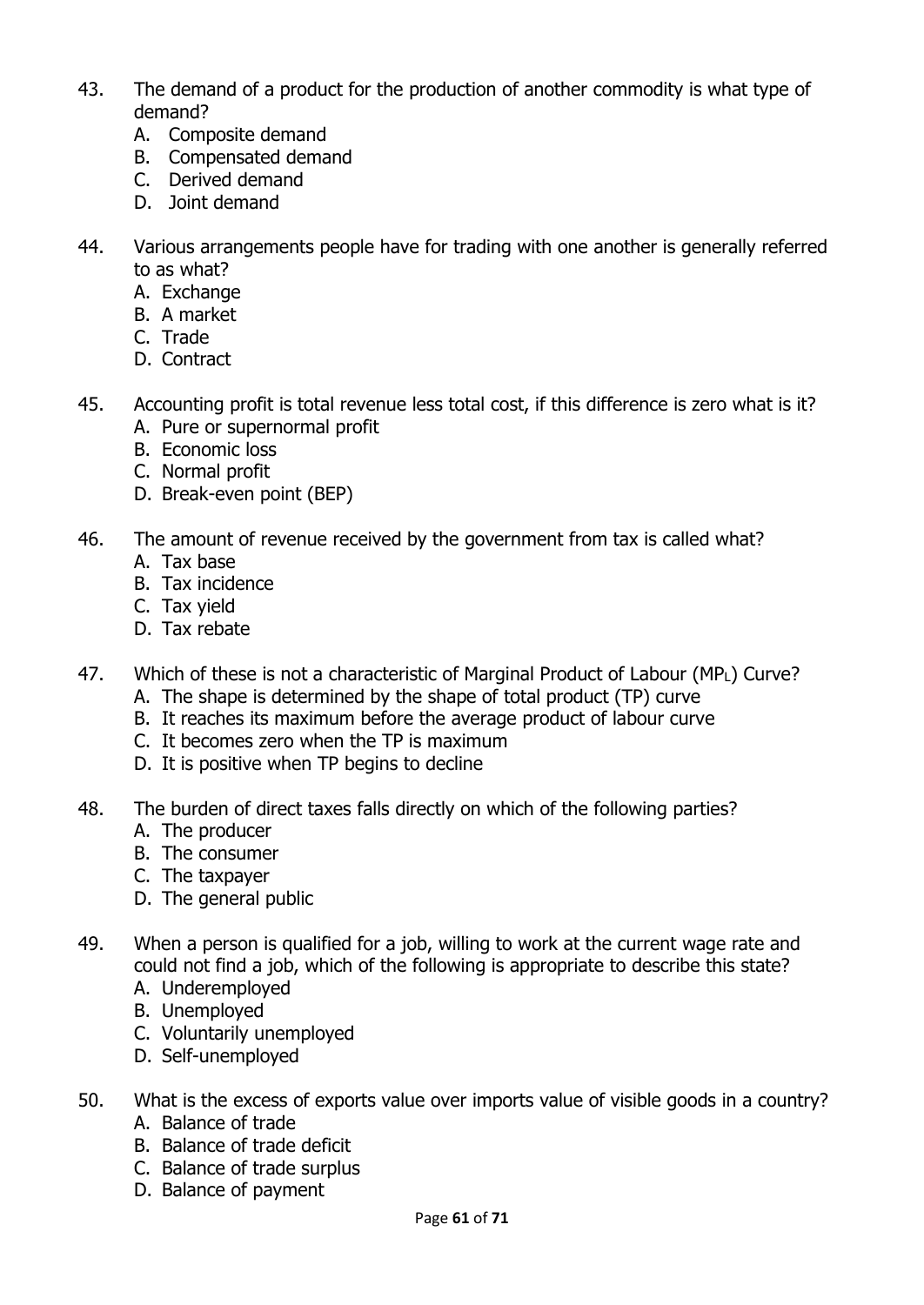43. The demand of a product for the production of another commodity is what type of demand?
    A. Composite demand
    B. Compensated demand
    C. Derived demand
    D. Joint demand

44. Various arrangements people have for trading with one another is generally referred to as what?
    A. Exchange
    B. A market
    C. Trade
    D. Contract

45. Accounting profit is total revenue less total cost, if this difference is zero what is it?
    A. Pure or supernormal profit
    B. Economic loss
    C. Normal profit
    D. Break-even point (BEP)

46. The amount of revenue received by the government from tax is called what?
    A. Tax base
    B. Tax incidence
    C. Tax yield
    D. Tax rebate

47. Which of these is not a characteristic of Marginal Product of Labour ($MP_L$) Curve?
    A. The shape is determined by the shape of total product (TP) curve
    B. It reaches its maximum before the average product of labour curve
    C. It becomes zero when the TP is maximum
    D. It is positive when TP begins to decline

48. The burden of direct taxes falls directly on which of the following parties?
    A. The producer
    B. The consumer
    C. The taxpayer
    D. The general public

49. When a person is qualified for a job, willing to work at the current wage rate and could not find a job, which of the following is appropriate to describe this state?
    A. Underemployed
    B. Unemployed
    C. Voluntarily unemployed
    D. Self-unemployed

50. What is the excess of exports value over imports value of visible goods in a country?
    A. Balance of trade
    B. Balance of trade deficit
    C. Balance of trade surplus
    D. Balance of payment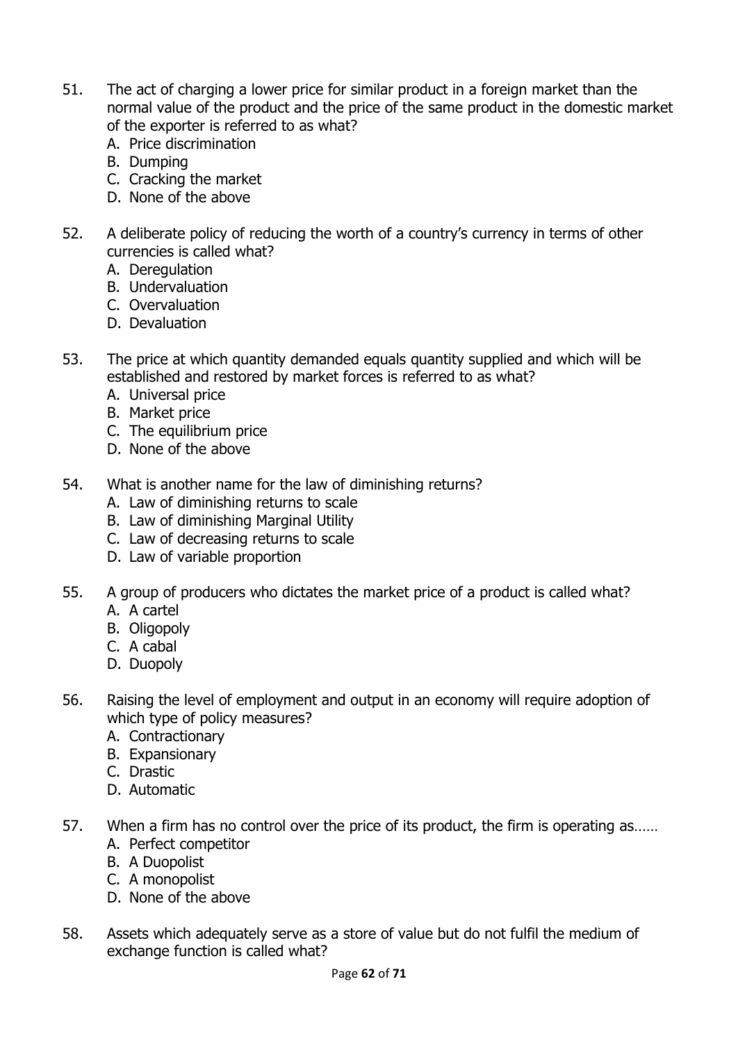51. The act of charging a lower price for similar product in a foreign market than the normal value of the product and the price of the same product in the domestic market of the exporter is referred to as what?
    A. Price discrimination
    B. Dumping
    C. Cracking the market
    D. None of the above

52. A deliberate policy of reducing the worth of a country's currency in terms of other currencies is called what?
    A. Deregulation
    B. Undervaluation
    C. Overvaluation
    D. Devaluation

53. The price at which quantity demanded equals quantity supplied and which will be established and restored by market forces is referred to as what?
    A. Universal price
    B. Market price
    C. The equilibrium price
    D. None of the above

54. What is another name for the law of diminishing returns?
    A. Law of diminishing returns to scale
    B. Law of diminishing Marginal Utility
    C. Law of decreasing returns to scale
    D. Law of variable proportion

55. A group of producers who dictates the market price of a product is called what?
    A. A cartel
    B. Oligopoly
    C. A cabal
    D. Duopoly

56. Raising the level of employment and output in an economy will require adoption of which type of policy measures?
    A. Contractionary
    B. Expansionary
    C. Drastic
    D. Automatic

57. When a firm has no control over the price of its product, the firm is operating as……
    A. Perfect competitor
    B. A Duopolist
    C. A monopolist
    D. None of the above

58. Assets which adequately serve as a store of value but do not fulfil the medium of exchange function is called what?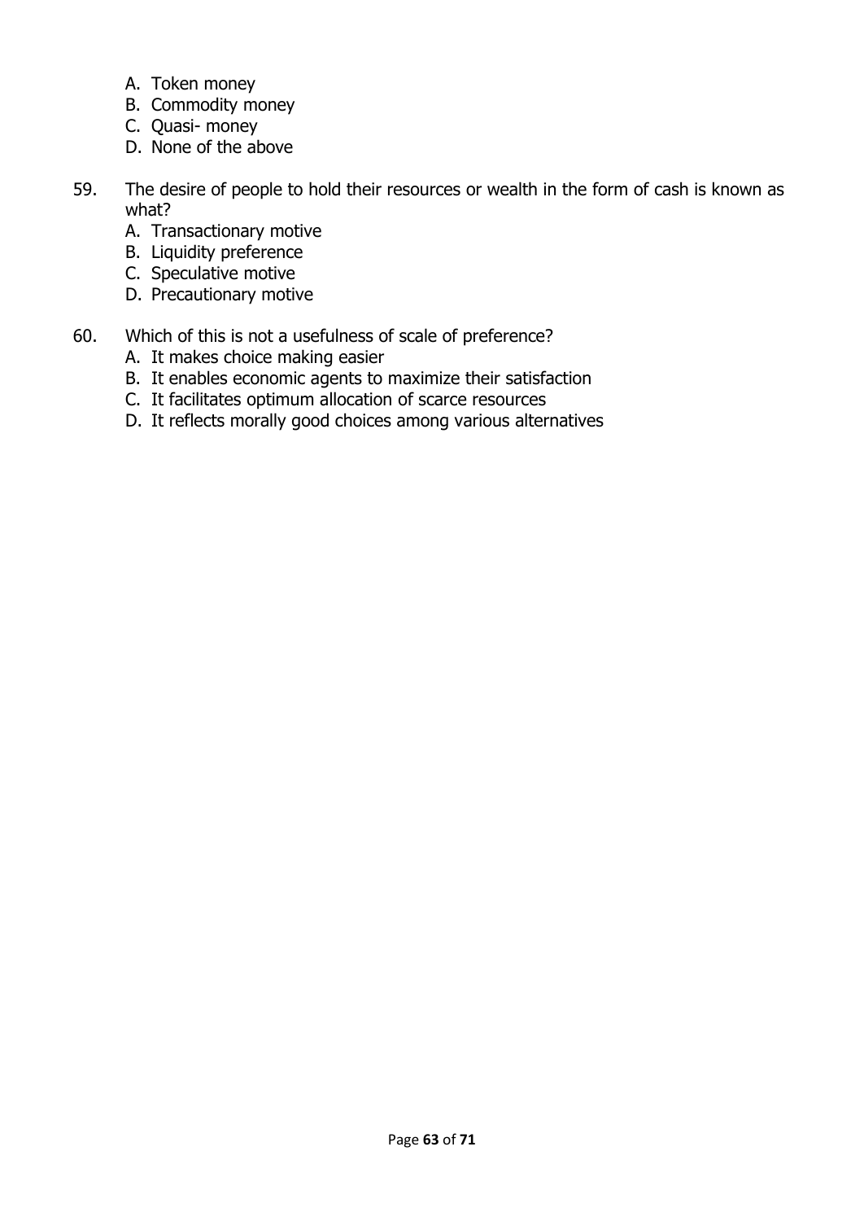A. Token money
B. Commodity money
C. Quasi- money
D. None of the above

59. The desire of people to hold their resources or wealth in the form of cash is known as what?
    A. Transactionary motive
    B. Liquidity preference
    C. Speculative motive
    D. Precautionary motive

60. Which of this is not a usefulness of scale of preference?
    A. It makes choice making easier
    B. It enables economic agents to maximize their satisfaction
    C. It facilitates optimum allocation of scarce resources
    D. It reflects morally good choices among various alternatives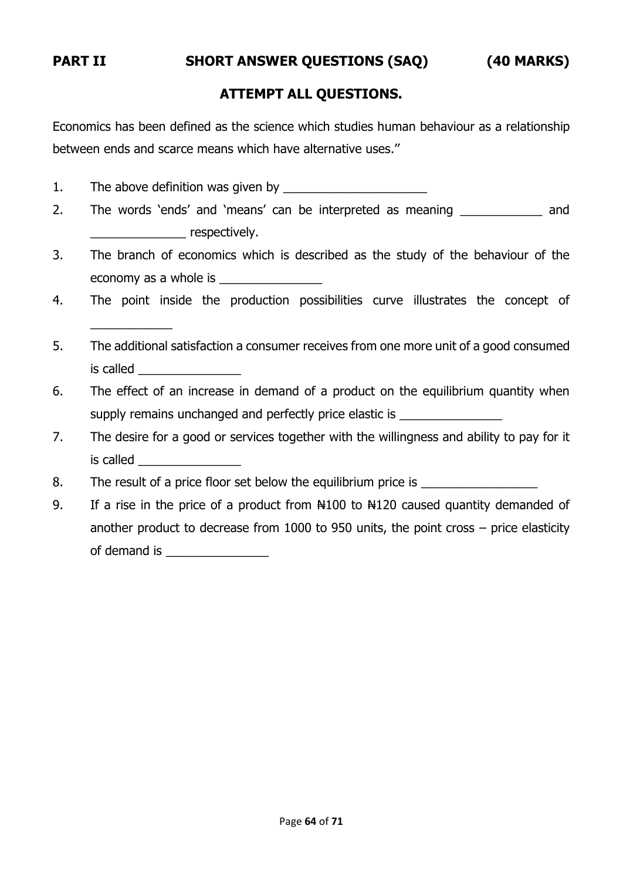## PART II SHORT ANSWER QUESTIONS (SAQ) (40 MARKS)

### ATTEMPT ALL QUESTIONS.

Economics has been defined as the science which studies human behaviour as a relationship between ends and scarce means which have alternative uses."

1. The above definition was given by _____________________
2. The words 'ends' and 'means' can be interpreted as meaning ____________ and ______________ respectively.
3. The branch of economics which is described as the study of the behaviour of the economy as a whole is _______________
4. The point inside the production possibilities curve illustrates the concept of ____________
5. The additional satisfaction a consumer receives from one more unit of a good consumed is called _______________
6. The effect of an increase in demand of a product on the equilibrium quantity when supply remains unchanged and perfectly price elastic is _______________
7. The desire for a good or services together with the willingness and ability to pay for it is called _______________
8. The result of a price floor set below the equilibrium price is _________________
9. If a rise in the price of a product from ₦100 to ₦120 caused quantity demanded of another product to decrease from 1000 to 950 units, the point cross – price elasticity of demand is _______________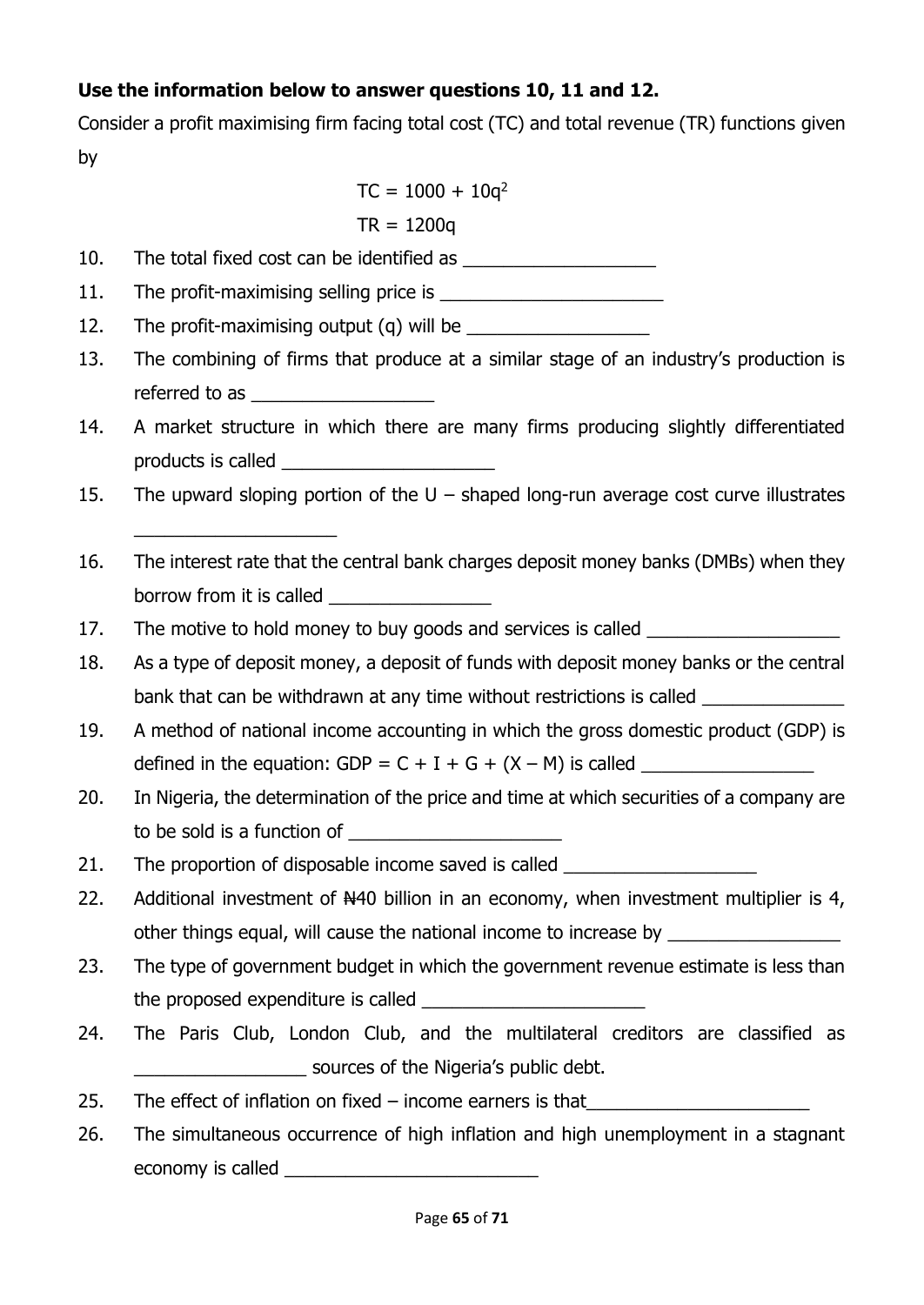**Use the information below to answer questions 10, 11 and 12.**

Consider a profit maximising firm facing total cost (TC) and total revenue (TR) functions given by

$$TC = 1000 + 10q^2$$

$$TR = 1200q$$

10. The total fixed cost can be identified as ___________________
11. The profit-maximising selling price is ______________________
12. The profit-maximising output (q) will be __________________
13. The combining of firms that produce at a similar stage of an industry's production is referred to as __________________
14. A market structure in which there are many firms producing slightly differentiated products is called _____________________
15. The upward sloping portion of the U – shaped long-run average cost curve illustrates ____________________
16. The interest rate that the central bank charges deposit money banks (DMBs) when they borrow from it is called ________________
17. The motive to hold money to buy goods and services is called ___________________
18. As a type of deposit money, a deposit of funds with deposit money banks or the central bank that can be withdrawn at any time without restrictions is called ______________
19. A method of national income accounting in which the gross domestic product (GDP) is defined in the equation: GDP = C + I + G + (X – M) is called _________________
20. In Nigeria, the determination of the price and time at which securities of a company are to be sold is a function of _____________________
21. The proportion of disposable income saved is called ___________________
22. Additional investment of ₦40 billion in an economy, when investment multiplier is 4, other things equal, will cause the national income to increase by _________________
23. The type of government budget in which the government revenue estimate is less than the proposed expenditure is called ______________________
24. The Paris Club, London Club, and the multilateral creditors are classified as _________________ sources of the Nigeria's public debt.
25. The effect of inflation on fixed – income earners is that______________________
26. The simultaneous occurrence of high inflation and high unemployment in a stagnant economy is called _________________________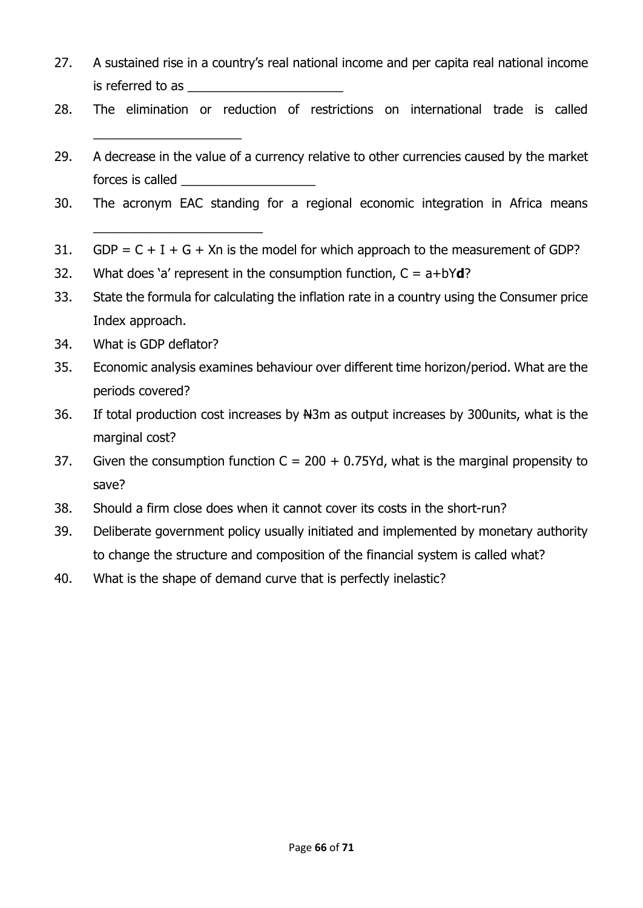27. A sustained rise in a country's real national income and per capita real national income is referred to as ______________________

28. The elimination or reduction of restrictions on international trade is called _____________________

29. A decrease in the value of a currency relative to other currencies caused by the market forces is called ___________________

30. The acronym EAC standing for a regional economic integration in Africa means ________________________

31. $GDP = C + I + G + Xn$ is the model for which approach to the measurement of GDP?

32. What does 'a' represent in the consumption function, $C = a+bY\mathbf{d}$?

33. State the formula for calculating the inflation rate in a country using the Consumer price Index approach.

34. What is GDP deflator?

35. Economic analysis examines behaviour over different time horizon/period. What are the periods covered?

36. If total production cost increases by ₦3m as output increases by 300units, what is the marginal cost?

37. Given the consumption function $C = 200 + 0.75Yd$, what is the marginal propensity to save?

38. Should a firm close does when it cannot cover its costs in the short-run?

39. Deliberate government policy usually initiated and implemented by monetary authority to change the structure and composition of the financial system is called what?

40. What is the shape of demand curve that is perfectly inelastic?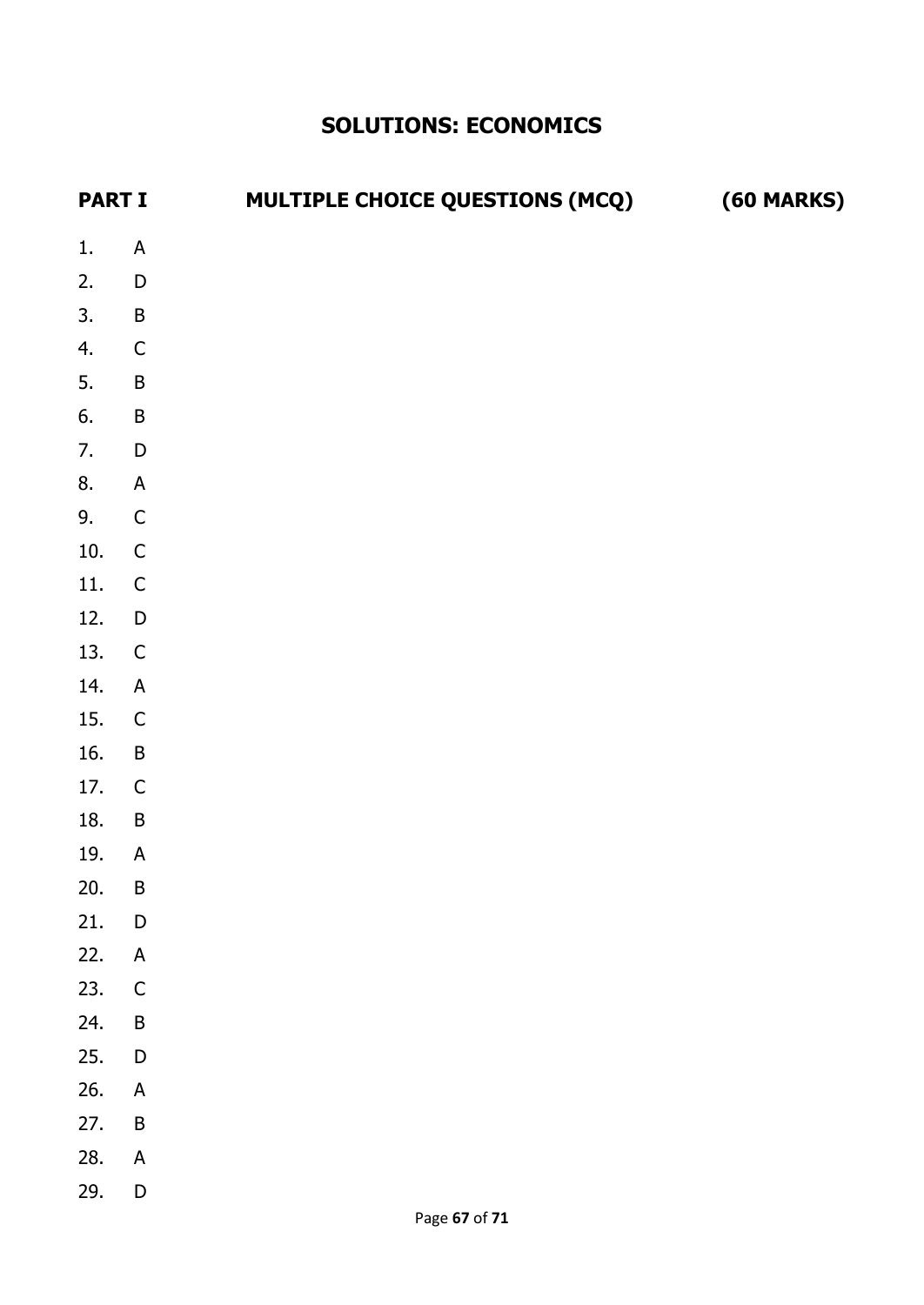# SOLUTIONS: ECONOMICS

## PART I MULTIPLE CHOICE QUESTIONS (MCQ) (60 MARKS)

1. A
2. D
3. B
4. C
5. B
6. B
7. D
8. A
9. C
10. C
11. C
12. D
13. C
14. A
15. C
16. B
17. C
18. B
19. A
20. B
21. D
22. A
23. C
24. B
25. D
26. A
27. B
28. A
29. D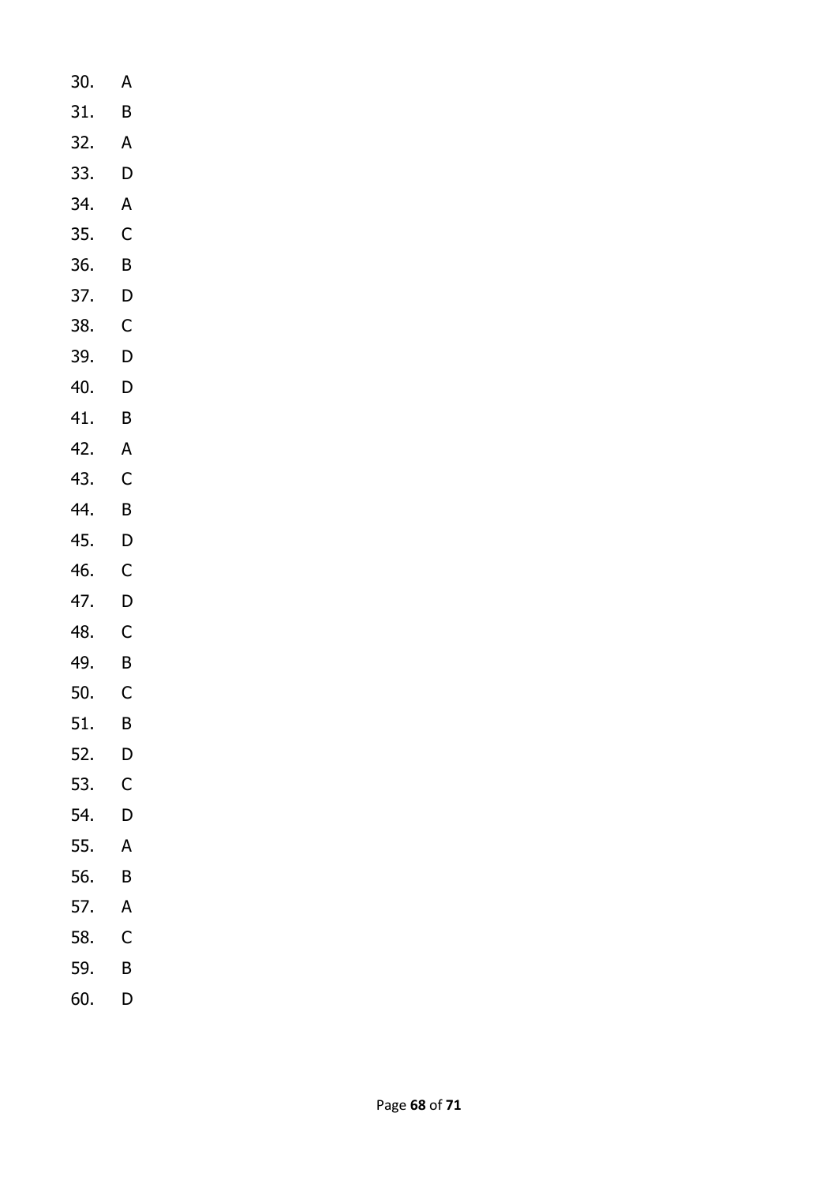30. A
31. B
32. A
33. D
34. A
35. C
36. B
37. D
38. C
39. D
40. D
41. B
42. A
43. C
44. B
45. D
46. C
47. D
48. C
49. B
50. C
51. B
52. D
53. C
54. D
55. A
56. B
57. A
58. C
59. B
60. D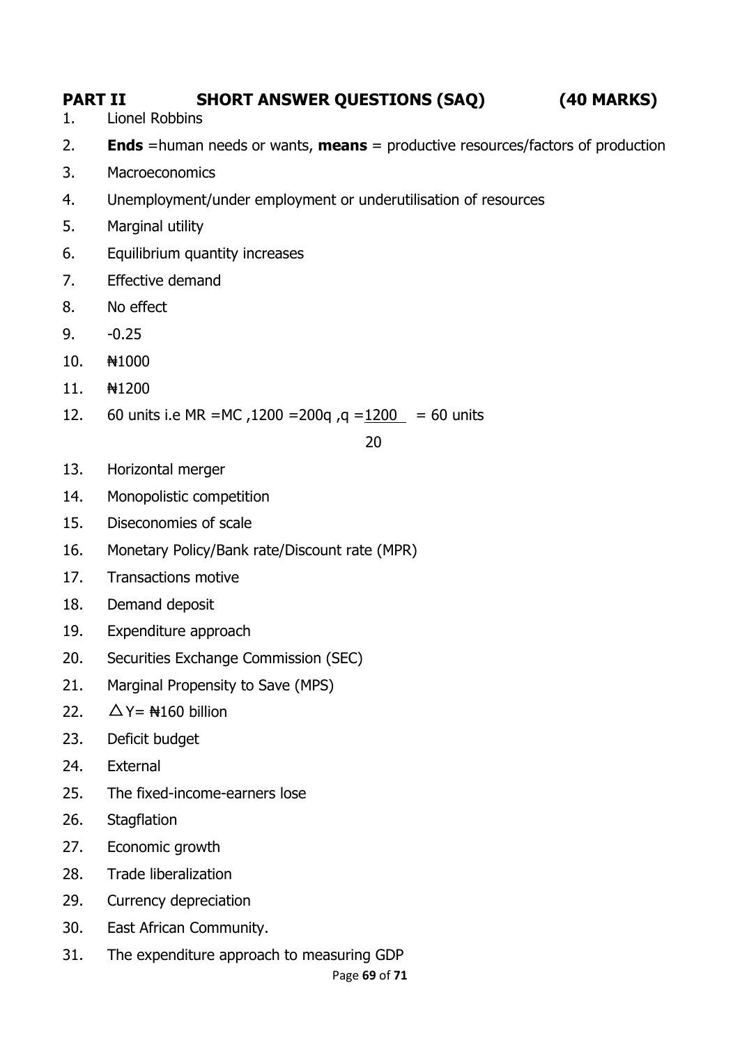## PART II SHORT ANSWER QUESTIONS (SAQ) (40 MARKS)

1. Lionel Robbins
2. **Ends** =human needs or wants, **means** = productive resources/factors of production
3. Macroeconomics
4. Unemployment/under employment or underutilisation of resources
5. Marginal utility
6. Equilibrium quantity increases
7. Effective demand
8. No effect
9. -0.25
10. ₦1000
11. ₦1200
12. 60 units i.e MR =MC ,1200 =200q ,q $= \frac{1200}{20}$ = 60 units
13. Horizontal merger
14. Monopolistic competition
15. Diseconomies of scale
16. Monetary Policy/Bank rate/Discount rate (MPR)
17. Transactions motive
18. Demand deposit
19. Expenditure approach
20. Securities Exchange Commission (SEC)
21. Marginal Propensity to Save (MPS)
22. $\triangle$Y= ₦160 billion
23. Deficit budget
24. External
25. The fixed-income-earners lose
26. Stagflation
27. Economic growth
28. Trade liberalization
29. Currency depreciation
30. East African Community.
31. The expenditure approach to measuring GDP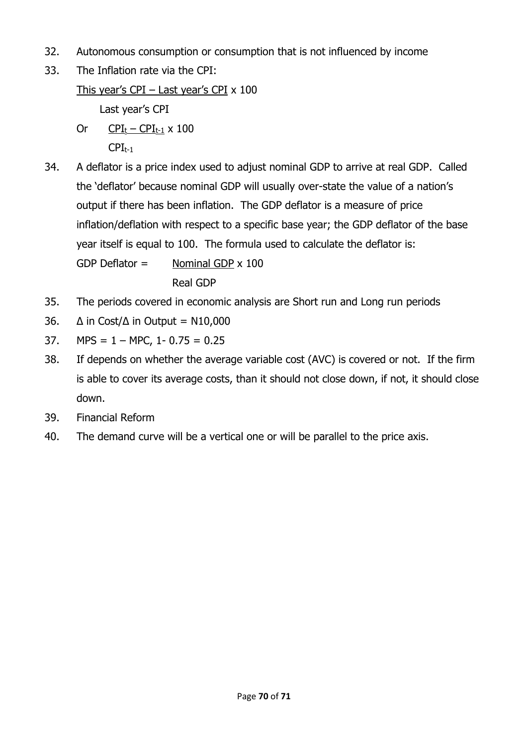32. Autonomous consumption or consumption that is not influenced by income
33. The Inflation rate via the CPI:

    $$\frac{\text{This year's CPI} - \text{Last year's CPI}}{\text{Last year's CPI}} \times 100$$

    Or $$\frac{CPI_t - CPI_{t-1}}{CPI_{t-1}} \times 100$$

34. A deflator is a price index used to adjust nominal GDP to arrive at real GDP. Called the 'deflator' because nominal GDP will usually over-state the value of a nation's output if there has been inflation. The GDP deflator is a measure of price inflation/deflation with respect to a specific base year; the GDP deflator of the base year itself is equal to 100. The formula used to calculate the deflator is:

    $$\text{GDP Deflator} = \frac{\text{Nominal GDP}}{\text{Real GDP}} \times 100$$

35. The periods covered in economic analysis are Short run and Long run periods
36. Δ in Cost/Δ in Output = N10,000
37. MPS = 1 – MPC, 1- 0.75 = 0.25
38. If depends on whether the average variable cost (AVC) is covered or not. If the firm is able to cover its average costs, than it should not close down, if not, it should close down.
39. Financial Reform
40. The demand curve will be a vertical one or will be parallel to the price axis.